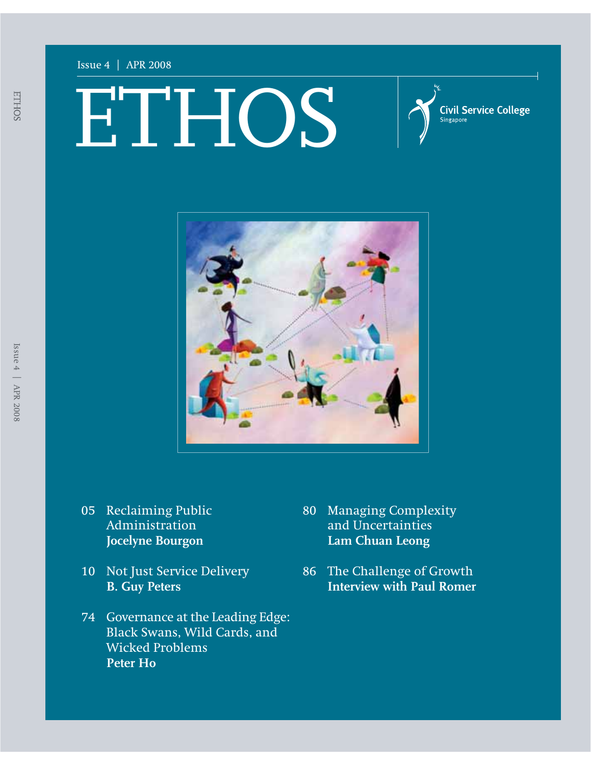Issue 4 | APR 2008

# ETHOS

Civil Service College
Singapore

05 Reclaiming Public Administration
**Jocelyne Bourgon**

10 Not Just Service Delivery
**B. Guy Peters**

74 Governance at the Leading Edge: Black Swans, Wild Cards, and Wicked Problems
**Peter Ho**

80 Managing Complexity and Uncertainties
**Lam Chuan Leong**

86 The Challenge of Growth
**Interview with Paul Romer**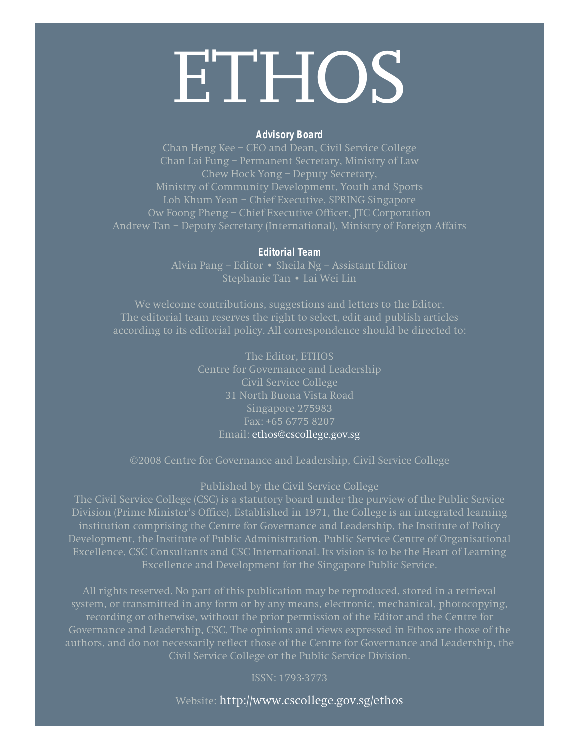# ETHOS

**Advisory Board**

Chan Heng Kee – CEO and Dean, Civil Service College
Chan Lai Fung – Permanent Secretary, Ministry of Law
Chew Hock Yong – Deputy Secretary,
Ministry of Community Development, Youth and Sports
Loh Khum Yean – Chief Executive, SPRING Singapore
Ow Foong Pheng – Chief Executive Officer, JTC Corporation
Andrew Tan – Deputy Secretary (International), Ministry of Foreign Affairs

**Editorial Team**

Alvin Pang – Editor • Sheila Ng – Assistant Editor
Stephanie Tan • Lai Wei Lin

We welcome contributions, suggestions and letters to the Editor. The editorial team reserves the right to select, edit and publish articles according to its editorial policy. All correspondence should be directed to:

The Editor, ETHOS
Centre for Governance and Leadership
Civil Service College
31 North Buona Vista Road
Singapore 275983
Fax: +65 6775 8207
Email: ethos@cscollege.gov.sg

©2008 Centre for Governance and Leadership, Civil Service College

Published by the Civil Service College
The Civil Service College (CSC) is a statutory board under the purview of the Public Service Division (Prime Minister's Office). Established in 1971, the College is an integrated learning institution comprising the Centre for Governance and Leadership, the Institute of Policy Development, the Institute of Public Administration, Public Service Centre of Organisational Excellence, CSC Consultants and CSC International. Its vision is to be the Heart of Learning Excellence and Development for the Singapore Public Service.

All rights reserved. No part of this publication may be reproduced, stored in a retrieval system, or transmitted in any form or by any means, electronic, mechanical, photocopying, recording or otherwise, without the prior permission of the Editor and the Centre for Governance and Leadership, CSC. The opinions and views expressed in Ethos are those of the authors, and do not necessarily reflect those of the Centre for Governance and Leadership, the Civil Service College or the Public Service Division.

ISSN: 1793-3773

Website: http://www.cscollege.gov.sg/ethos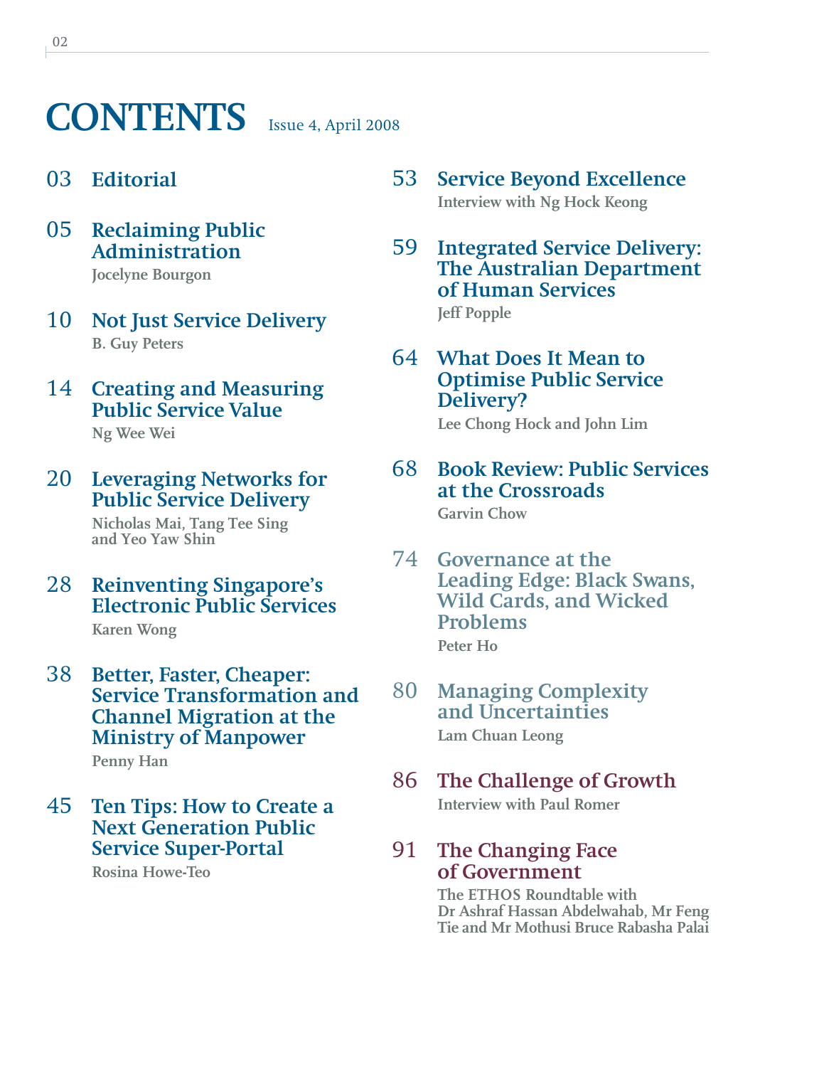# CONTENTS

Issue 4, April 2008

03 **Editorial**

05 **Reclaiming Public Administration**
Jocelyne Bourgon

10 **Not Just Service Delivery**
B. Guy Peters

14 **Creating and Measuring Public Service Value**
Ng Wee Wei

20 **Leveraging Networks for Public Service Delivery**
Nicholas Mai, Tang Tee Sing and Yeo Yaw Shin

28 **Reinventing Singapore's Electronic Public Services**
Karen Wong

38 **Better, Faster, Cheaper: Service Transformation and Channel Migration at the Ministry of Manpower**
Penny Han

45 **Ten Tips: How to Create a Next Generation Public Service Super-Portal**
Rosina Howe-Teo

53 **Service Beyond Excellence**
Interview with Ng Hock Keong

59 **Integrated Service Delivery: The Australian Department of Human Services**
Jeff Popple

64 **What Does It Mean to Optimise Public Service Delivery?**
Lee Chong Hock and John Lim

68 **Book Review: Public Services at the Crossroads**
Garvin Chow

74 **Governance at the Leading Edge: Black Swans, Wild Cards, and Wicked Problems**
Peter Ho

80 **Managing Complexity and Uncertainties**
Lam Chuan Leong

86 **The Challenge of Growth**
Interview with Paul Romer

91 **The Changing Face of Government**
The ETHOS Roundtable with Dr Ashraf Hassan Abdelwahab, Mr Feng Tie and Mr Mothusi Bruce Rabasha Palai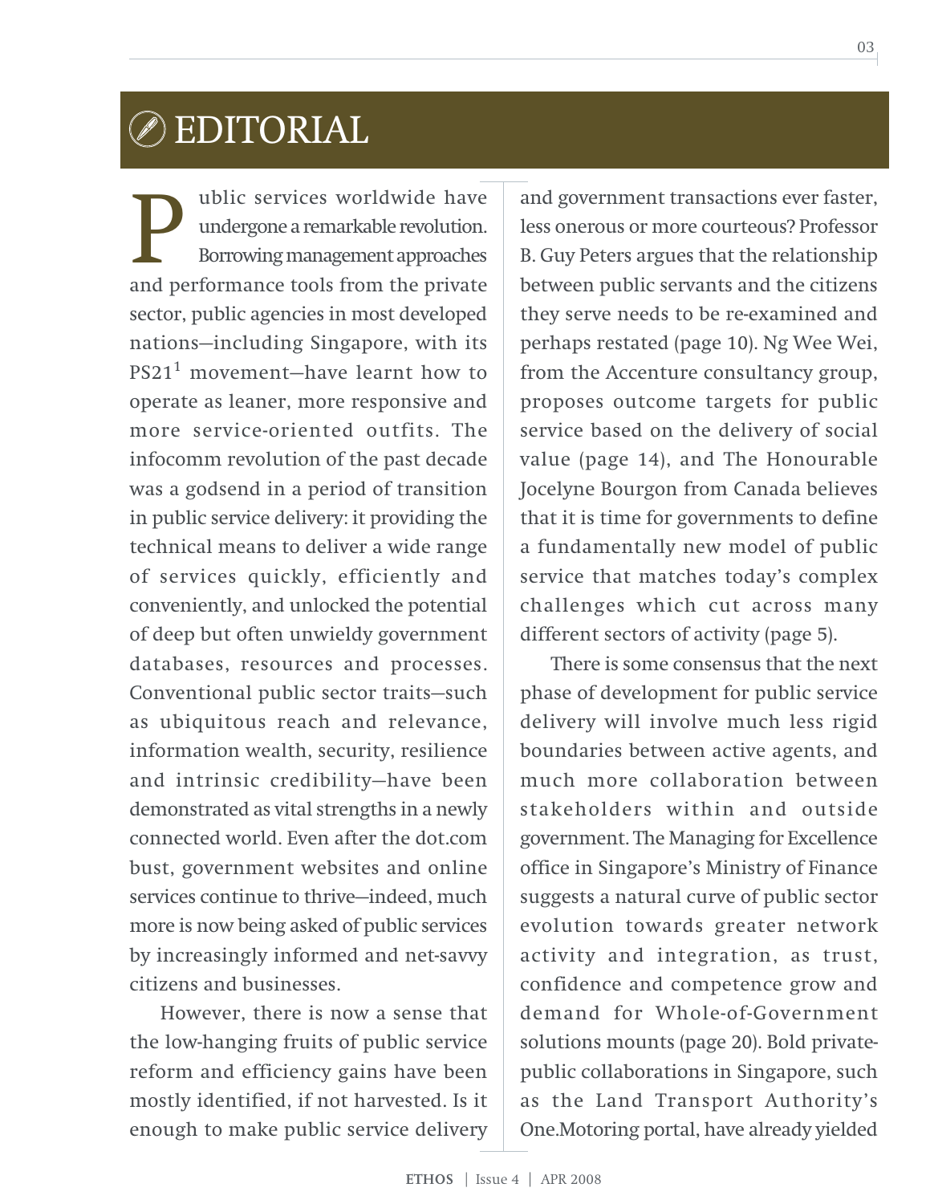# EDITORIAL

Public services worldwide have undergone a remarkable revolution. Borrowing management approaches and performance tools from the private sector, public agencies in most developed nations—including Singapore, with its PS21[1] movement—have learnt how to operate as leaner, more responsive and more service-oriented outfits. The infocomm revolution of the past decade was a godsend in a period of transition in public service delivery: it providing the technical means to deliver a wide range of services quickly, efficiently and conveniently, and unlocked the potential of deep but often unwieldy government databases, resources and processes. Conventional public sector traits—such as ubiquitous reach and relevance, information wealth, security, resilience and intrinsic credibility—have been demonstrated as vital strengths in a newly connected world. Even after the dot.com bust, government websites and online services continue to thrive—indeed, much more is now being asked of public services by increasingly informed and net-savvy citizens and businesses.

However, there is now a sense that the low-hanging fruits of public service reform and efficiency gains have been mostly identified, if not harvested. Is it enough to make public service delivery and government transactions ever faster, less onerous or more courteous? Professor B. Guy Peters argues that the relationship between public servants and the citizens they serve needs to be re-examined and perhaps restated (page 10). Ng Wee Wei, from the Accenture consultancy group, proposes outcome targets for public service based on the delivery of social value (page 14), and The Honourable Jocelyne Bourgon from Canada believes that it is time for governments to define a fundamentally new model of public service that matches today's complex challenges which cut across many different sectors of activity (page 5).

There is some consensus that the next phase of development for public service delivery will involve much less rigid boundaries between active agents, and much more collaboration between stakeholders within and outside government. The Managing for Excellence office in Singapore's Ministry of Finance suggests a natural curve of public sector evolution towards greater network activity and integration, as trust, confidence and competence grow and demand for Whole-of-Government solutions mounts (page 20). Bold private-public collaborations in Singapore, such as the Land Transport Authority's One.Motoring portal, have already yielded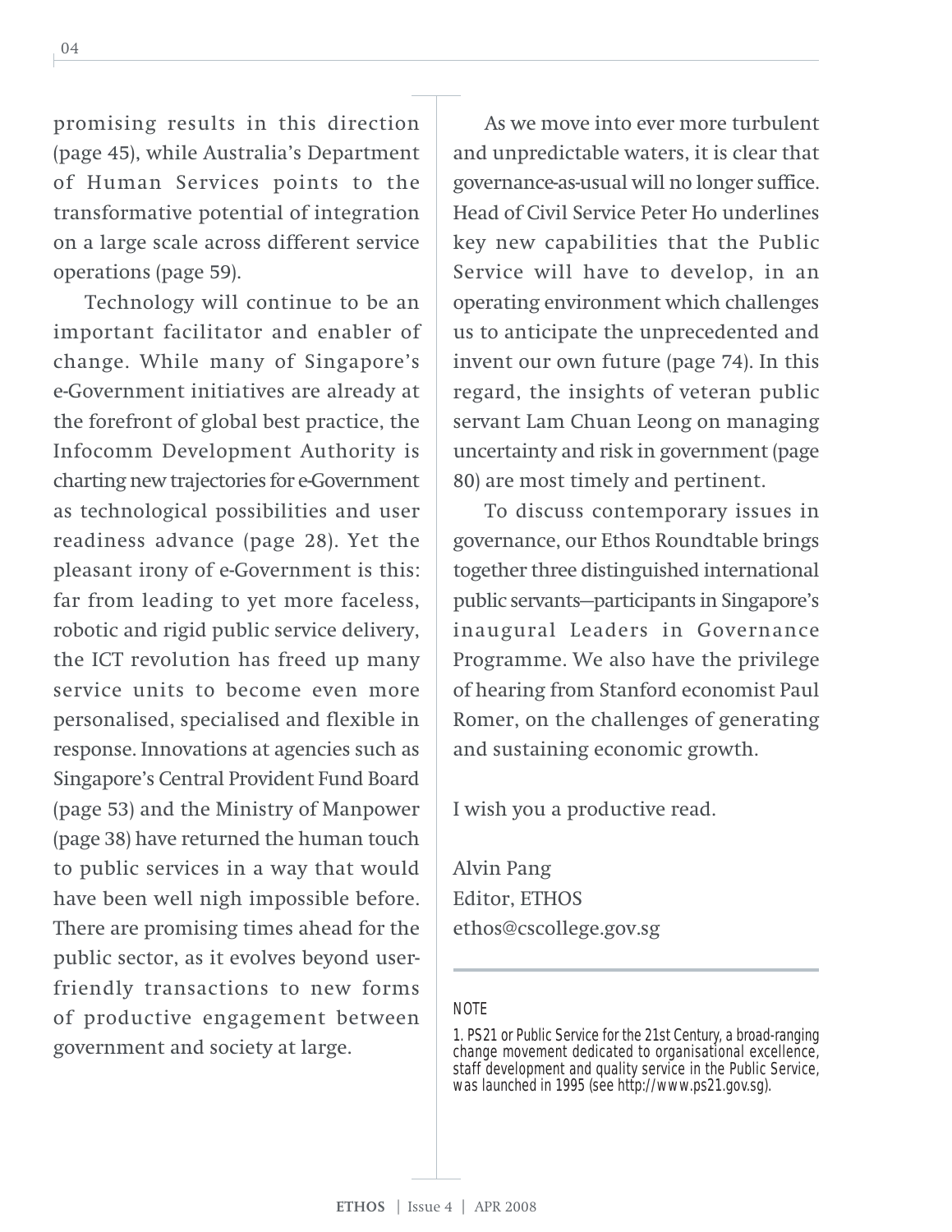promising results in this direction (page 45), while Australia's Department of Human Services points to the transformative potential of integration on a large scale across different service operations (page 59).

Technology will continue to be an important facilitator and enabler of change. While many of Singapore's e-Government initiatives are already at the forefront of global best practice, the Infocomm Development Authority is charting new trajectories for e-Government as technological possibilities and user readiness advance (page 28). Yet the pleasant irony of e-Government is this: far from leading to yet more faceless, robotic and rigid public service delivery, the ICT revolution has freed up many service units to become even more personalised, specialised and flexible in response. Innovations at agencies such as Singapore's Central Provident Fund Board (page 53) and the Ministry of Manpower (page 38) have returned the human touch to public services in a way that would have been well nigh impossible before. There are promising times ahead for the public sector, as it evolves beyond user-friendly transactions to new forms of productive engagement between government and society at large.

As we move into ever more turbulent and unpredictable waters, it is clear that governance-as-usual will no longer suffice. Head of Civil Service Peter Ho underlines key new capabilities that the Public Service will have to develop, in an operating environment which challenges us to anticipate the unprecedented and invent our own future (page 74). In this regard, the insights of veteran public servant Lam Chuan Leong on managing uncertainty and risk in government (page 80) are most timely and pertinent.

To discuss contemporary issues in governance, our Ethos Roundtable brings together three distinguished international public servants—participants in Singapore's inaugural Leaders in Governance Programme. We also have the privilege of hearing from Stanford economist Paul Romer, on the challenges of generating and sustaining economic growth.

I wish you a productive read.

Alvin Pang
Editor, ETHOS
ethos@cscollege.gov.sg

---

NOTE

1. PS21 or Public Service for the 21st Century, a broad-ranging change movement dedicated to organisational excellence, staff development and quality service in the Public Service, was launched in 1995 (see http://www.ps21.gov.sg).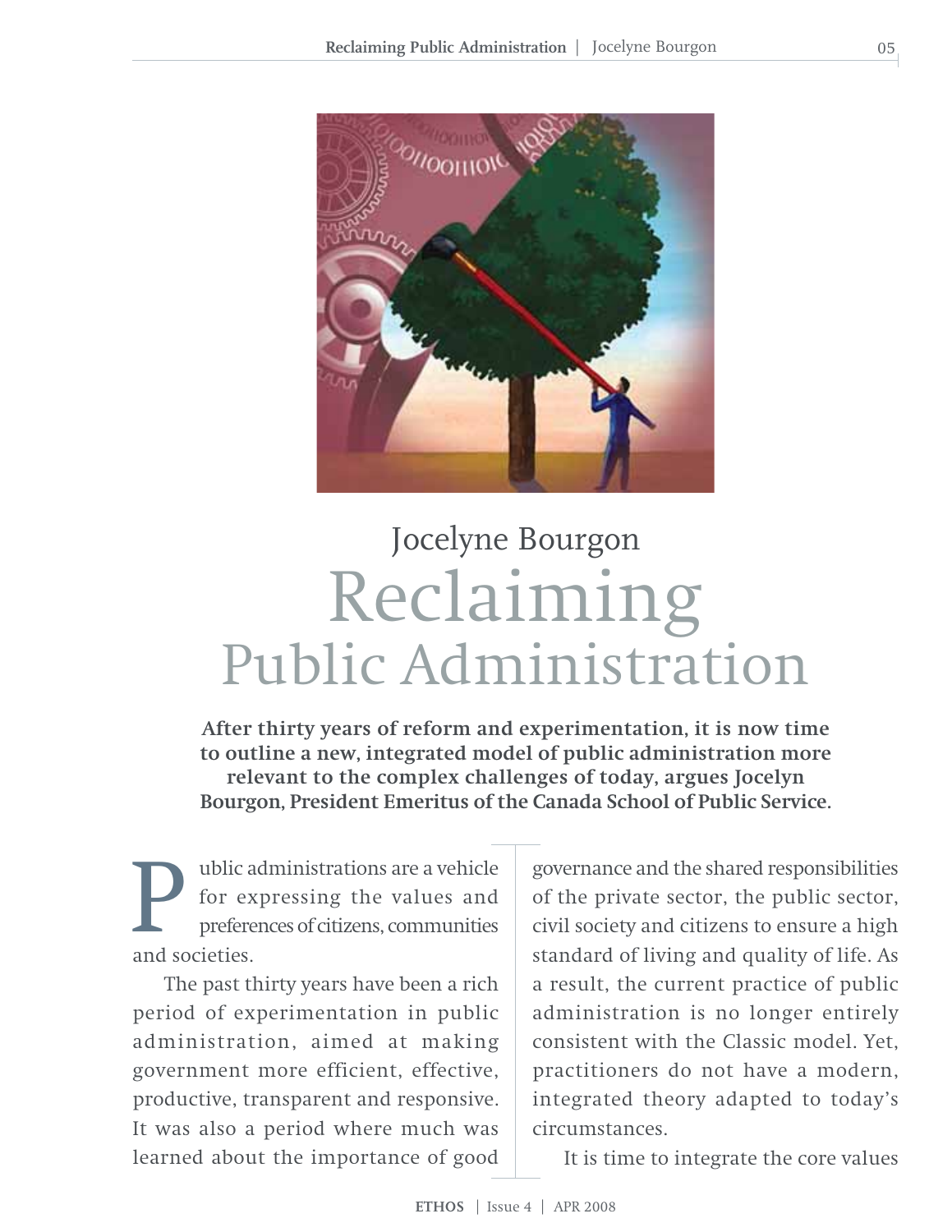Jocelyne Bourgon

# Reclaiming Public Administration

**After thirty years of reform and experimentation, it is now time to outline a new, integrated model of public administration more relevant to the complex challenges of today, argues Jocelyn Bourgon, President Emeritus of the Canada School of Public Service.**

Public administrations are a vehicle for expressing the values and preferences of citizens, communities and societies.

The past thirty years have been a rich period of experimentation in public administration, aimed at making government more efficient, effective, productive, transparent and responsive. It was also a period where much was learned about the importance of good governance and the shared responsibilities of the private sector, the public sector, civil society and citizens to ensure a high standard of living and quality of life. As a result, the current practice of public administration is no longer entirely consistent with the Classic model. Yet, practitioners do not have a modern, integrated theory adapted to today's circumstances.

It is time to integrate the core values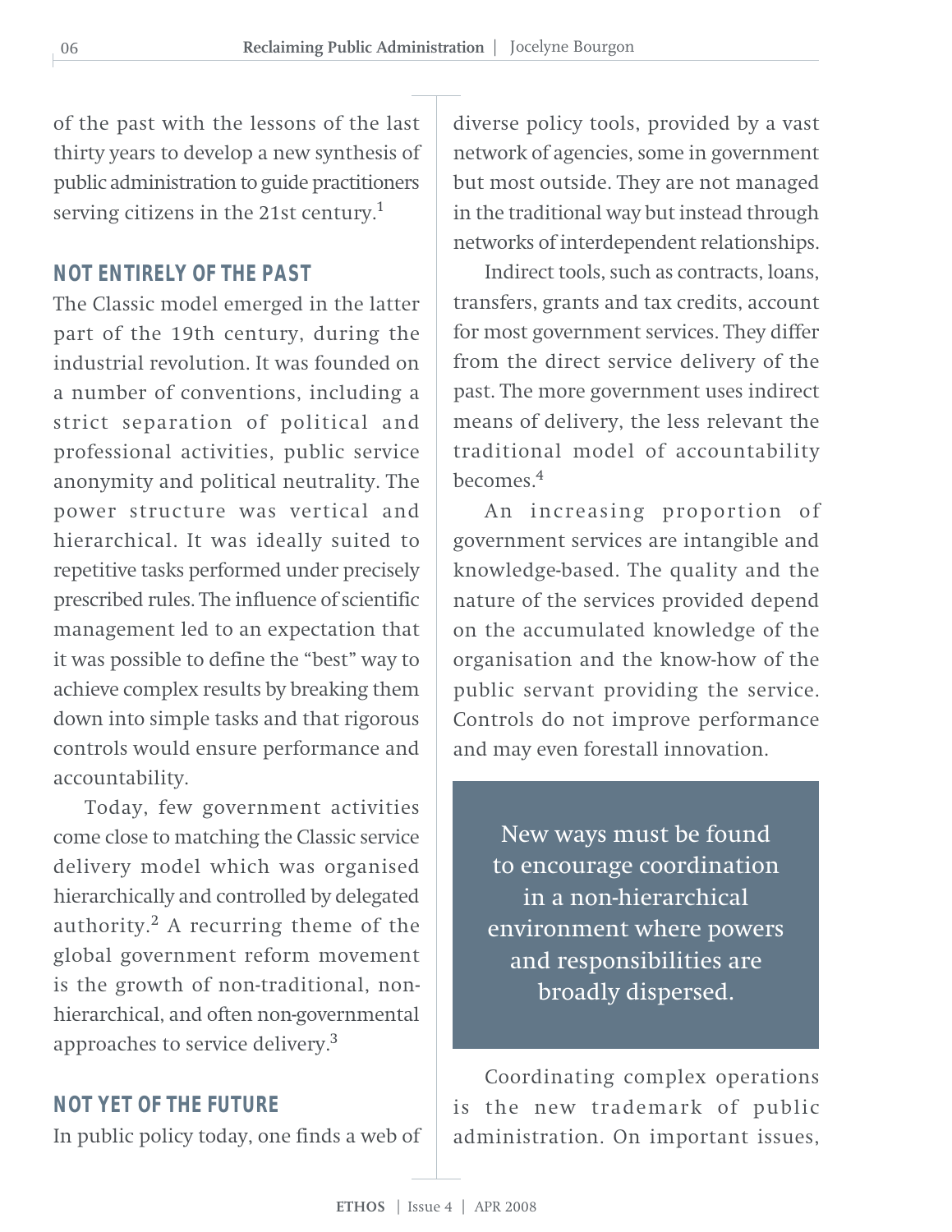of the past with the lessons of the last thirty years to develop a new synthesis of public administration to guide practitioners serving citizens in the 21st century.[1]

## NOT ENTIRELY OF THE PAST

The Classic model emerged in the latter part of the 19th century, during the industrial revolution. It was founded on a number of conventions, including a strict separation of political and professional activities, public service anonymity and political neutrality. The power structure was vertical and hierarchical. It was ideally suited to repetitive tasks performed under precisely prescribed rules. The influence of scientific management led to an expectation that it was possible to define the "best" way to achieve complex results by breaking them down into simple tasks and that rigorous controls would ensure performance and accountability.

Today, few government activities come close to matching the Classic service delivery model which was organised hierarchically and controlled by delegated authority.[2] A recurring theme of the global government reform movement is the growth of non-traditional, non-hierarchical, and often non-governmental approaches to service delivery.[3]

## NOT YET OF THE FUTURE

In public policy today, one finds a web of diverse policy tools, provided by a vast network of agencies, some in government but most outside. They are not managed in the traditional way but instead through networks of interdependent relationships.

Indirect tools, such as contracts, loans, transfers, grants and tax credits, account for most government services. They differ from the direct service delivery of the past. The more government uses indirect means of delivery, the less relevant the traditional model of accountability becomes.[4]

An increasing proportion of government services are intangible and knowledge-based. The quality and the nature of the services provided depend on the accumulated knowledge of the organisation and the know-how of the public servant providing the service. Controls do not improve performance and may even forestall innovation.

> New ways must be found to encourage coordination in a non-hierarchical environment where powers and responsibilities are broadly dispersed.

Coordinating complex operations is the new trademark of public administration. On important issues,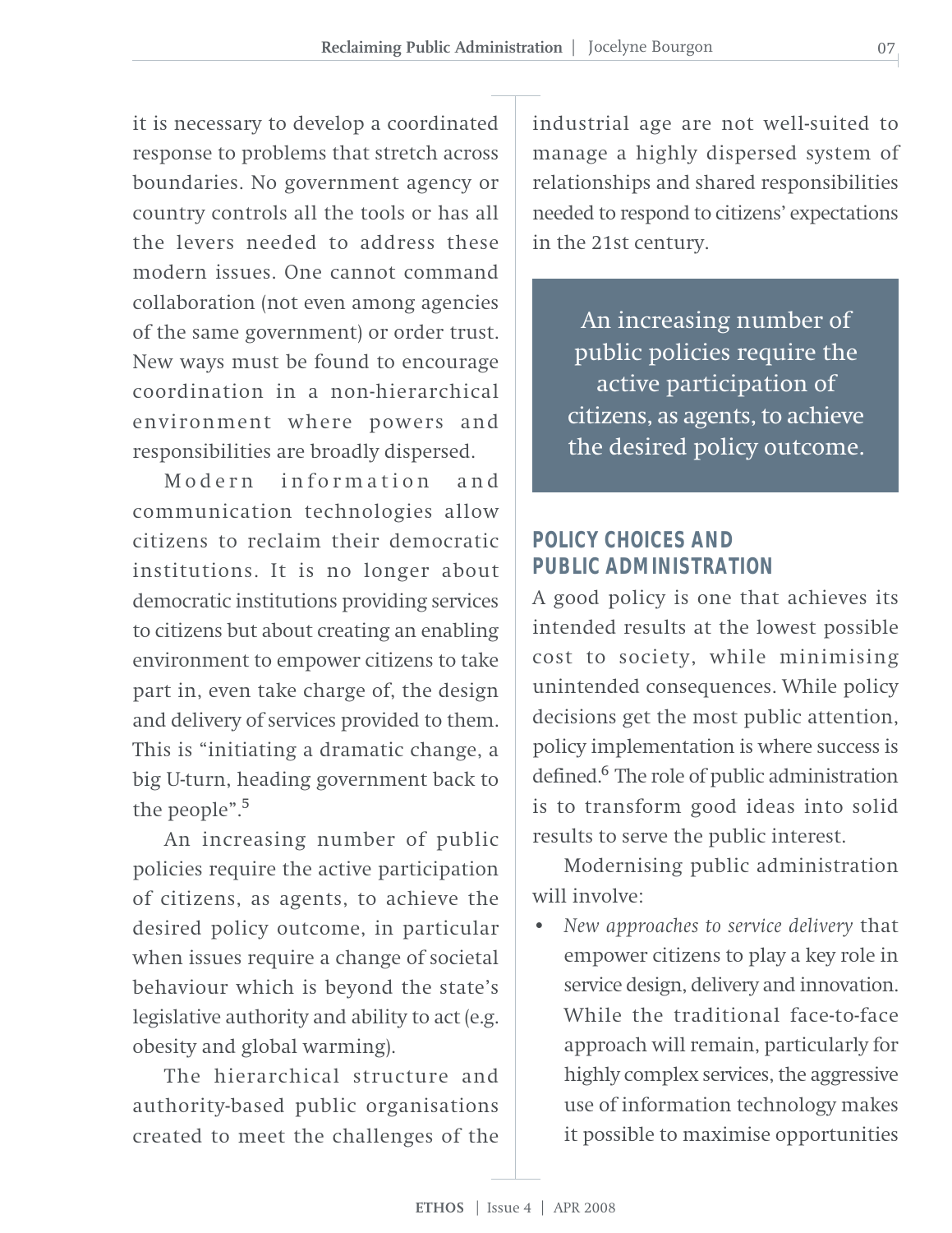it is necessary to develop a coordinated response to problems that stretch across boundaries. No government agency or country controls all the tools or has all the levers needed to address these modern issues. One cannot command collaboration (not even among agencies of the same government) or order trust. New ways must be found to encourage coordination in a non-hierarchical environment where powers and responsibilities are broadly dispersed.

Modern information and communication technologies allow citizens to reclaim their democratic institutions. It is no longer about democratic institutions providing services to citizens but about creating an enabling environment to empower citizens to take part in, even take charge of, the design and delivery of services provided to them. This is "initiating a dramatic change, a big U-turn, heading government back to the people".[5]

An increasing number of public policies require the active participation of citizens, as agents, to achieve the desired policy outcome, in particular when issues require a change of societal behaviour which is beyond the state's legislative authority and ability to act (e.g. obesity and global warming).

The hierarchical structure and authority-based public organisations created to meet the challenges of the industrial age are not well-suited to manage a highly dispersed system of relationships and shared responsibilities needed to respond to citizens' expectations in the 21st century.

> An increasing number of public policies require the active participation of citizens, as agents, to achieve the desired policy outcome.

## POLICY CHOICES AND PUBLIC ADMINISTRATION

A good policy is one that achieves its intended results at the lowest possible cost to society, while minimising unintended consequences. While policy decisions get the most public attention, policy implementation is where success is defined.[6] The role of public administration is to transform good ideas into solid results to serve the public interest.

Modernising public administration will involve:

- *New approaches to service delivery* that empower citizens to play a key role in service design, delivery and innovation. While the traditional face-to-face approach will remain, particularly for highly complex services, the aggressive use of information technology makes it possible to maximise opportunities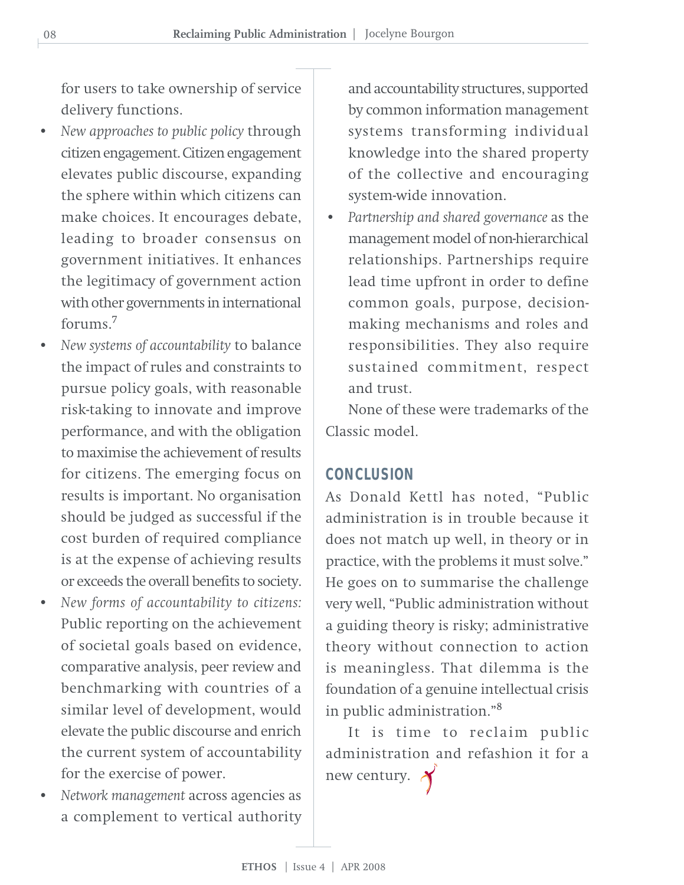for users to take ownership of service delivery functions.

- *New approaches to public policy* through citizen engagement. Citizen engagement elevates public discourse, expanding the sphere within which citizens can make choices. It encourages debate, leading to broader consensus on government initiatives. It enhances the legitimacy of government action with other governments in international forums.[7]
- *New systems of accountability* to balance the impact of rules and constraints to pursue policy goals, with reasonable risk-taking to innovate and improve performance, and with the obligation to maximise the achievement of results for citizens. The emerging focus on results is important. No organisation should be judged as successful if the cost burden of required compliance is at the expense of achieving results or exceeds the overall benefits to society.
- *New forms of accountability to citizens:* Public reporting on the achievement of societal goals based on evidence, comparative analysis, peer review and benchmarking with countries of a similar level of development, would elevate the public discourse and enrich the current system of accountability for the exercise of power.
- *Network management* across agencies as a complement to vertical authority and accountability structures, supported by common information management systems transforming individual knowledge into the shared property of the collective and encouraging system-wide innovation.
- *Partnership and shared governance* as the management model of non-hierarchical relationships. Partnerships require lead time upfront in order to define common goals, purpose, decision-making mechanisms and roles and responsibilities. They also require sustained commitment, respect and trust.

None of these were trademarks of the Classic model.

## CONCLUSION

As Donald Kettl has noted, "Public administration is in trouble because it does not match up well, in theory or in practice, with the problems it must solve." He goes on to summarise the challenge very well, "Public administration without a guiding theory is risky; administrative theory without connection to action is meaningless. That dilemma is the foundation of a genuine intellectual crisis in public administration."[8]

It is time to reclaim public administration and refashion it for a new century.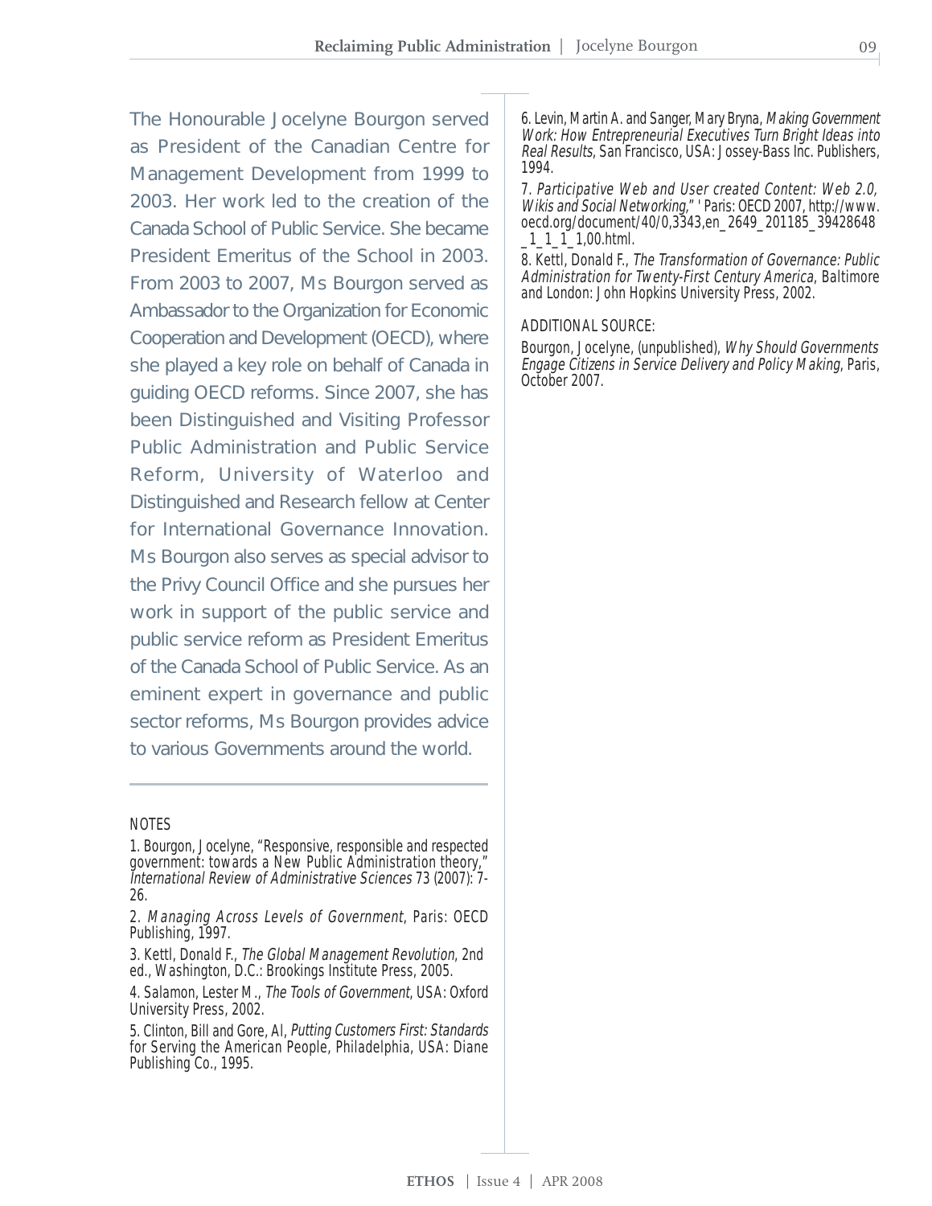The Honourable Jocelyne Bourgon served as President of the Canadian Centre for Management Development from 1999 to 2003. Her work led to the creation of the Canada School of Public Service. She became President Emeritus of the School in 2003. From 2003 to 2007, Ms Bourgon served as Ambassador to the Organization for Economic Cooperation and Development (OECD), where she played a key role on behalf of Canada in guiding OECD reforms. Since 2007, she has been Distinguished and Visiting Professor Public Administration and Public Service Reform, University of Waterloo and Distinguished and Research fellow at Center for International Governance Innovation. Ms Bourgon also serves as special advisor to the Privy Council Office and she pursues her work in support of the public service and public service reform as President Emeritus of the Canada School of Public Service. As an eminent expert in governance and public sector reforms, Ms Bourgon provides advice to various Governments around the world.

NOTES

1. Bourgon, Jocelyne, "Responsive, responsible and respected government: towards a New Public Administration theory," *International Review of Administrative Sciences* 73 (2007): 7-26.

2. *Managing Across Levels of Government*, Paris: OECD Publishing, 1997.

3. Kettl, Donald F., *The Global Management Revolution*, 2nd ed., Washington, D.C.: Brookings Institute Press, 2005.

4. Salamon, Lester M., *The Tools of Government*, USA: Oxford University Press, 2002.

5. Clinton, Bill and Gore, Al, *Putting Customers First: Standards for Serving the American People*, Philadelphia, USA: Diane Publishing Co., 1995.

6. Levin, Martin A. and Sanger, Mary Bryna, *Making Government Work: How Entrepreneurial Executives Turn Bright Ideas into Real Results*, San Francisco, USA: Jossey-Bass Inc. Publishers, 1994.

7. *Participative Web and User created Content: Web 2.0, Wikis and Social Networking*," ' Paris: OECD 2007, http://www.oecd.org/document/40/0,3343,en_2649_201185_39428648_1_1_1_1,00.html.

8. Kettl, Donald F., *The Transformation of Governance: Public Administration for Twenty-First Century America*, Baltimore and London: John Hopkins University Press, 2002.

ADDITIONAL SOURCE:

Bourgon, Jocelyne, (unpublished), *Why Should Governments Engage Citizens in Service Delivery and Policy Making*, Paris, October 2007.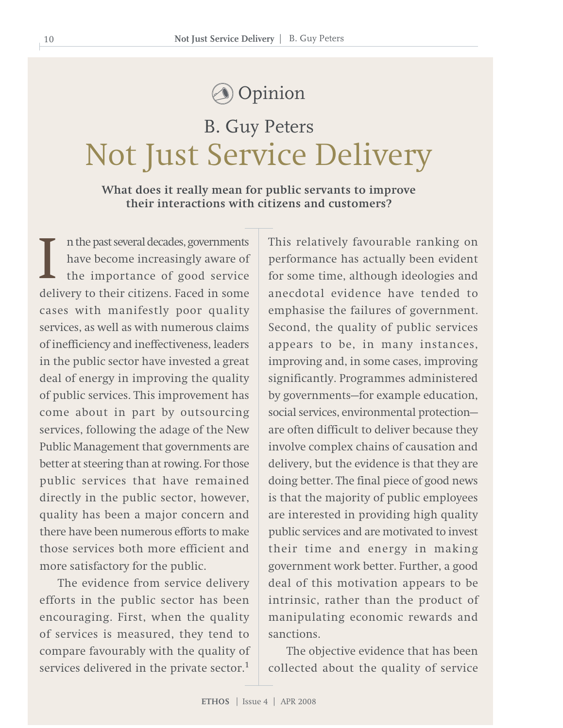Opinion

B. Guy Peters

# Not Just Service Delivery

**What does it really mean for public servants to improve their interactions with citizens and customers?**

In the past several decades, governments have become increasingly aware of the importance of good service delivery to their citizens. Faced in some cases with manifestly poor quality services, as well as with numerous claims of inefficiency and ineffectiveness, leaders in the public sector have invested a great deal of energy in improving the quality of public services. This improvement has come about in part by outsourcing services, following the adage of the New Public Management that governments are better at steering than at rowing. For those public services that have remained directly in the public sector, however, quality has been a major concern and there have been numerous efforts to make those services both more efficient and more satisfactory for the public.

The evidence from service delivery efforts in the public sector has been encouraging. First, when the quality of services is measured, they tend to compare favourably with the quality of services delivered in the private sector.[1] This relatively favourable ranking on performance has actually been evident for some time, although ideologies and anecdotal evidence have tended to emphasise the failures of government. Second, the quality of public services appears to be, in many instances, improving and, in some cases, improving significantly. Programmes administered by governments—for example education, social services, environmental protection—are often difficult to deliver because they involve complex chains of causation and delivery, but the evidence is that they are doing better. The final piece of good news is that the majority of public employees are interested in providing high quality public services and are motivated to invest their time and energy in making government work better. Further, a good deal of this motivation appears to be intrinsic, rather than the product of manipulating economic rewards and sanctions.

The objective evidence that has been collected about the quality of service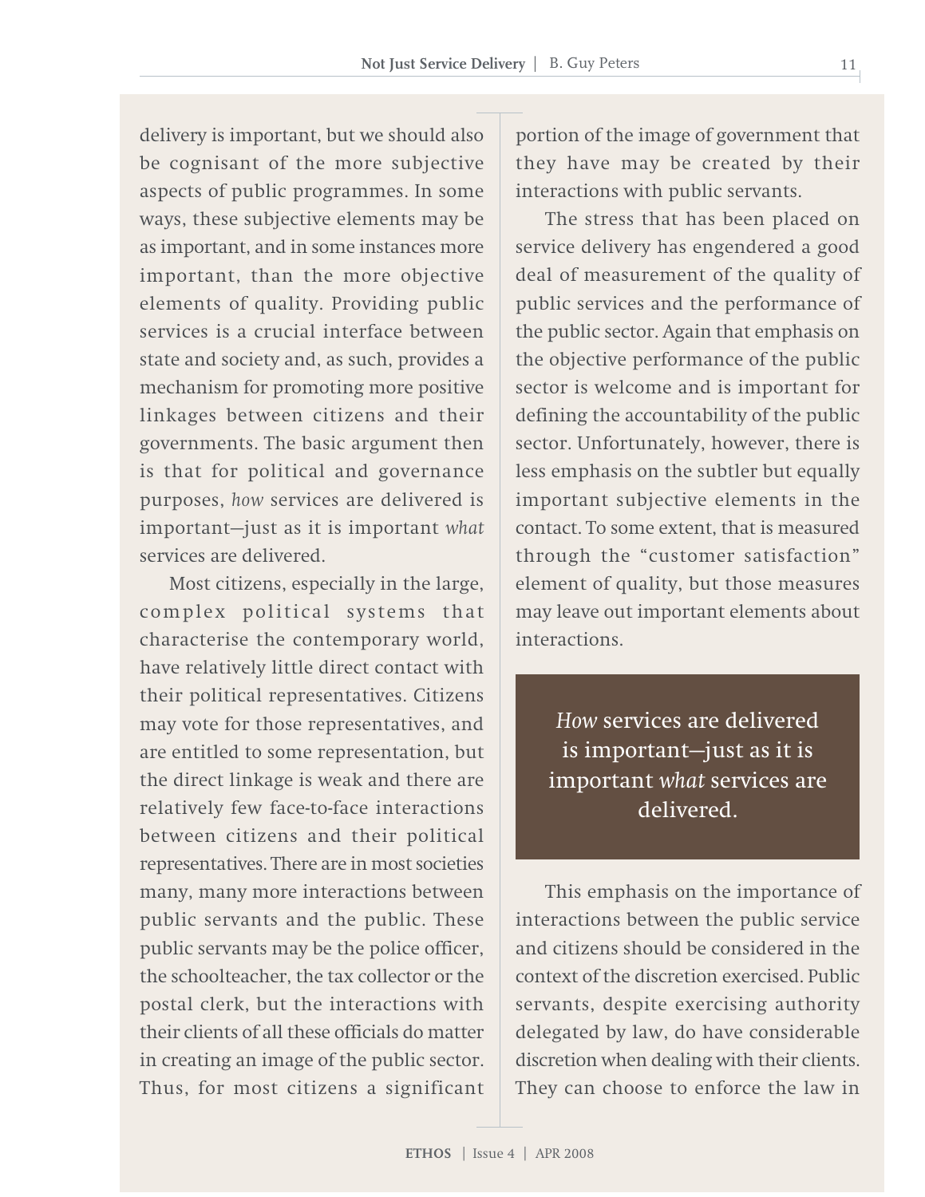delivery is important, but we should also be cognisant of the more subjective aspects of public programmes. In some ways, these subjective elements may be as important, and in some instances more important, than the more objective elements of quality. Providing public services is a crucial interface between state and society and, as such, provides a mechanism for promoting more positive linkages between citizens and their governments. The basic argument then is that for political and governance purposes, *how* services are delivered is important—just as it is important *what* services are delivered.

Most citizens, especially in the large, complex political systems that characterise the contemporary world, have relatively little direct contact with their political representatives. Citizens may vote for those representatives, and are entitled to some representation, but the direct linkage is weak and there are relatively few face-to-face interactions between citizens and their political representatives. There are in most societies many, many more interactions between public servants and the public. These public servants may be the police officer, the schoolteacher, the tax collector or the postal clerk, but the interactions with their clients of all these officials do matter in creating an image of the public sector. Thus, for most citizens a significant portion of the image of government that they have may be created by their interactions with public servants.

The stress that has been placed on service delivery has engendered a good deal of measurement of the quality of public services and the performance of the public sector. Again that emphasis on the objective performance of the public sector is welcome and is important for defining the accountability of the public sector. Unfortunately, however, there is less emphasis on the subtler but equally important subjective elements in the contact. To some extent, that is measured through the "customer satisfaction" element of quality, but those measures may leave out important elements about interactions.

> *How* services are delivered is important—just as it is important *what* services are delivered.

This emphasis on the importance of interactions between the public service and citizens should be considered in the context of the discretion exercised. Public servants, despite exercising authority delegated by law, do have considerable discretion when dealing with their clients. They can choose to enforce the law in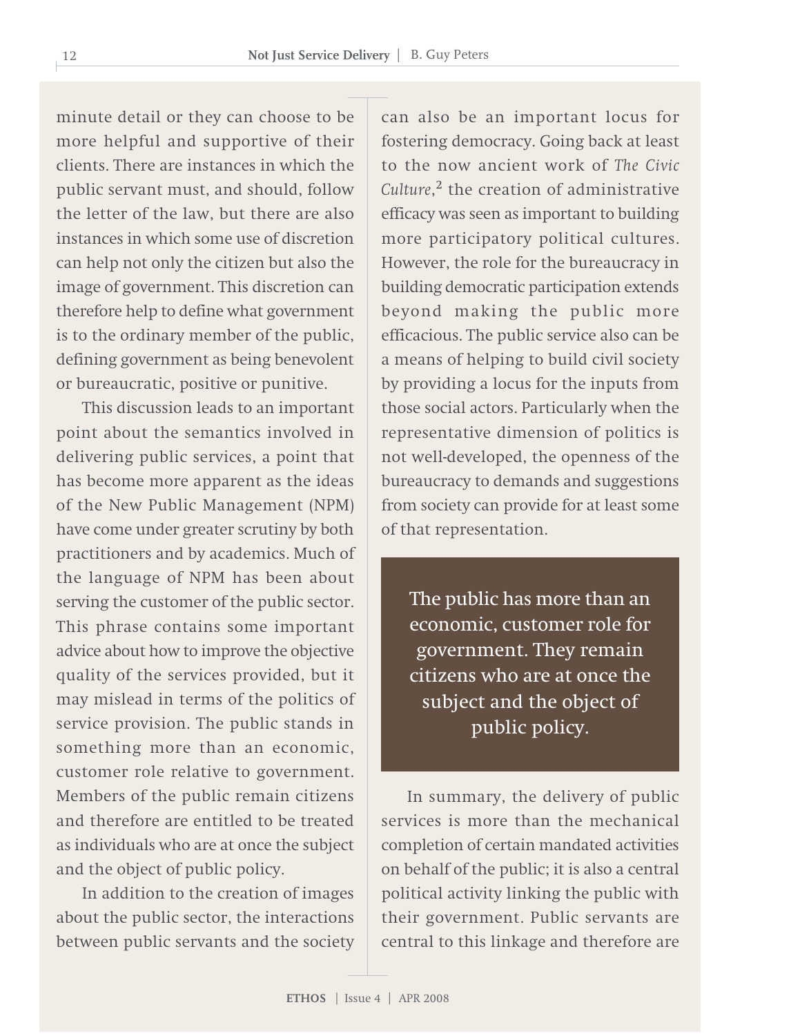minute detail or they can choose to be more helpful and supportive of their clients. There are instances in which the public servant must, and should, follow the letter of the law, but there are also instances in which some use of discretion can help not only the citizen but also the image of government. This discretion can therefore help to define what government is to the ordinary member of the public, defining government as being benevolent or bureaucratic, positive or punitive.

This discussion leads to an important point about the semantics involved in delivering public services, a point that has become more apparent as the ideas of the New Public Management (NPM) have come under greater scrutiny by both practitioners and by academics. Much of the language of NPM has been about serving the customer of the public sector. This phrase contains some important advice about how to improve the objective quality of the services provided, but it may mislead in terms of the politics of service provision. The public stands in something more than an economic, customer role relative to government. Members of the public remain citizens and therefore are entitled to be treated as individuals who are at once the subject and the object of public policy.

In addition to the creation of images about the public sector, the interactions between public servants and the society can also be an important locus for fostering democracy. Going back at least to the now ancient work of *The Civic Culture*,[2] the creation of administrative efficacy was seen as important to building more participatory political cultures. However, the role for the bureaucracy in building democratic participation extends beyond making the public more efficacious. The public service also can be a means of helping to build civil society by providing a locus for the inputs from those social actors. Particularly when the representative dimension of politics is not well-developed, the openness of the bureaucracy to demands and suggestions from society can provide for at least some of that representation.

> The public has more than an economic, customer role for government. They remain citizens who are at once the subject and the object of public policy.

In summary, the delivery of public services is more than the mechanical completion of certain mandated activities on behalf of the public; it is also a central political activity linking the public with their government. Public servants are central to this linkage and therefore are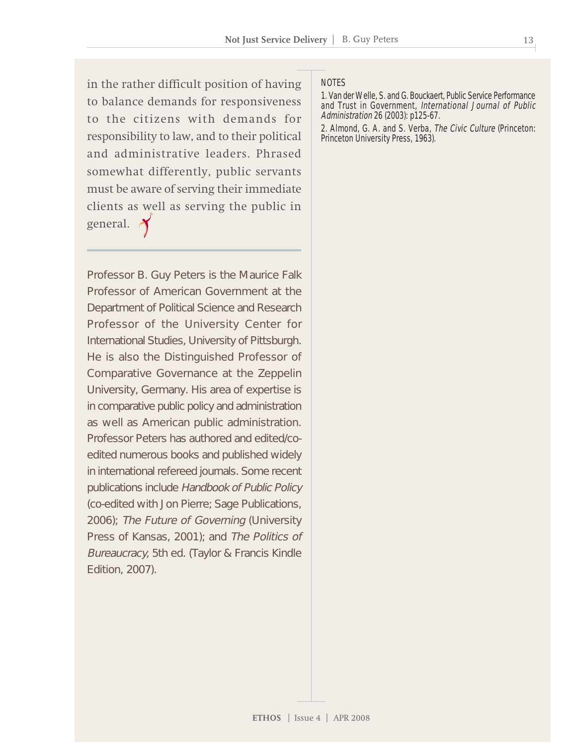in the rather difficult position of having to balance demands for responsiveness to the citizens with demands for responsibility to law, and to their political and administrative leaders. Phrased somewhat differently, public servants must be aware of serving their immediate clients as well as serving the public in general.

---

Professor B. Guy Peters is the Maurice Falk Professor of American Government at the Department of Political Science and Research Professor of the University Center for International Studies, University of Pittsburgh. He is also the Distinguished Professor of Comparative Governance at the Zeppelin University, Germany. His area of expertise is in comparative public policy and administration as well as American public administration. Professor Peters has authored and edited/co-edited numerous books and published widely in international refereed journals. Some recent publications include *Handbook of Public Policy* (co-edited with Jon Pierre; Sage Publications, 2006); *The Future of Governing* (University Press of Kansas, 2001); and *The Politics of Bureaucracy,* 5th ed. (Taylor & Francis Kindle Edition, 2007).

NOTES

1. Van der Welle, S. and G. Bouckaert, Public Service Performance and Trust in Government, *International Journal of Public Administration* 26 (2003): p125-67.

2. Almond, G. A. and S. Verba, *The Civic Culture* (Princeton: Princeton University Press, 1963).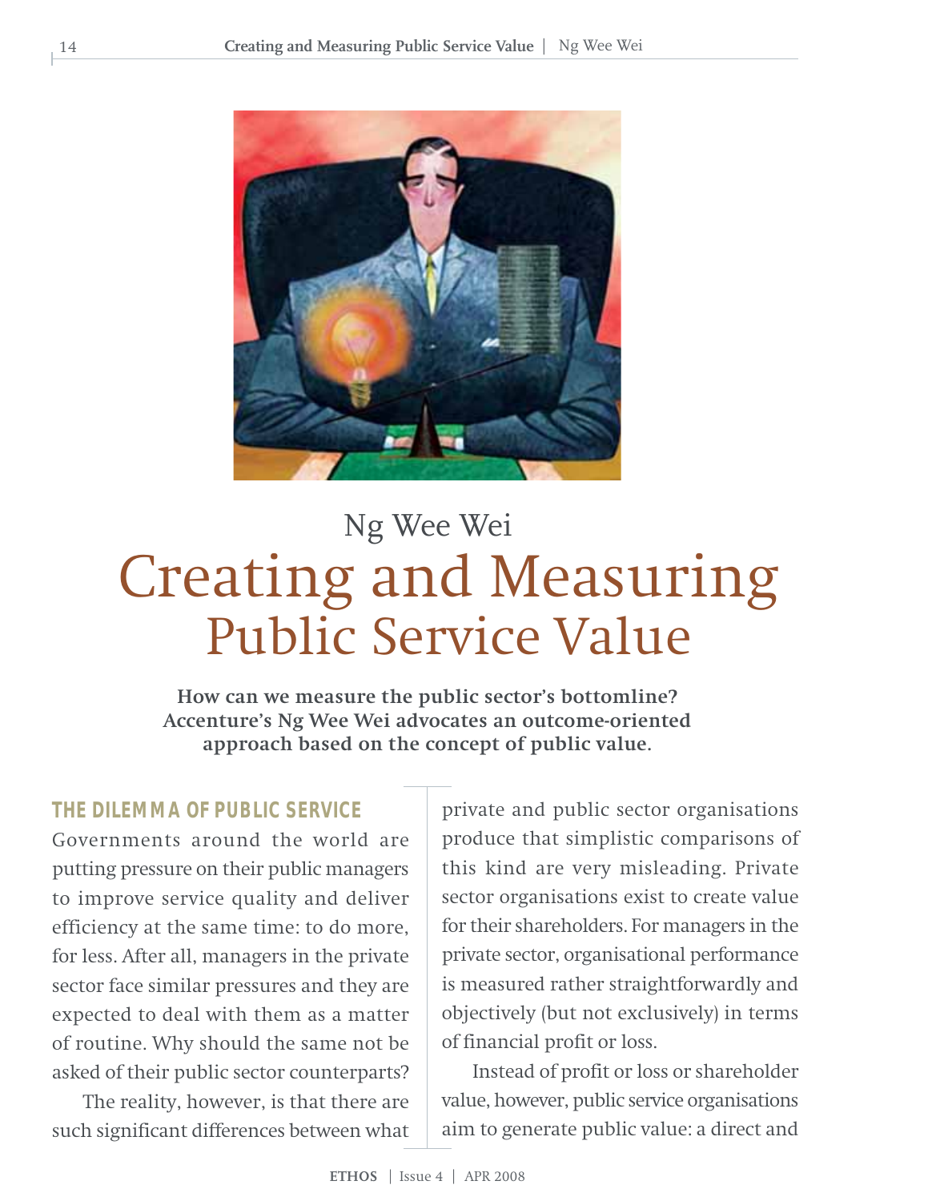Ng Wee Wei

# Creating and Measuring Public Service Value

**How can we measure the public sector's bottomline? Accenture's Ng Wee Wei advocates an outcome-oriented approach based on the concept of public value.**

## THE DILEMMA OF PUBLIC SERVICE

Governments around the world are putting pressure on their public managers to improve service quality and deliver efficiency at the same time: to do more, for less. After all, managers in the private sector face similar pressures and they are expected to deal with them as a matter of routine. Why should the same not be asked of their public sector counterparts?

The reality, however, is that there are such significant differences between what private and public sector organisations produce that simplistic comparisons of this kind are very misleading. Private sector organisations exist to create value for their shareholders. For managers in the private sector, organisational performance is measured rather straightforwardly and objectively (but not exclusively) in terms of financial profit or loss.

Instead of profit or loss or shareholder value, however, public service organisations aim to generate public value: a direct and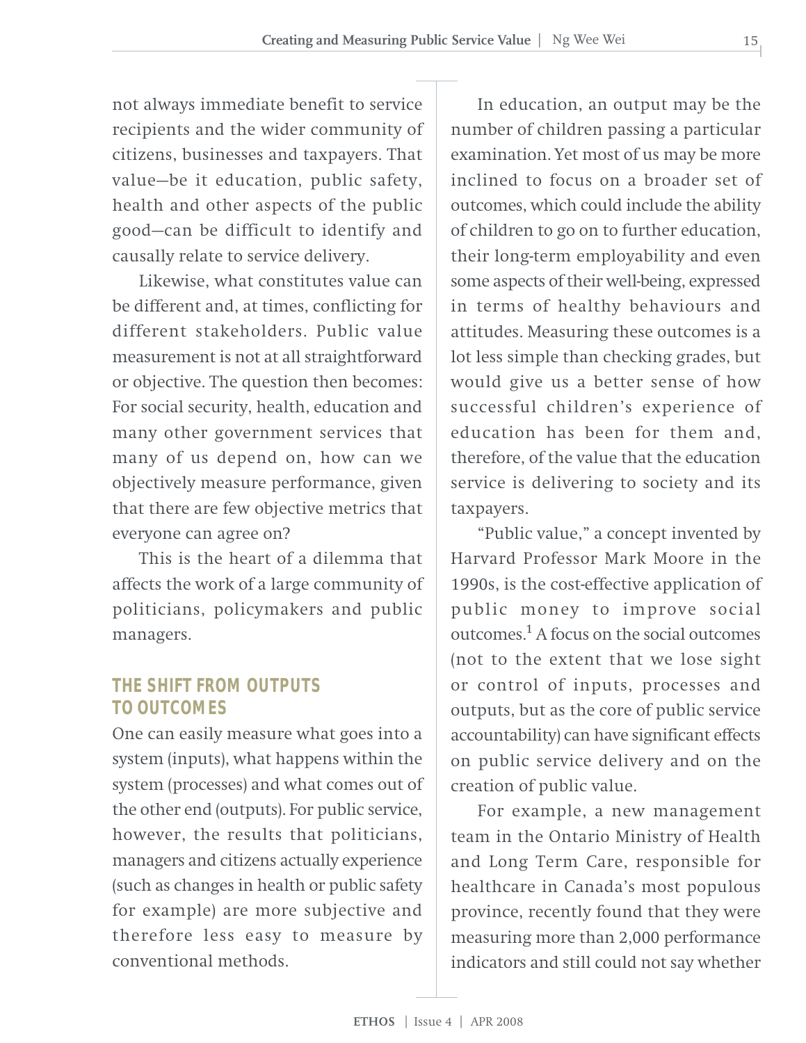not always immediate benefit to service recipients and the wider community of citizens, businesses and taxpayers. That value—be it education, public safety, health and other aspects of the public good—can be difficult to identify and causally relate to service delivery.

Likewise, what constitutes value can be different and, at times, conflicting for different stakeholders. Public value measurement is not at all straightforward or objective. The question then becomes: For social security, health, education and many other government services that many of us depend on, how can we objectively measure performance, given that there are few objective metrics that everyone can agree on?

This is the heart of a dilemma that affects the work of a large community of politicians, policymakers and public managers.

## THE SHIFT FROM OUTPUTS TO OUTCOMES

One can easily measure what goes into a system (inputs), what happens within the system (processes) and what comes out of the other end (outputs). For public service, however, the results that politicians, managers and citizens actually experience (such as changes in health or public safety for example) are more subjective and therefore less easy to measure by conventional methods.

In education, an output may be the number of children passing a particular examination. Yet most of us may be more inclined to focus on a broader set of outcomes, which could include the ability of children to go on to further education, their long-term employability and even some aspects of their well-being, expressed in terms of healthy behaviours and attitudes. Measuring these outcomes is a lot less simple than checking grades, but would give us a better sense of how successful children's experience of education has been for them and, therefore, of the value that the education service is delivering to society and its taxpayers.

"Public value," a concept invented by Harvard Professor Mark Moore in the 1990s, is the cost-effective application of public money to improve social outcomes.[1] A focus on the social outcomes (not to the extent that we lose sight or control of inputs, processes and outputs, but as the core of public service accountability) can have significant effects on public service delivery and on the creation of public value.

For example, a new management team in the Ontario Ministry of Health and Long Term Care, responsible for healthcare in Canada's most populous province, recently found that they were measuring more than 2,000 performance indicators and still could not say whether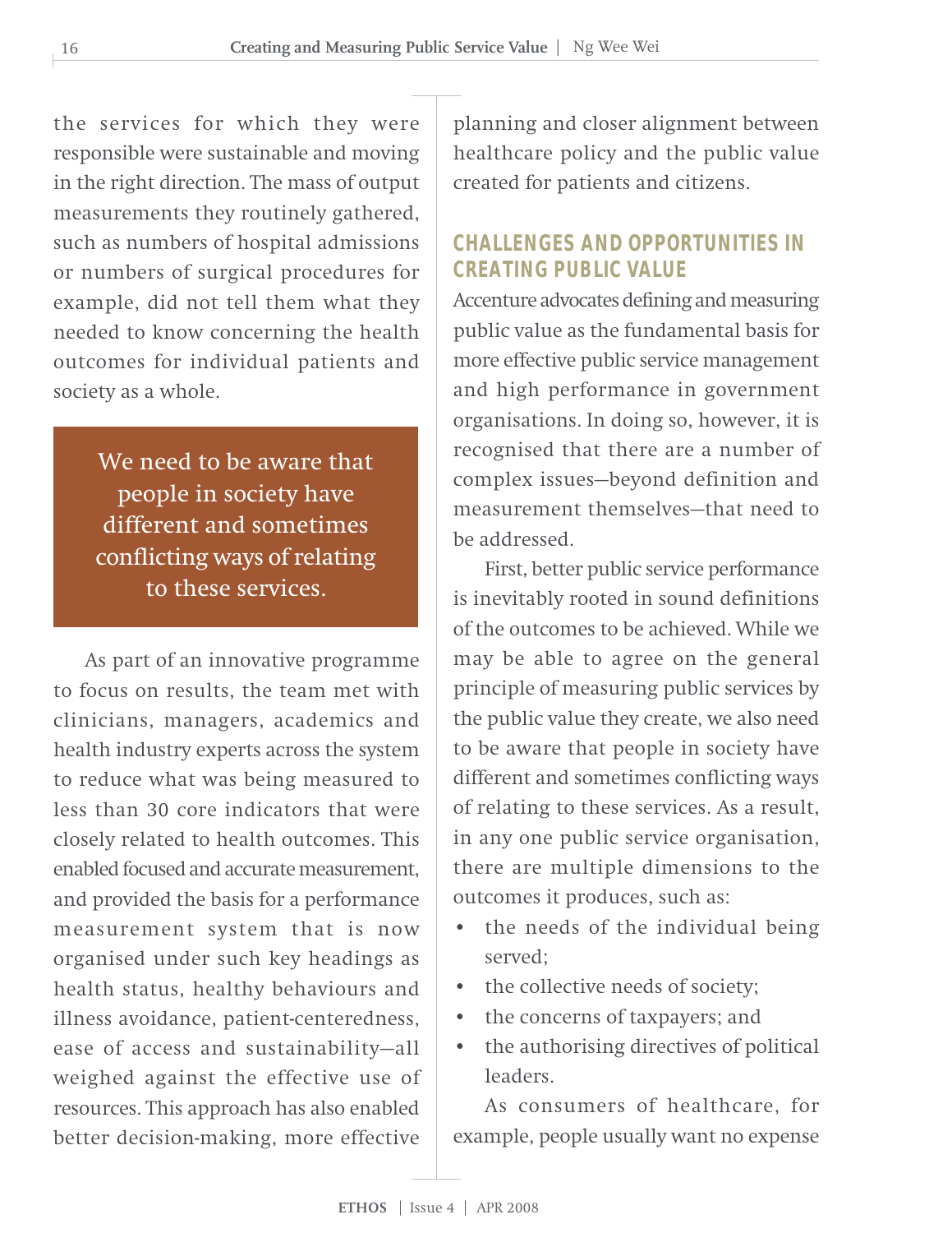the services for which they were responsible were sustainable and moving in the right direction. The mass of output measurements they routinely gathered, such as numbers of hospital admissions or numbers of surgical procedures for example, did not tell them what they needed to know concerning the health outcomes for individual patients and society as a whole.

> We need to be aware that people in society have different and sometimes conflicting ways of relating to these services.

As part of an innovative programme to focus on results, the team met with clinicians, managers, academics and health industry experts across the system to reduce what was being measured to less than 30 core indicators that were closely related to health outcomes. This enabled focused and accurate measurement, and provided the basis for a performance measurement system that is now organised under such key headings as health status, healthy behaviours and illness avoidance, patient-centeredness, ease of access and sustainability—all weighed against the effective use of resources. This approach has also enabled better decision-making, more effective planning and closer alignment between healthcare policy and the public value created for patients and citizens.

## CHALLENGES AND OPPORTUNITIES IN CREATING PUBLIC VALUE

Accenture advocates defining and measuring public value as the fundamental basis for more effective public service management and high performance in government organisations. In doing so, however, it is recognised that there are a number of complex issues—beyond definition and measurement themselves—that need to be addressed.

First, better public service performance is inevitably rooted in sound definitions of the outcomes to be achieved. While we may be able to agree on the general principle of measuring public services by the public value they create, we also need to be aware that people in society have different and sometimes conflicting ways of relating to these services. As a result, in any one public service organisation, there are multiple dimensions to the outcomes it produces, such as:

- the needs of the individual being served;
- the collective needs of society;
- the concerns of taxpayers; and
- the authorising directives of political leaders.

As consumers of healthcare, for example, people usually want no expense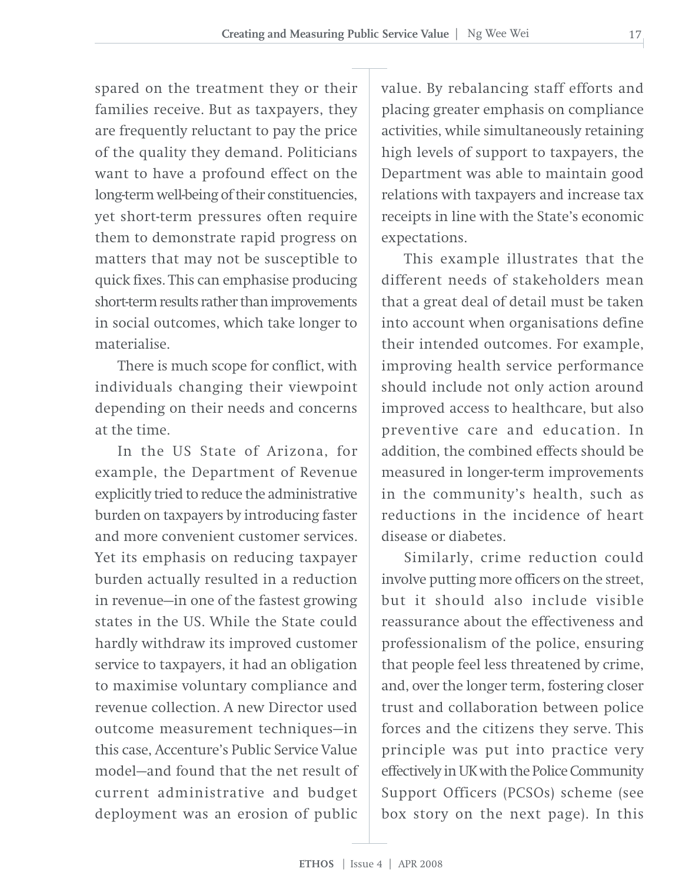spared on the treatment they or their families receive. But as taxpayers, they are frequently reluctant to pay the price of the quality they demand. Politicians want to have a profound effect on the long-term well-being of their constituencies, yet short-term pressures often require them to demonstrate rapid progress on matters that may not be susceptible to quick fixes. This can emphasise producing short-term results rather than improvements in social outcomes, which take longer to materialise.

There is much scope for conflict, with individuals changing their viewpoint depending on their needs and concerns at the time.

In the US State of Arizona, for example, the Department of Revenue explicitly tried to reduce the administrative burden on taxpayers by introducing faster and more convenient customer services. Yet its emphasis on reducing taxpayer burden actually resulted in a reduction in revenue—in one of the fastest growing states in the US. While the State could hardly withdraw its improved customer service to taxpayers, it had an obligation to maximise voluntary compliance and revenue collection. A new Director used outcome measurement techniques—in this case, Accenture's Public Service Value model—and found that the net result of current administrative and budget deployment was an erosion of public value. By rebalancing staff efforts and placing greater emphasis on compliance activities, while simultaneously retaining high levels of support to taxpayers, the Department was able to maintain good relations with taxpayers and increase tax receipts in line with the State's economic expectations.

This example illustrates that the different needs of stakeholders mean that a great deal of detail must be taken into account when organisations define their intended outcomes. For example, improving health service performance should include not only action around improved access to healthcare, but also preventive care and education. In addition, the combined effects should be measured in longer-term improvements in the community's health, such as reductions in the incidence of heart disease or diabetes.

Similarly, crime reduction could involve putting more officers on the street, but it should also include visible reassurance about the effectiveness and professionalism of the police, ensuring that people feel less threatened by crime, and, over the longer term, fostering closer trust and collaboration between police forces and the citizens they serve. This principle was put into practice very effectively in UK with the Police Community Support Officers (PCSOs) scheme (see box story on the next page). In this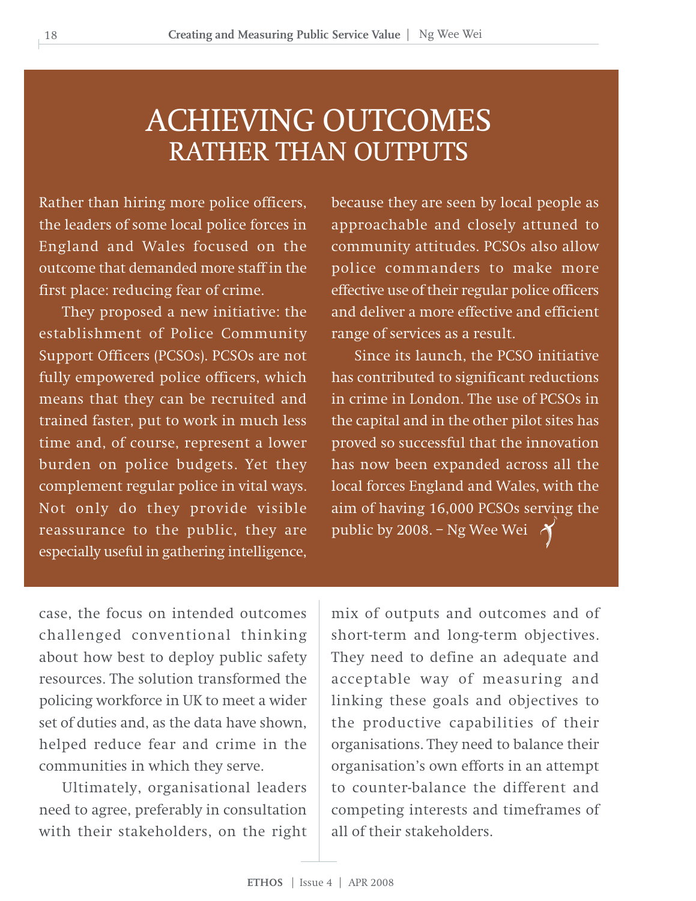# ACHIEVING OUTCOMES RATHER THAN OUTPUTS

Rather than hiring more police officers, the leaders of some local police forces in England and Wales focused on the outcome that demanded more staff in the first place: reducing fear of crime.

They proposed a new initiative: the establishment of Police Community Support Officers (PCSOs). PCSOs are not fully empowered police officers, which means that they can be recruited and trained faster, put to work in much less time and, of course, represent a lower burden on police budgets. Yet they complement regular police in vital ways. Not only do they provide visible reassurance to the public, they are especially useful in gathering intelligence, because they are seen by local people as approachable and closely attuned to community attitudes. PCSOs also allow police commanders to make more effective use of their regular police officers and deliver a more effective and efficient range of services as a result.

Since its launch, the PCSO initiative has contributed to significant reductions in crime in London. The use of PCSOs in the capital and in the other pilot sites has proved so successful that the innovation has now been expanded across all the local forces England and Wales, with the aim of having 16,000 PCSOs serving the public by 2008. – Ng Wee Wei

case, the focus on intended outcomes challenged conventional thinking about how best to deploy public safety resources. The solution transformed the policing workforce in UK to meet a wider set of duties and, as the data have shown, helped reduce fear and crime in the communities in which they serve.

Ultimately, organisational leaders need to agree, preferably in consultation with their stakeholders, on the right mix of outputs and outcomes and of short-term and long-term objectives. They need to define an adequate and acceptable way of measuring and linking these goals and objectives to the productive capabilities of their organisations. They need to balance their organisation's own efforts in an attempt to counter-balance the different and competing interests and timeframes of all of their stakeholders.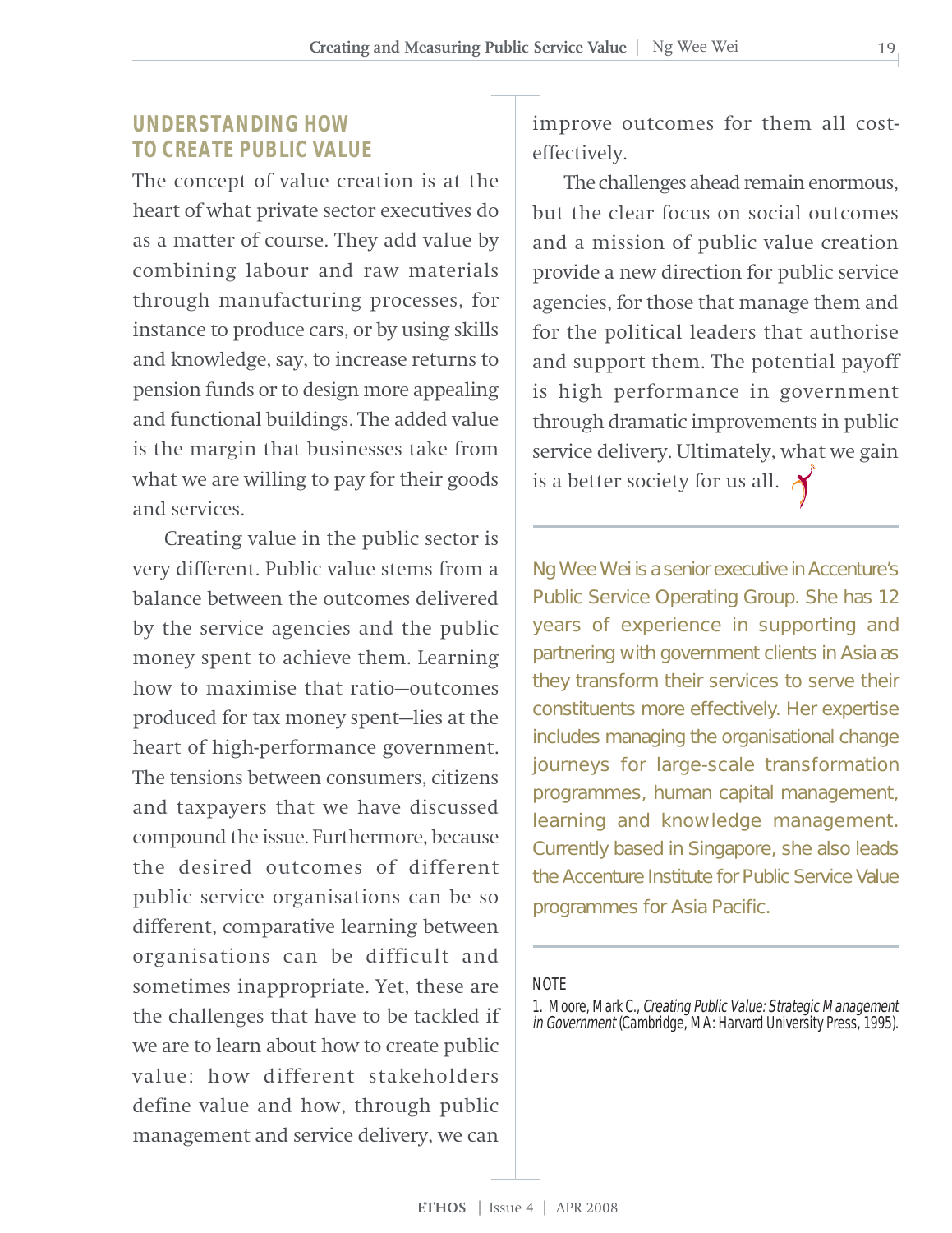## UNDERSTANDING HOW TO CREATE PUBLIC VALUE

The concept of value creation is at the heart of what private sector executives do as a matter of course. They add value by combining labour and raw materials through manufacturing processes, for instance to produce cars, or by using skills and knowledge, say, to increase returns to pension funds or to design more appealing and functional buildings. The added value is the margin that businesses take from what we are willing to pay for their goods and services.

Creating value in the public sector is very different. Public value stems from a balance between the outcomes delivered by the service agencies and the public money spent to achieve them. Learning how to maximise that ratio—outcomes produced for tax money spent—lies at the heart of high-performance government. The tensions between consumers, citizens and taxpayers that we have discussed compound the issue. Furthermore, because the desired outcomes of different public service organisations can be so different, comparative learning between organisations can be difficult and sometimes inappropriate. Yet, these are the challenges that have to be tackled if we are to learn about how to create public value: how different stakeholders define value and how, through public management and service delivery, we can improve outcomes for them all cost-effectively.

The challenges ahead remain enormous, but the clear focus on social outcomes and a mission of public value creation provide a new direction for public service agencies, for those that manage them and for the political leaders that authorise and support them. The potential payoff is high performance in government through dramatic improvements in public service delivery. Ultimately, what we gain is a better society for us all.

---

Ng Wee Wei is a senior executive in Accenture's Public Service Operating Group. She has 12 years of experience in supporting and partnering with government clients in Asia as they transform their services to serve their constituents more effectively. Her expertise includes managing the organisational change journeys for large-scale transformation programmes, human capital management, learning and knowledge management. Currently based in Singapore, she also leads the Accenture Institute for Public Service Value programmes for Asia Pacific.

---

NOTE

1. Moore, Mark C., *Creating Public Value: Strategic Management in Government* (Cambridge, MA: Harvard University Press, 1995).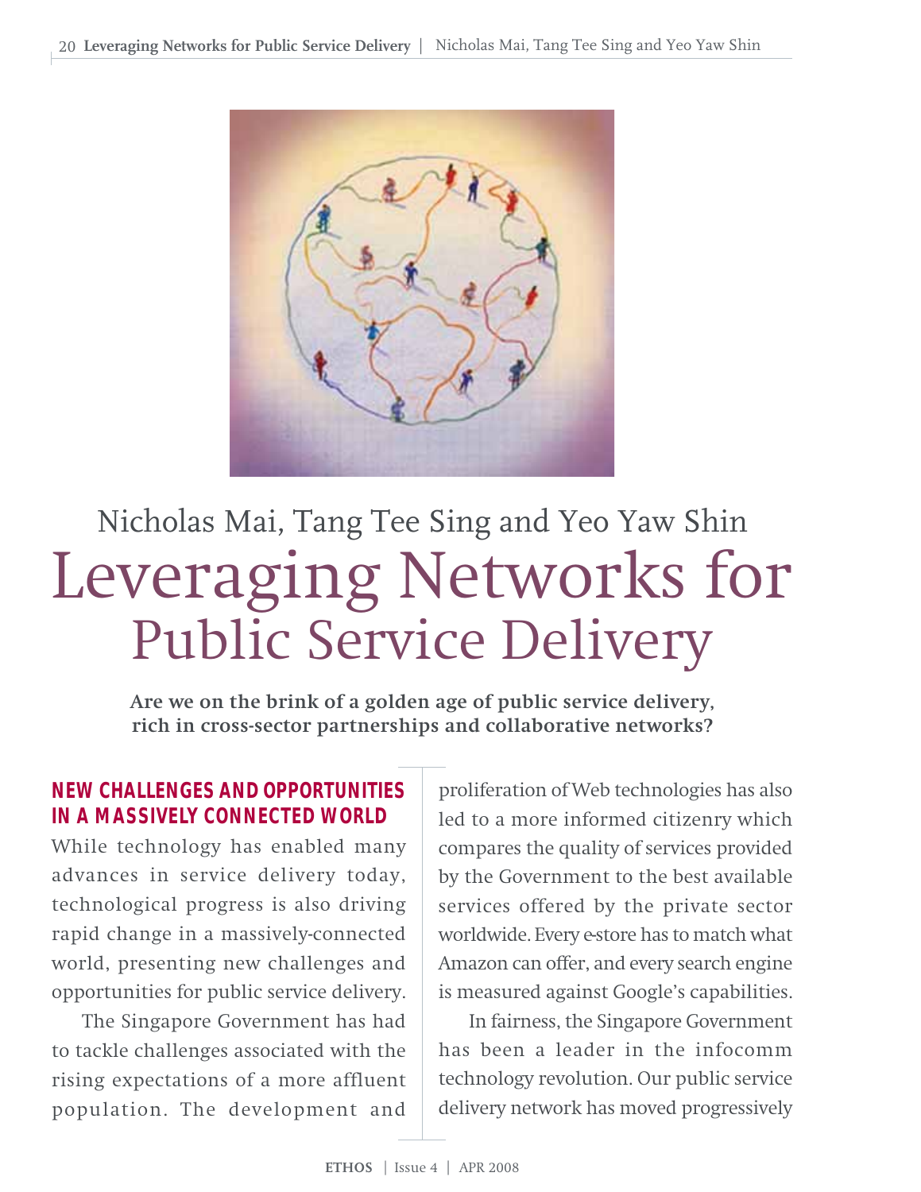Nicholas Mai, Tang Tee Sing and Yeo Yaw Shin

# Leveraging Networks for Public Service Delivery

**Are we on the brink of a golden age of public service delivery, rich in cross-sector partnerships and collaborative networks?**

## NEW CHALLENGES AND OPPORTUNITIES IN A MASSIVELY CONNECTED WORLD

While technology has enabled many advances in service delivery today, technological progress is also driving rapid change in a massively-connected world, presenting new challenges and opportunities for public service delivery.

The Singapore Government has had to tackle challenges associated with the rising expectations of a more affluent population. The development and proliferation of Web technologies has also led to a more informed citizenry which compares the quality of services provided by the Government to the best available services offered by the private sector worldwide. Every e-store has to match what Amazon can offer, and every search engine is measured against Google's capabilities.

In fairness, the Singapore Government has been a leader in the infocomm technology revolution. Our public service delivery network has moved progressively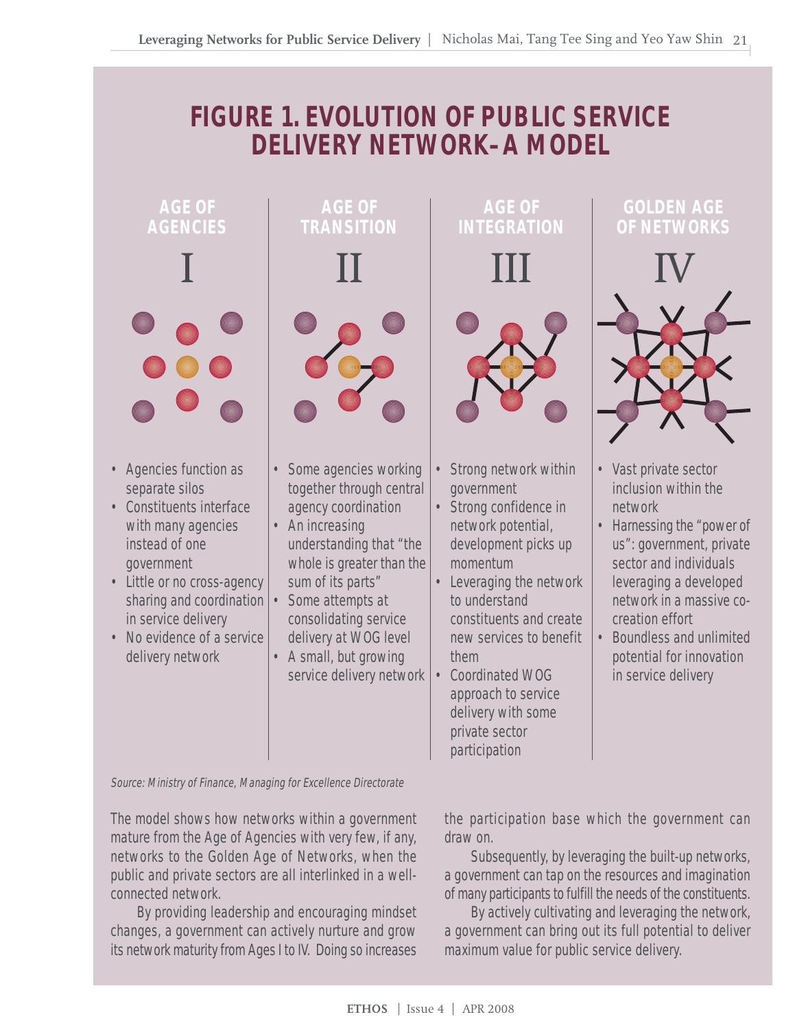# FIGURE 1. EVOLUTION OF PUBLIC SERVICE DELIVERY NETWORK–A MODEL

### AGE OF AGENCIES

### I

- Agencies function as separate silos
- Constituents interface with many agencies instead of one government
- Little or no cross-agency sharing and coordination in service delivery
- No evidence of a service delivery network

### AGE OF TRANSITION

### II

- Some agencies working together through central agency coordination
- An increasing understanding that "the whole is greater than the sum of its parts"
- Some attempts at consolidating service delivery at WOG level
- A small, but growing service delivery network

### AGE OF INTEGRATION

### III

- Strong network within government
- Strong confidence in network potential, development picks up momentum
- Leveraging the network to understand constituents and create new services to benefit them
- Coordinated WOG approach to service delivery with some private sector participation

### GOLDEN AGE OF NETWORKS

### IV

- Vast private sector inclusion within the network
- Harnessing the "power of us": government, private sector and individuals leveraging a developed network in a massive co-creation effort
- Boundless and unlimited potential for innovation in service delivery

*Source: Ministry of Finance, Managing for Excellence Directorate*

The model shows how networks within a government mature from the Age of Agencies with very few, if any, networks to the Golden Age of Networks, when the public and private sectors are all interlinked in a well-connected network.

By providing leadership and encouraging mindset changes, a government can actively nurture and grow its network maturity from Ages I to IV. Doing so increases the participation base which the government can draw on.

Subsequently, by leveraging the built-up networks, a government can tap on the resources and imagination of many participants to fulfill the needs of the constituents.

By actively cultivating and leveraging the network, a government can bring out its full potential to deliver maximum value for public service delivery.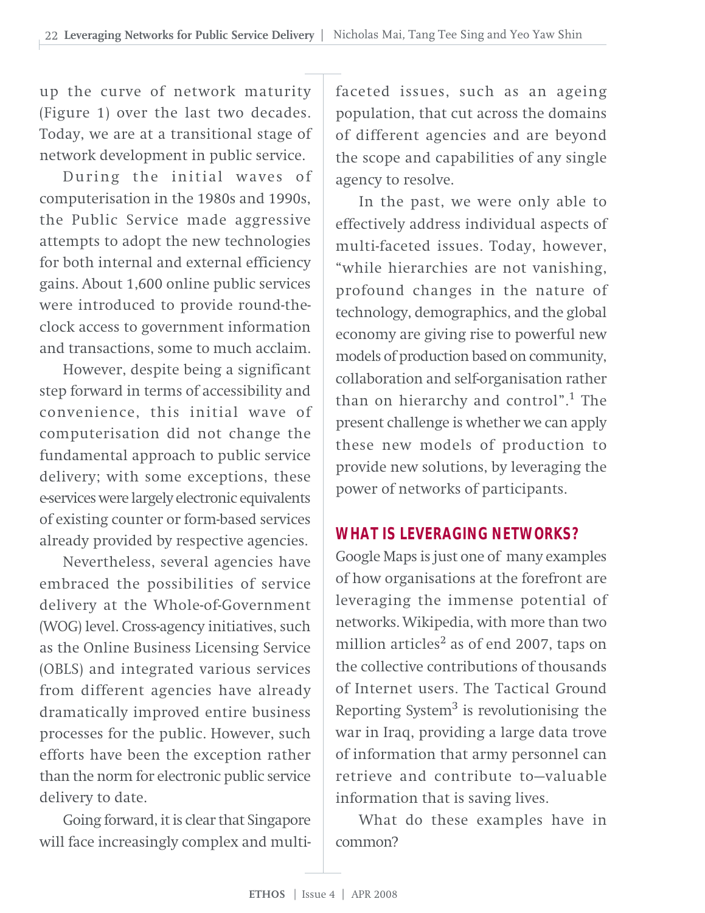up the curve of network maturity (Figure 1) over the last two decades. Today, we are at a transitional stage of network development in public service.

During the initial waves of computerisation in the 1980s and 1990s, the Public Service made aggressive attempts to adopt the new technologies for both internal and external efficiency gains. About 1,600 online public services were introduced to provide round-the-clock access to government information and transactions, some to much acclaim.

However, despite being a significant step forward in terms of accessibility and convenience, this initial wave of computerisation did not change the fundamental approach to public service delivery; with some exceptions, these e-services were largely electronic equivalents of existing counter or form-based services already provided by respective agencies.

Nevertheless, several agencies have embraced the possibilities of service delivery at the Whole-of-Government (WOG) level. Cross-agency initiatives, such as the Online Business Licensing Service (OBLS) and integrated various services from different agencies have already dramatically improved entire business processes for the public. However, such efforts have been the exception rather than the norm for electronic public service delivery to date.

Going forward, it is clear that Singapore will face increasingly complex and multi-faceted issues, such as an ageing population, that cut across the domains of different agencies and are beyond the scope and capabilities of any single agency to resolve.

In the past, we were only able to effectively address individual aspects of multi-faceted issues. Today, however, "while hierarchies are not vanishing, profound changes in the nature of technology, demographics, and the global economy are giving rise to powerful new models of production based on community, collaboration and self-organisation rather than on hierarchy and control".[1] The present challenge is whether we can apply these new models of production to provide new solutions, by leveraging the power of networks of participants.

## WHAT IS LEVERAGING NETWORKS?

Google Maps is just one of many examples of how organisations at the forefront are leveraging the immense potential of networks. Wikipedia, with more than two million articles[2] as of end 2007, taps on the collective contributions of thousands of Internet users. The Tactical Ground Reporting System[3] is revolutionising the war in Iraq, providing a large data trove of information that army personnel can retrieve and contribute to—valuable information that is saving lives.

What do these examples have in common?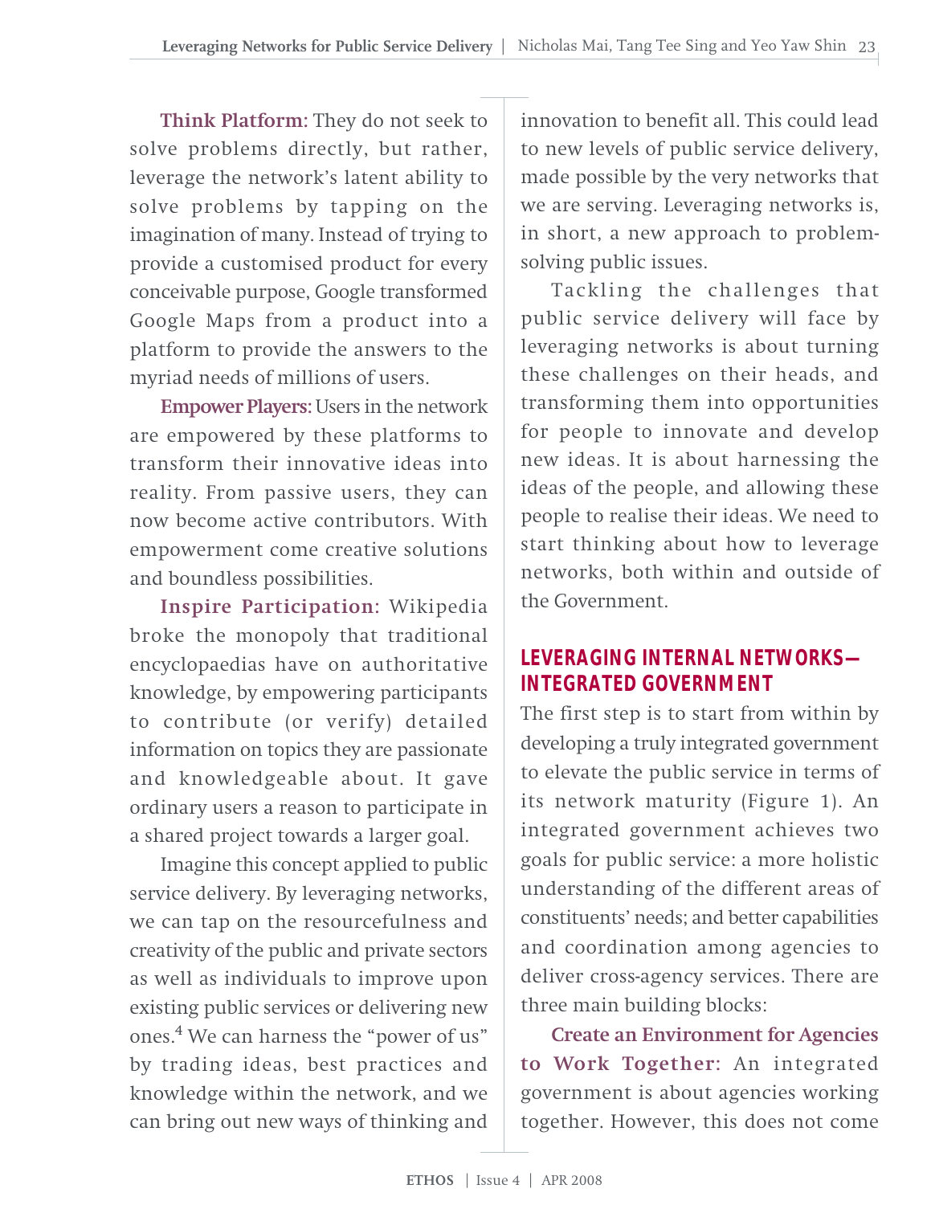**Think Platform:** They do not seek to solve problems directly, but rather, leverage the network's latent ability to solve problems by tapping on the imagination of many. Instead of trying to provide a customised product for every conceivable purpose, Google transformed Google Maps from a product into a platform to provide the answers to the myriad needs of millions of users.

**Empower Players:** Users in the network are empowered by these platforms to transform their innovative ideas into reality. From passive users, they can now become active contributors. With empowerment come creative solutions and boundless possibilities.

**Inspire Participation:** Wikipedia broke the monopoly that traditional encyclopaedias have on authoritative knowledge, by empowering participants to contribute (or verify) detailed information on topics they are passionate and knowledgeable about. It gave ordinary users a reason to participate in a shared project towards a larger goal.

Imagine this concept applied to public service delivery. By leveraging networks, we can tap on the resourcefulness and creativity of the public and private sectors as well as individuals to improve upon existing public services or delivering new ones.[4] We can harness the "power of us" by trading ideas, best practices and knowledge within the network, and we can bring out new ways of thinking and innovation to benefit all. This could lead to new levels of public service delivery, made possible by the very networks that we are serving. Leveraging networks is, in short, a new approach to problem-solving public issues.

Tackling the challenges that public service delivery will face by leveraging networks is about turning these challenges on their heads, and transforming them into opportunities for people to innovate and develop new ideas. It is about harnessing the ideas of the people, and allowing these people to realise their ideas. We need to start thinking about how to leverage networks, both within and outside of the Government.

## LEVERAGING INTERNAL NETWORKS—INTEGRATED GOVERNMENT

The first step is to start from within by developing a truly integrated government to elevate the public service in terms of its network maturity (Figure 1). An integrated government achieves two goals for public service: a more holistic understanding of the different areas of constituents' needs; and better capabilities and coordination among agencies to deliver cross-agency services. There are three main building blocks:

**Create an Environment for Agencies to Work Together:** An integrated government is about agencies working together. However, this does not come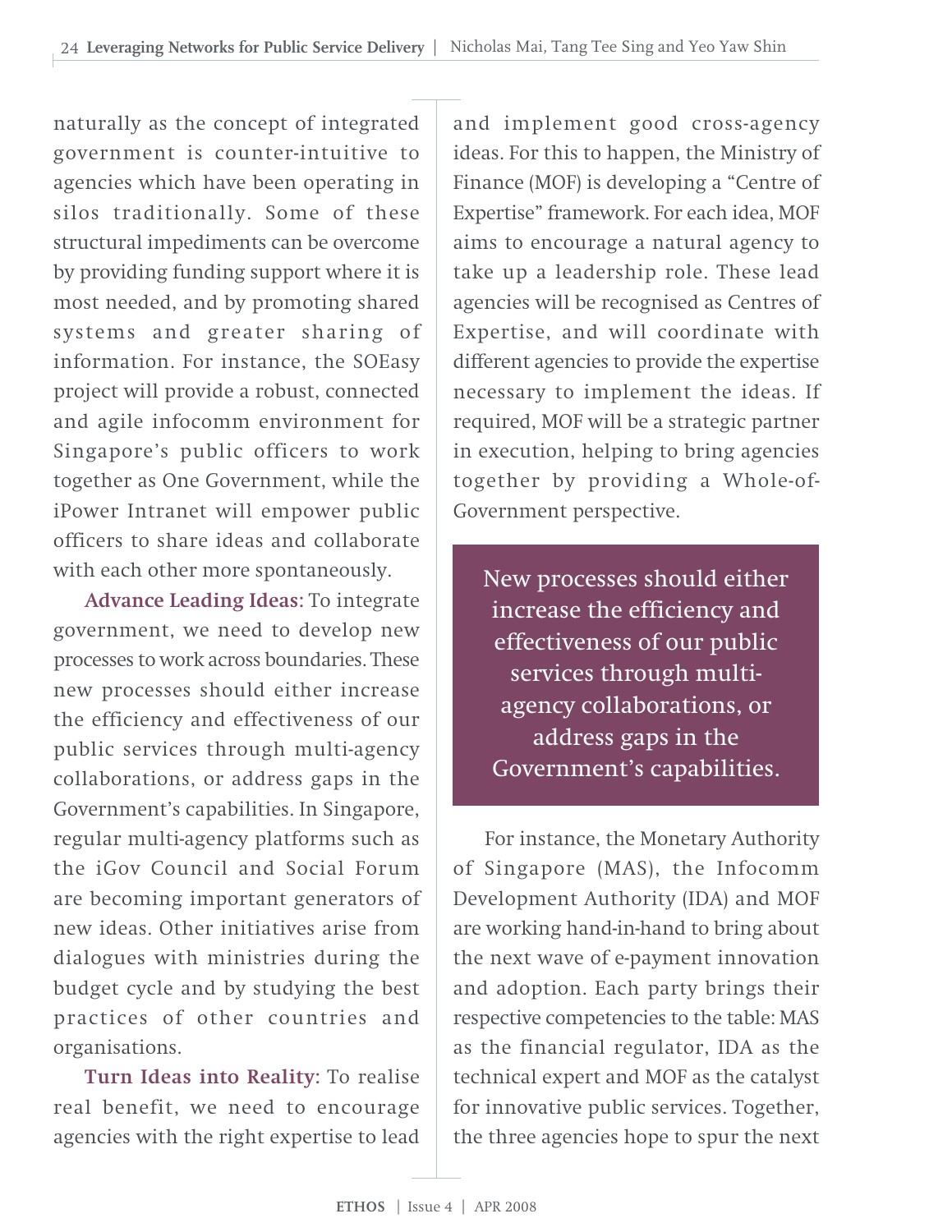naturally as the concept of integrated government is counter-intuitive to agencies which have been operating in silos traditionally. Some of these structural impediments can be overcome by providing funding support where it is most needed, and by promoting shared systems and greater sharing of information. For instance, the SOEasy project will provide a robust, connected and agile infocomm environment for Singapore's public officers to work together as One Government, while the iPower Intranet will empower public officers to share ideas and collaborate with each other more spontaneously.

**Advance Leading Ideas:** To integrate government, we need to develop new processes to work across boundaries. These new processes should either increase the efficiency and effectiveness of our public services through multi-agency collaborations, or address gaps in the Government's capabilities. In Singapore, regular multi-agency platforms such as the iGov Council and Social Forum are becoming important generators of new ideas. Other initiatives arise from dialogues with ministries during the budget cycle and by studying the best practices of other countries and organisations.

**Turn Ideas into Reality:** To realise real benefit, we need to encourage agencies with the right expertise to lead and implement good cross-agency ideas. For this to happen, the Ministry of Finance (MOF) is developing a "Centre of Expertise" framework. For each idea, MOF aims to encourage a natural agency to take up a leadership role. These lead agencies will be recognised as Centres of Expertise, and will coordinate with different agencies to provide the expertise necessary to implement the ideas. If required, MOF will be a strategic partner in execution, helping to bring agencies together by providing a Whole-of-Government perspective.

> New processes should either increase the efficiency and effectiveness of our public services through multi-agency collaborations, or address gaps in the Government's capabilities.

For instance, the Monetary Authority of Singapore (MAS), the Infocomm Development Authority (IDA) and MOF are working hand-in-hand to bring about the next wave of e-payment innovation and adoption. Each party brings their respective competencies to the table: MAS as the financial regulator, IDA as the technical expert and MOF as the catalyst for innovative public services. Together, the three agencies hope to spur the next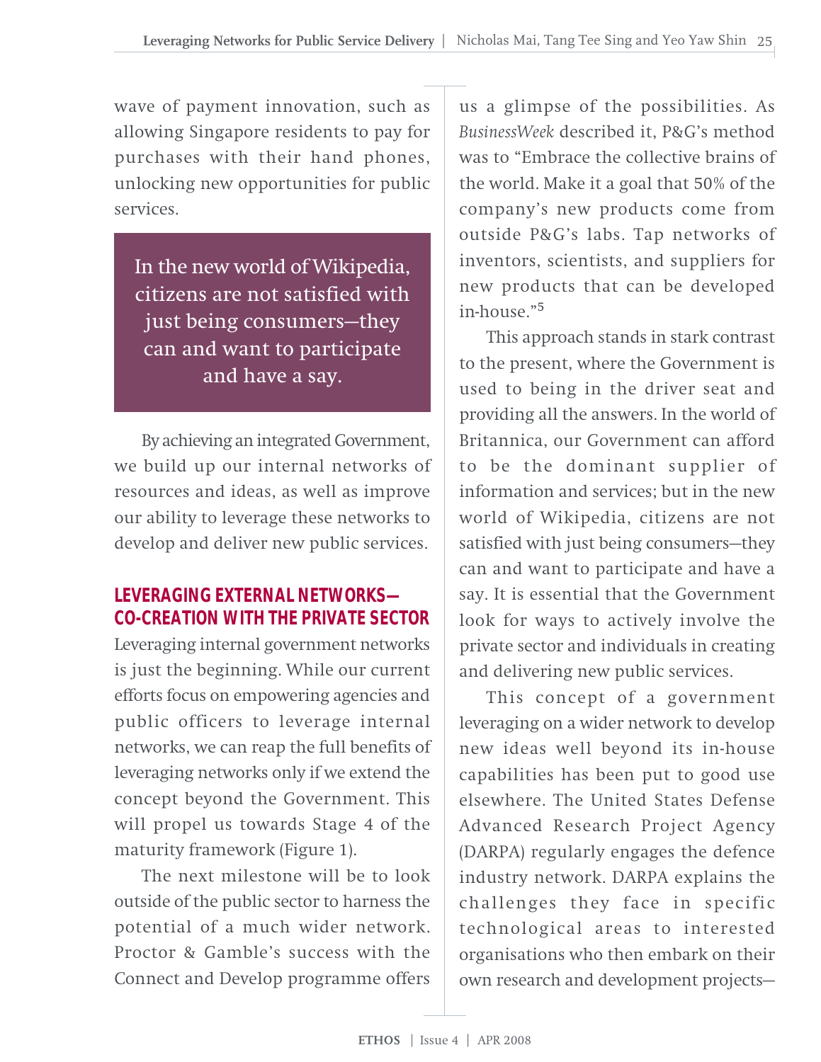wave of payment innovation, such as allowing Singapore residents to pay for purchases with their hand phones, unlocking new opportunities for public services.

> In the new world of Wikipedia, citizens are not satisfied with just being consumers—they can and want to participate and have a say.

By achieving an integrated Government, we build up our internal networks of resources and ideas, as well as improve our ability to leverage these networks to develop and deliver new public services.

## LEVERAGING EXTERNAL NETWORKS—CO-CREATION WITH THE PRIVATE SECTOR

Leveraging internal government networks is just the beginning. While our current efforts focus on empowering agencies and public officers to leverage internal networks, we can reap the full benefits of leveraging networks only if we extend the concept beyond the Government. This will propel us towards Stage 4 of the maturity framework (Figure 1).

The next milestone will be to look outside of the public sector to harness the potential of a much wider network. Proctor & Gamble's success with the Connect and Develop programme offers us a glimpse of the possibilities. As *BusinessWeek* described it, P&G's method was to "Embrace the collective brains of the world. Make it a goal that 50% of the company's new products come from outside P&G's labs. Tap networks of inventors, scientists, and suppliers for new products that can be developed in-house."[5]

This approach stands in stark contrast to the present, where the Government is used to being in the driver seat and providing all the answers. In the world of Britannica, our Government can afford to be the dominant supplier of information and services; but in the new world of Wikipedia, citizens are not satisfied with just being consumers—they can and want to participate and have a say. It is essential that the Government look for ways to actively involve the private sector and individuals in creating and delivering new public services.

This concept of a government leveraging on a wider network to develop new ideas well beyond its in-house capabilities has been put to good use elsewhere. The United States Defense Advanced Research Project Agency (DARPA) regularly engages the defence industry network. DARPA explains the challenges they face in specific technological areas to interested organisations who then embark on their own research and development projects—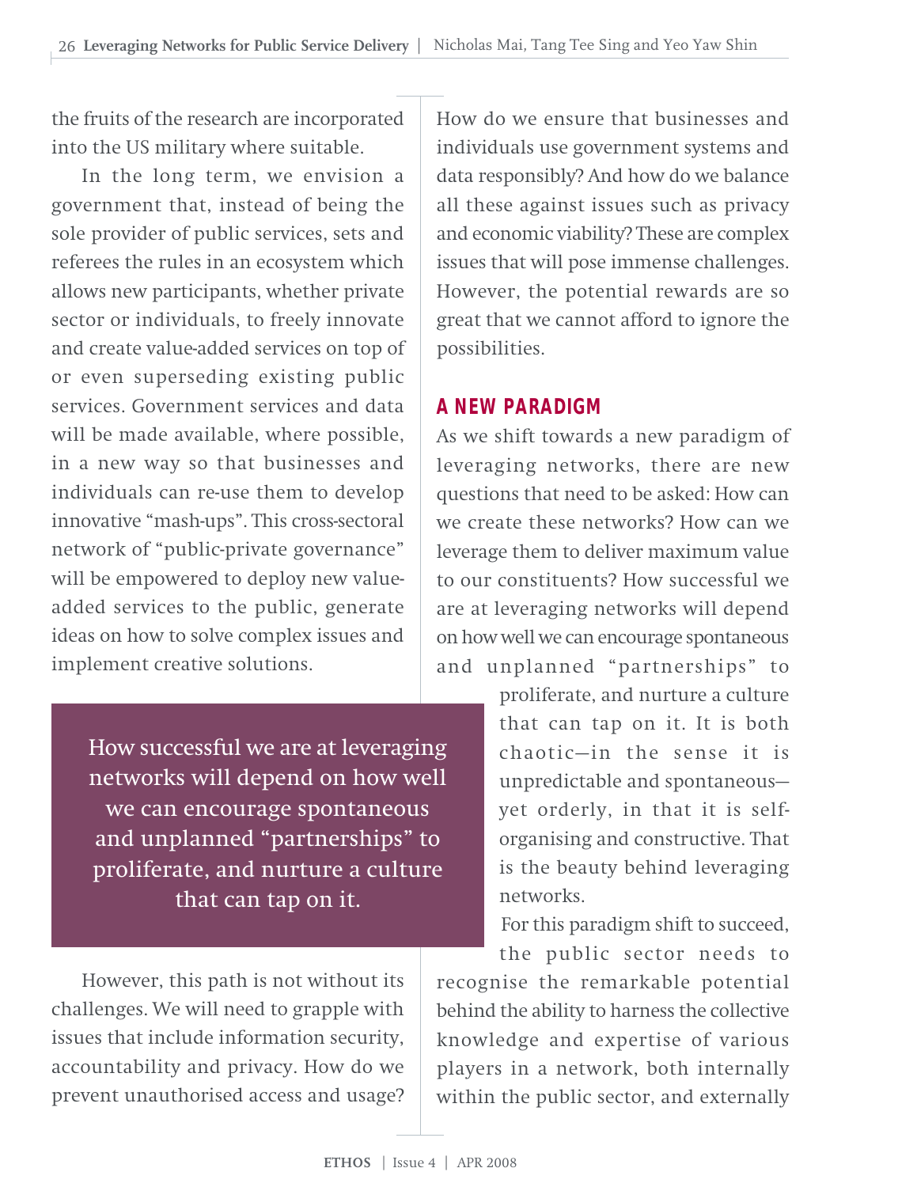the fruits of the research are incorporated into the US military where suitable.

In the long term, we envision a government that, instead of being the sole provider of public services, sets and referees the rules in an ecosystem which allows new participants, whether private sector or individuals, to freely innovate and create value-added services on top of or even superseding existing public services. Government services and data will be made available, where possible, in a new way so that businesses and individuals can re-use them to develop innovative "mash-ups". This cross-sectoral network of "public-private governance" will be empowered to deploy new value-added services to the public, generate ideas on how to solve complex issues and implement creative solutions.

> How successful we are at leveraging networks will depend on how well we can encourage spontaneous and unplanned "partnerships" to proliferate, and nurture a culture that can tap on it.

However, this path is not without its challenges. We will need to grapple with issues that include information security, accountability and privacy. How do we prevent unauthorised access and usage? How do we ensure that businesses and individuals use government systems and data responsibly? And how do we balance all these against issues such as privacy and economic viability? These are complex issues that will pose immense challenges. However, the potential rewards are so great that we cannot afford to ignore the possibilities.

## A NEW PARADIGM

As we shift towards a new paradigm of leveraging networks, there are new questions that need to be asked: How can we create these networks? How can we leverage them to deliver maximum value to our constituents? How successful we are at leveraging networks will depend on how well we can encourage spontaneous and unplanned "partnerships" to proliferate, and nurture a culture that can tap on it. It is both chaotic—in the sense it is unpredictable and spontaneous—yet orderly, in that it is self-organising and constructive. That is the beauty behind leveraging networks.

For this paradigm shift to succeed, the public sector needs to recognise the remarkable potential behind the ability to harness the collective knowledge and expertise of various players in a network, both internally within the public sector, and externally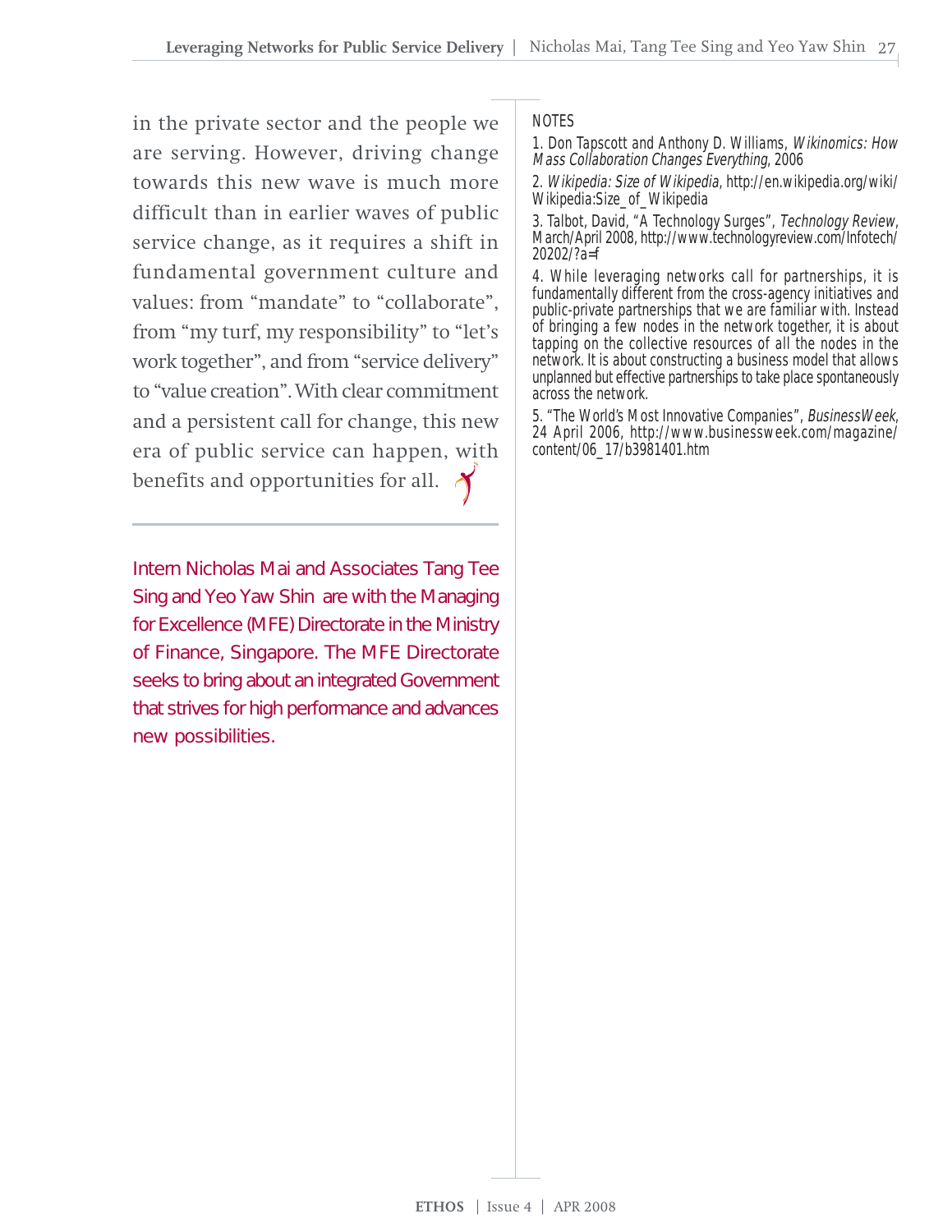in the private sector and the people we are serving. However, driving change towards this new wave is much more difficult than in earlier waves of public service change, as it requires a shift in fundamental government culture and values: from "mandate" to "collaborate", from "my turf, my responsibility" to "let's work together", and from "service delivery" to "value creation". With clear commitment and a persistent call for change, this new era of public service can happen, with benefits and opportunities for all.

---

Intern Nicholas Mai and Associates Tang Tee Sing and Yeo Yaw Shin are with the Managing for Excellence (MFE) Directorate in the Ministry of Finance, Singapore. The MFE Directorate seeks to bring about an integrated Government that strives for high performance and advances new possibilities.

NOTES

1. Don Tapscott and Anthony D. Williams, *Wikinomics: How Mass Collaboration Changes Everything*, 2006

2. *Wikipedia: Size of Wikipedia*, http://en.wikipedia.org/wiki/Wikipedia:Size_of_Wikipedia

3. Talbot, David, "A Technology Surges", *Technology Review*, March/April 2008, http://www.technologyreview.com/Infotech/20202/?a=f

4. While leveraging networks call for partnerships, it is fundamentally different from the cross-agency initiatives and public-private partnerships that we are familiar with. Instead of bringing a few nodes in the network together, it is about tapping on the collective resources of all the nodes in the network. It is about constructing a business model that allows unplanned but effective partnerships to take place spontaneously across the network.

5. "The World's Most Innovative Companies", *BusinessWeek*, 24 April 2006, http://www.businessweek.com/magazine/content/06_17/b3981401.htm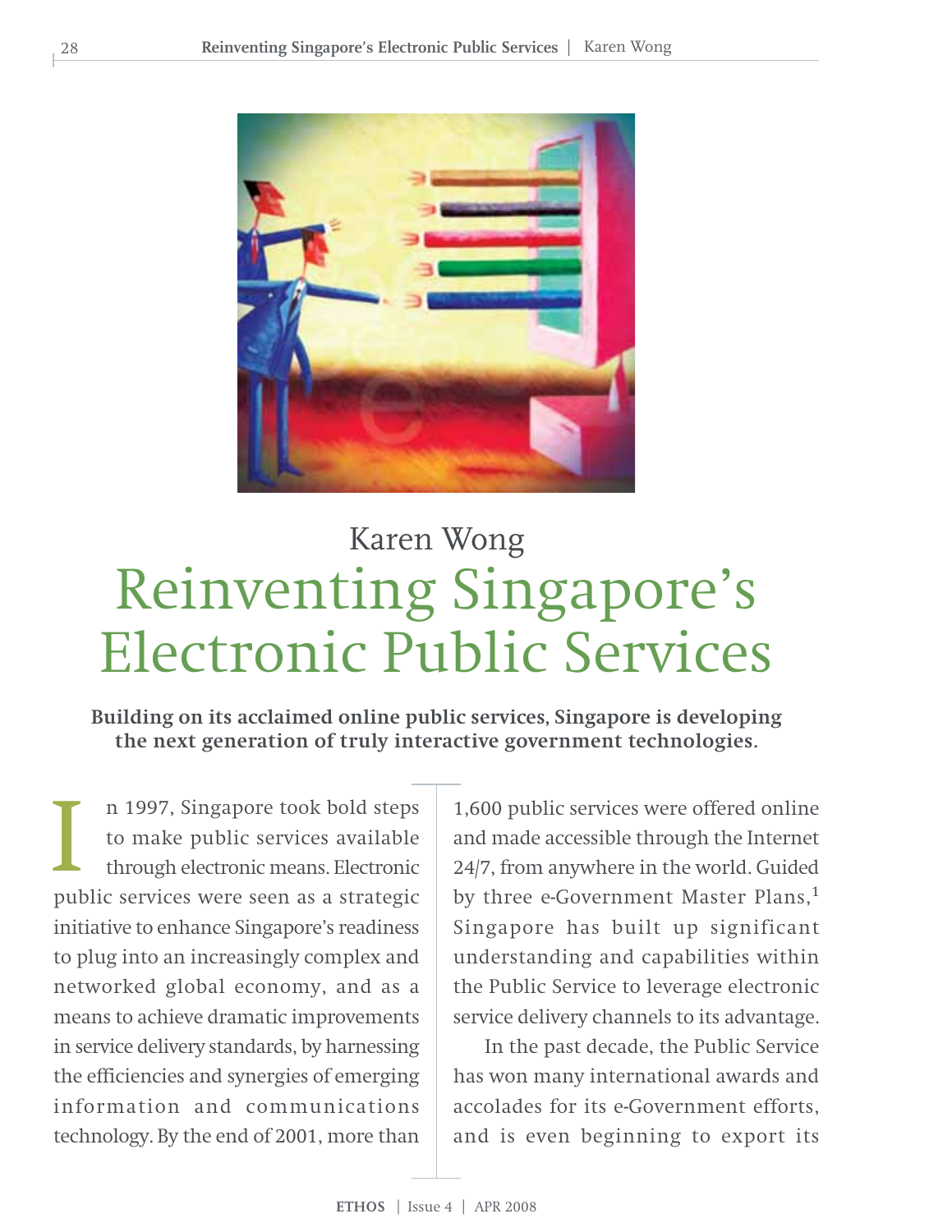Karen Wong

# Reinventing Singapore's Electronic Public Services

**Building on its acclaimed online public services, Singapore is developing the next generation of truly interactive government technologies.**

In 1997, Singapore took bold steps to make public services available through electronic means. Electronic public services were seen as a strategic initiative to enhance Singapore's readiness to plug into an increasingly complex and networked global economy, and as a means to achieve dramatic improvements in service delivery standards, by harnessing the efficiencies and synergies of emerging information and communications technology. By the end of 2001, more than 1,600 public services were offered online and made accessible through the Internet 24/7, from anywhere in the world. Guided by three e-Government Master Plans,[1] Singapore has built up significant understanding and capabilities within the Public Service to leverage electronic service delivery channels to its advantage.

In the past decade, the Public Service has won many international awards and accolades for its e-Government efforts, and is even beginning to export its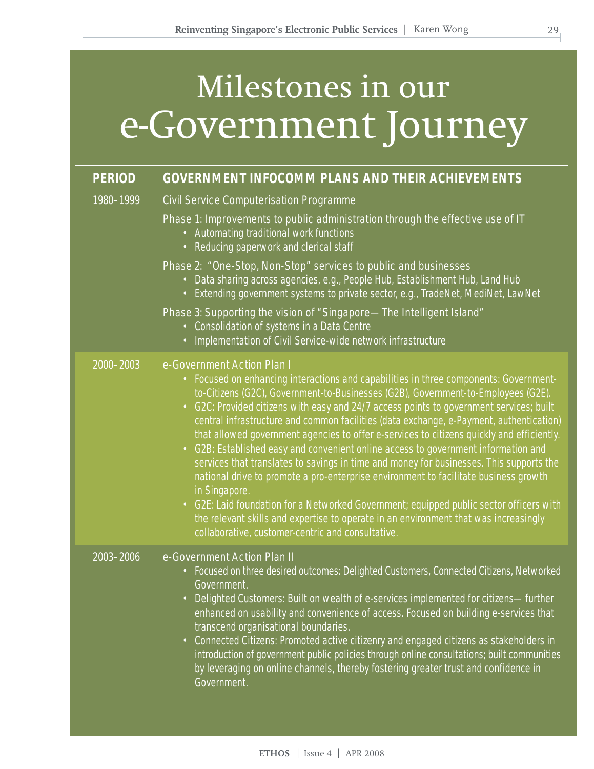# Milestones in our e-Government Journey

| PERIOD | GOVERNMENT INFOCOMM PLANS AND THEIR ACHIEVEMENTS |
|---|---|
| 1980–1999 | Civil Service Computerisation Programme<br><br>Phase 1: Improvements to public administration through the effective use of IT<br>• Automating traditional work functions<br>• Reducing paperwork and clerical staff<br><br>Phase 2: "One-Stop, Non-Stop" services to public and businesses<br>• Data sharing across agencies, e.g., People Hub, Establishment Hub, Land Hub<br>• Extending government systems to private sector, e.g., TradeNet, MediNet, LawNet<br><br>Phase 3: Supporting the vision of "Singapore—The Intelligent Island"<br>• Consolidation of systems in a Data Centre<br>• Implementation of Civil Service-wide network infrastructure |
| 2000–2003 | e-Government Action Plan I<br>• Focused on enhancing interactions and capabilities in three components: Government-to-Citizens (G2C), Government-to-Businesses (G2B), Government-to-Employees (G2E).<br>• G2C: Provided citizens with easy and 24/7 access points to government services; built central infrastructure and common facilities (data exchange, e-Payment, authentication) that allowed government agencies to offer e-services to citizens quickly and efficiently.<br>• G2B: Established easy and convenient online access to government information and services that translates to savings in time and money for businesses. This supports the national drive to promote a pro-enterprise environment to facilitate business growth in Singapore.<br>• G2E: Laid foundation for a Networked Government; equipped public sector officers with the relevant skills and expertise to operate in an environment that was increasingly collaborative, customer-centric and consultative. |
| 2003–2006 | e-Government Action Plan II<br>• Focused on three desired outcomes: Delighted Customers, Connected Citizens, Networked Government.<br>• Delighted Customers: Built on wealth of e-services implemented for citizens—further enhanced on usability and convenience of access. Focused on building e-services that transcend organisational boundaries.<br>• Connected Citizens: Promoted active citizenry and engaged citizens as stakeholders in introduction of government public policies through online consultations; built communities by leveraging on online channels, thereby fostering greater trust and confidence in Government. |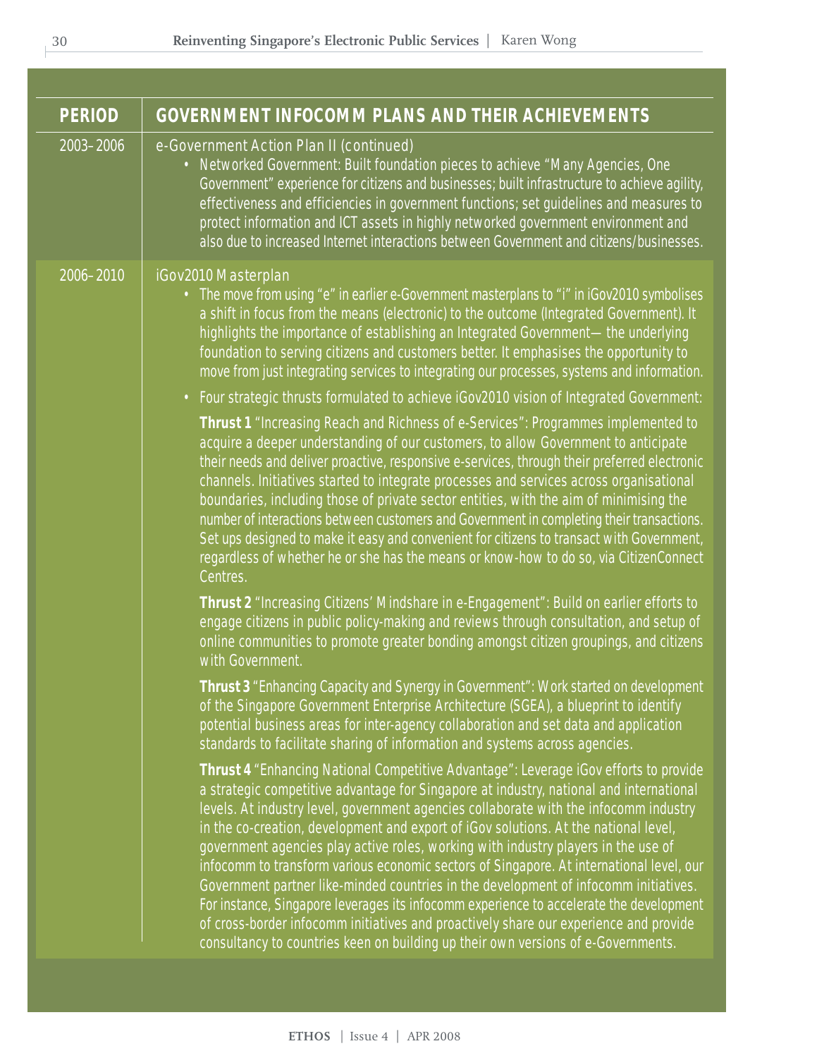| PERIOD | GOVERNMENT INFOCOMM PLANS AND THEIR ACHIEVEMENTS |
|---|---|
| 2003–2006 | e-Government Action Plan II (continued)<br>• Networked Government: Built foundation pieces to achieve "Many Agencies, One Government" experience for citizens and businesses; built infrastructure to achieve agility, effectiveness and efficiencies in government functions; set guidelines and measures to protect information and ICT assets in highly networked government environment and also due to increased Internet interactions between Government and citizens/businesses. |
| 2006–2010 | iGov2010 Masterplan<br>• The move from using "e" in earlier e-Government masterplans to "i" in iGov2010 symbolises a shift in focus from the means (electronic) to the outcome (Integrated Government). It highlights the importance of establishing an Integrated Government— the underlying foundation to serving citizens and customers better. It emphasises the opportunity to move from just integrating services to integrating our processes, systems and information.<br>• Four strategic thrusts formulated to achieve iGov2010 vision of Integrated Government:<br>**Thrust 1** "Increasing Reach and Richness of e-Services": Programmes implemented to acquire a deeper understanding of our customers, to allow Government to anticipate their needs and deliver proactive, responsive e-services, through their preferred electronic channels. Initiatives started to integrate processes and services across organisational boundaries, including those of private sector entities, with the aim of minimising the number of interactions between customers and Government in completing their transactions. Set ups designed to make it easy and convenient for citizens to transact with Government, regardless of whether he or she has the means or know-how to do so, via CitizenConnect Centres.<br>**Thrust 2** "Increasing Citizens' Mindshare in e-Engagement": Build on earlier efforts to engage citizens in public policy-making and reviews through consultation, and setup of online communities to promote greater bonding amongst citizen groupings, and citizens with Government.<br>**Thrust 3** "Enhancing Capacity and Synergy in Government": Work started on development of the Singapore Government Enterprise Architecture (SGEA), a blueprint to identify potential business areas for inter-agency collaboration and set data and application standards to facilitate sharing of information and systems across agencies.<br>**Thrust 4** "Enhancing National Competitive Advantage": Leverage iGov efforts to provide a strategic competitive advantage for Singapore at industry, national and international levels. At industry level, government agencies collaborate with the infocomm industry in the co-creation, development and export of iGov solutions. At the national level, government agencies play active roles, working with industry players in the use of infocomm to transform various economic sectors of Singapore. At international level, our Government partner like-minded countries in the development of infocomm initiatives. For instance, Singapore leverages its infocomm experience to accelerate the development of cross-border infocomm initiatives and proactively share our experience and provide consultancy to countries keen on building up their own versions of e-Governments. |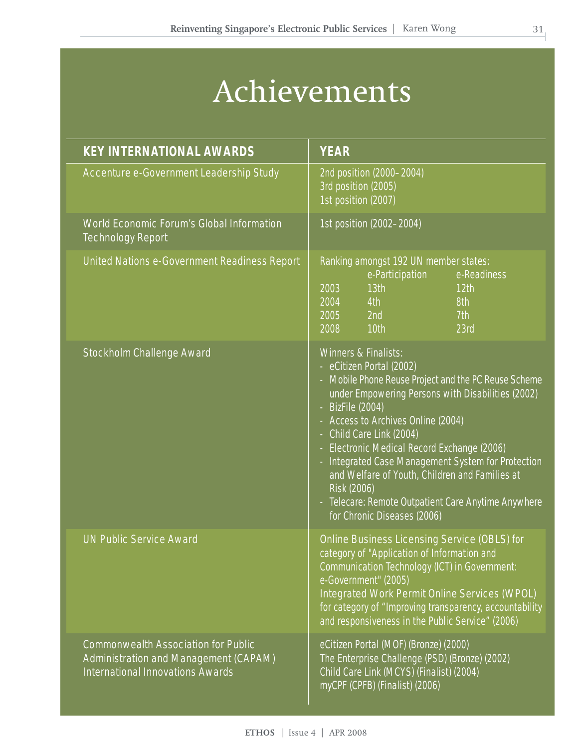# Achievements

| KEY INTERNATIONAL AWARDS | YEAR |
|---|---|
| Accenture e-Government Leadership Study | 2nd position (2000–2004)<br>3rd position (2005)<br>1st position (2007) |
| World Economic Forum's Global Information Technology Report | 1st position (2002–2004) |
| United Nations e-Government Readiness Report | Ranking amongst 192 UN member states:<br>e-Participation / e-Readiness<br>2003: 13th / 12th<br>2004: 4th / 8th<br>2005: 2nd / 7th<br>2008: 10th / 23rd |
| Stockholm Challenge Award | Winners & Finalists:<br>- eCitizen Portal (2002)<br>- Mobile Phone Reuse Project and the PC Reuse Scheme under Empowering Persons with Disabilities (2002)<br>- BizFile (2004)<br>- Access to Archives Online (2004)<br>- Child Care Link (2004)<br>- Electronic Medical Record Exchange (2006)<br>- Integrated Case Management System for Protection and Welfare of Youth, Children and Families at Risk (2006)<br>- Telecare: Remote Outpatient Care Anytime Anywhere for Chronic Diseases (2006) |
| UN Public Service Award | Online Business Licensing Service (OBLS) for category of "Application of Information and Communication Technology (ICT) in Government: e-Government" (2005)<br>Integrated Work Permit Online Services (WPOL) for category of "Improving transparency, accountability and responsiveness in the Public Service" (2006) |
| Commonwealth Association for Public Administration and Management (CAPAM) International Innovations Awards | eCitizen Portal (MOF) (Bronze) (2000)<br>The Enterprise Challenge (PSD) (Bronze) (2002)<br>Child Care Link (MCYS) (Finalist) (2004)<br>myCPF (CPFB) (Finalist) (2006) |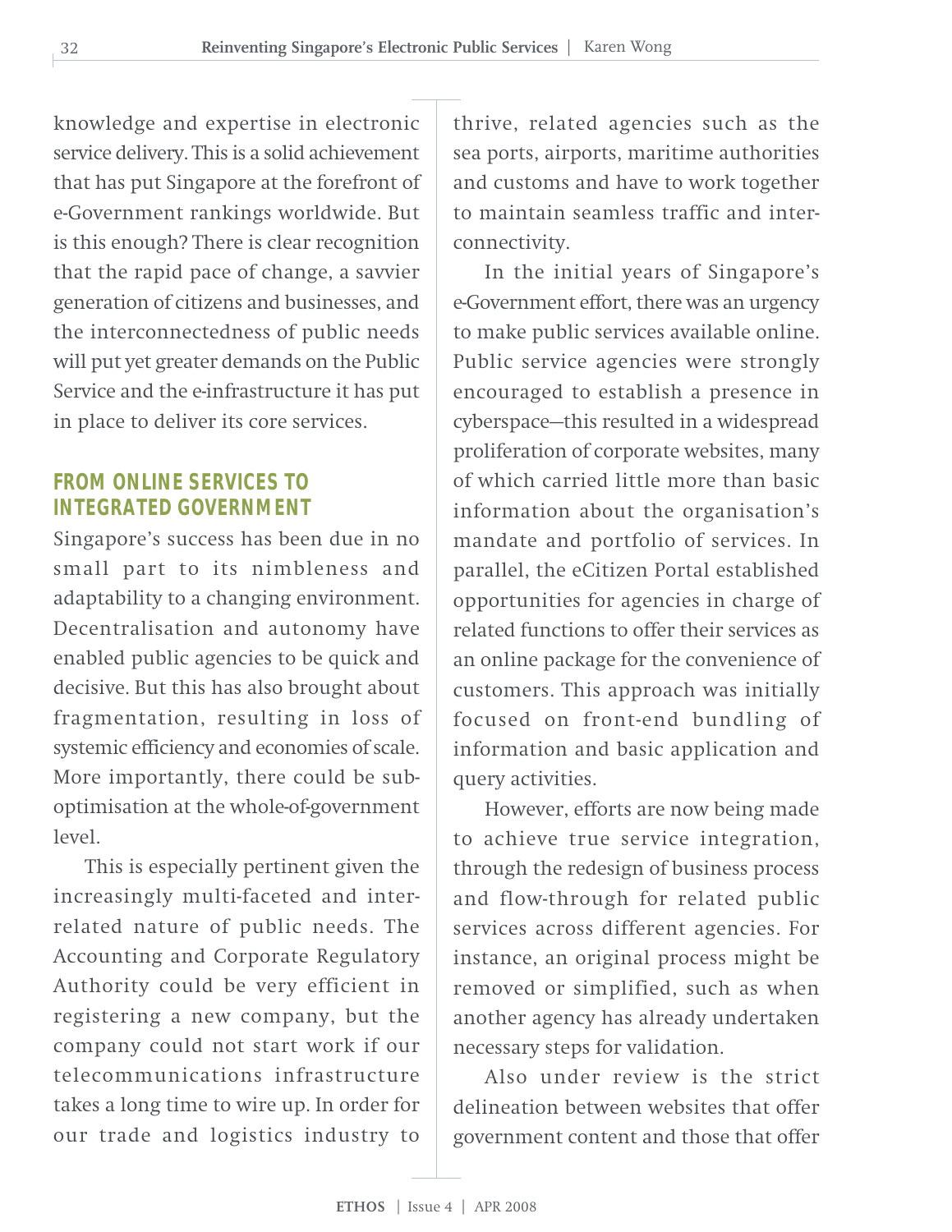knowledge and expertise in electronic service delivery. This is a solid achievement that has put Singapore at the forefront of e-Government rankings worldwide. But is this enough? There is clear recognition that the rapid pace of change, a savvier generation of citizens and businesses, and the interconnectedness of public needs will put yet greater demands on the Public Service and the e-infrastructure it has put in place to deliver its core services.

## FROM ONLINE SERVICES TO INTEGRATED GOVERNMENT

Singapore's success has been due in no small part to its nimbleness and adaptability to a changing environment. Decentralisation and autonomy have enabled public agencies to be quick and decisive. But this has also brought about fragmentation, resulting in loss of systemic efficiency and economies of scale. More importantly, there could be sub-optimisation at the whole-of-government level.

This is especially pertinent given the increasingly multi-faceted and inter-related nature of public needs. The Accounting and Corporate Regulatory Authority could be very efficient in registering a new company, but the company could not start work if our telecommunications infrastructure takes a long time to wire up. In order for our trade and logistics industry to thrive, related agencies such as the sea ports, airports, maritime authorities and customs and have to work together to maintain seamless traffic and inter-connectivity.

In the initial years of Singapore's e-Government effort, there was an urgency to make public services available online. Public service agencies were strongly encouraged to establish a presence in cyberspace—this resulted in a widespread proliferation of corporate websites, many of which carried little more than basic information about the organisation's mandate and portfolio of services. In parallel, the eCitizen Portal established opportunities for agencies in charge of related functions to offer their services as an online package for the convenience of customers. This approach was initially focused on front-end bundling of information and basic application and query activities.

However, efforts are now being made to achieve true service integration, through the redesign of business process and flow-through for related public services across different agencies. For instance, an original process might be removed or simplified, such as when another agency has already undertaken necessary steps for validation.

Also under review is the strict delineation between websites that offer government content and those that offer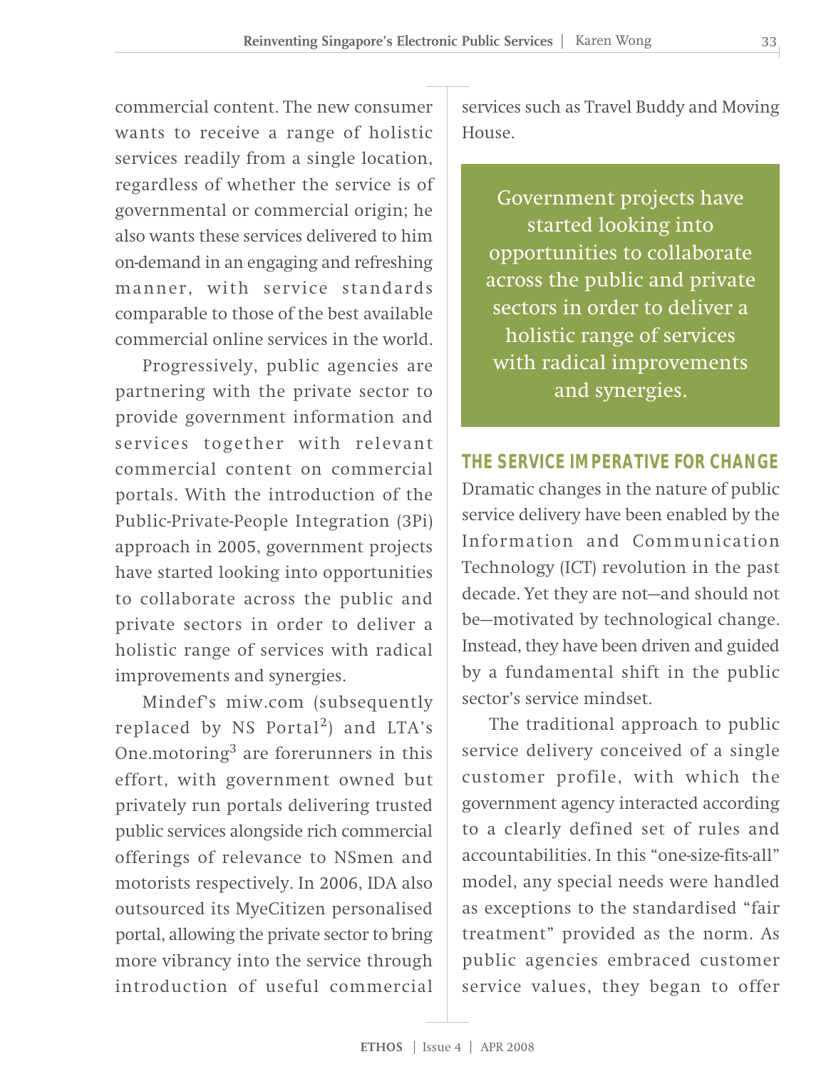commercial content. The new consumer wants to receive a range of holistic services readily from a single location, regardless of whether the service is of governmental or commercial origin; he also wants these services delivered to him on-demand in an engaging and refreshing manner, with service standards comparable to those of the best available commercial online services in the world.

Progressively, public agencies are partnering with the private sector to provide government information and services together with relevant commercial content on commercial portals. With the introduction of the Public-Private-People Integration (3Pi) approach in 2005, government projects have started looking into opportunities to collaborate across the public and private sectors in order to deliver a holistic range of services with radical improvements and synergies.

Mindef's miw.com (subsequently replaced by NS Portal[2]) and LTA's One.motoring[3] are forerunners in this effort, with government owned but privately run portals delivering trusted public services alongside rich commercial offerings of relevance to NSmen and motorists respectively. In 2006, IDA also outsourced its MyeCitizen personalised portal, allowing the private sector to bring more vibrancy into the service through introduction of useful commercial services such as Travel Buddy and Moving House.

> Government projects have started looking into opportunities to collaborate across the public and private sectors in order to deliver a holistic range of services with radical improvements and synergies.

## THE SERVICE IMPERATIVE FOR CHANGE

Dramatic changes in the nature of public service delivery have been enabled by the Information and Communication Technology (ICT) revolution in the past decade. Yet they are not—and should not be—motivated by technological change. Instead, they have been driven and guided by a fundamental shift in the public sector's service mindset.

The traditional approach to public service delivery conceived of a single customer profile, with which the government agency interacted according to a clearly defined set of rules and accountabilities. In this "one-size-fits-all" model, any special needs were handled as exceptions to the standardised "fair treatment" provided as the norm. As public agencies embraced customer service values, they began to offer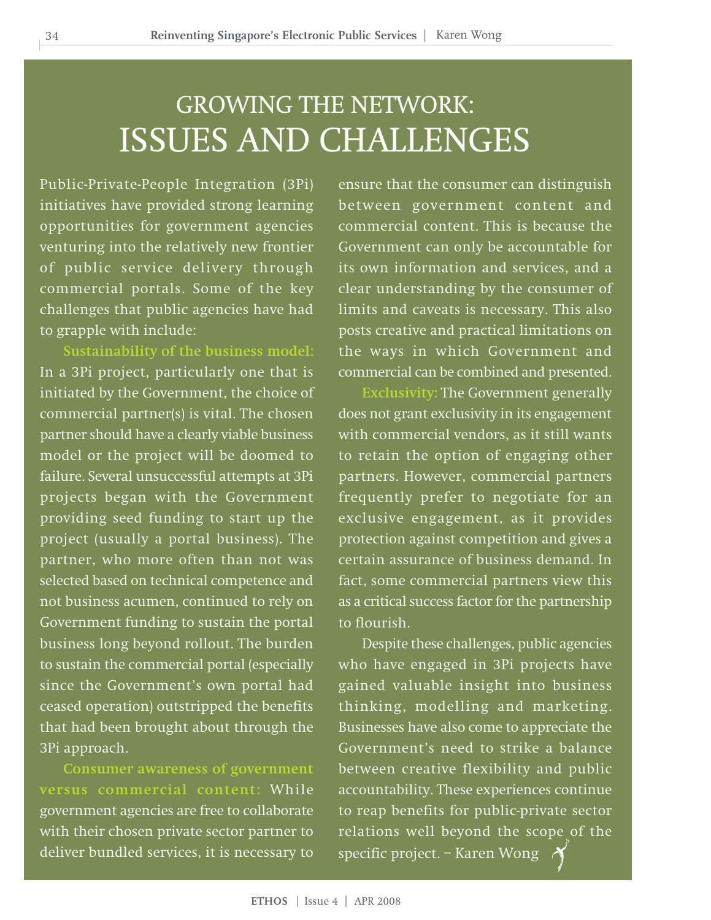# GROWING THE NETWORK: ISSUES AND CHALLENGES

Public-Private-People Integration (3Pi) initiatives have provided strong learning opportunities for government agencies venturing into the relatively new frontier of public service delivery through commercial portals. Some of the key challenges that public agencies have had to grapple with include:

**Sustainability of the business model:** In a 3Pi project, particularly one that is initiated by the Government, the choice of commercial partner(s) is vital. The chosen partner should have a clearly viable business model or the project will be doomed to failure. Several unsuccessful attempts at 3Pi projects began with the Government providing seed funding to start up the project (usually a portal business). The partner, who more often than not was selected based on technical competence and not business acumen, continued to rely on Government funding to sustain the portal business long beyond rollout. The burden to sustain the commercial portal (especially since the Government's own portal had ceased operation) outstripped the benefits that had been brought about through the 3Pi approach.

**Consumer awareness of government versus commercial content:** While government agencies are free to collaborate with their chosen private sector partner to deliver bundled services, it is necessary to ensure that the consumer can distinguish between government content and commercial content. This is because the Government can only be accountable for its own information and services, and a clear understanding by the consumer of limits and caveats is necessary. This also posts creative and practical limitations on the ways in which Government and commercial can be combined and presented.

**Exclusivity:** The Government generally does not grant exclusivity in its engagement with commercial vendors, as it still wants to retain the option of engaging other partners. However, commercial partners frequently prefer to negotiate for an exclusive engagement, as it provides protection against competition and gives a certain assurance of business demand. In fact, some commercial partners view this as a critical success factor for the partnership to flourish.

Despite these challenges, public agencies who have engaged in 3Pi projects have gained valuable insight into business thinking, modelling and marketing. Businesses have also come to appreciate the Government's need to strike a balance between creative flexibility and public accountability. These experiences continue to reap benefits for public-private sector relations well beyond the scope of the specific project. – Karen Wong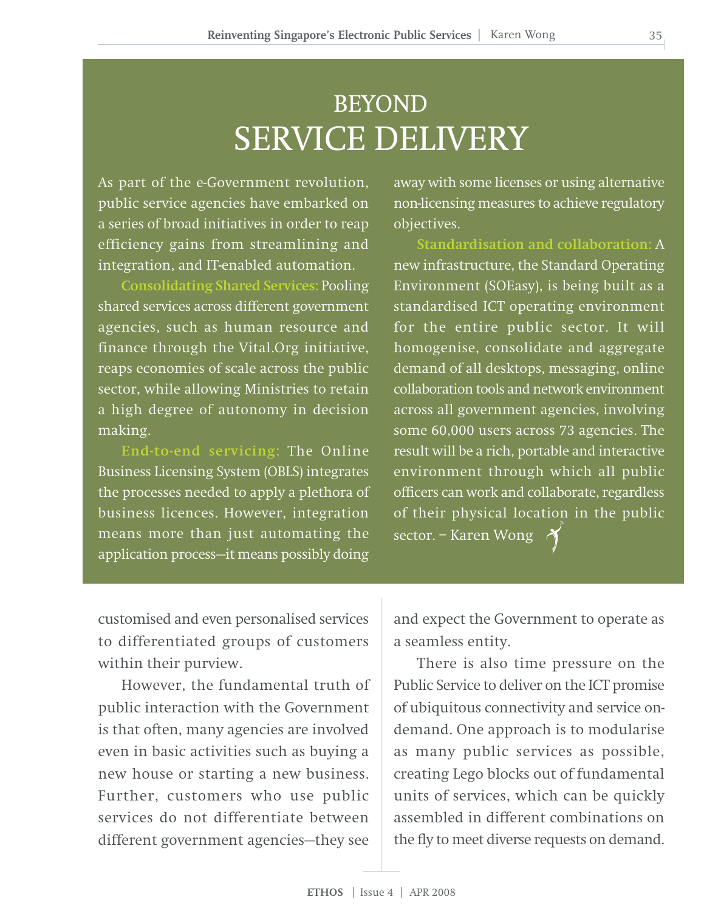# BEYOND SERVICE DELIVERY

As part of the e-Government revolution, public service agencies have embarked on a series of broad initiatives in order to reap efficiency gains from streamlining and integration, and IT-enabled automation.

**Consolidating Shared Services:** Pooling shared services across different government agencies, such as human resource and finance through the Vital.Org initiative, reaps economies of scale across the public sector, while allowing Ministries to retain a high degree of autonomy in decision making.

**End-to-end servicing:** The Online Business Licensing System (OBLS) integrates the processes needed to apply a plethora of business licences. However, integration means more than just automating the application process—it means possibly doing away with some licenses or using alternative non-licensing measures to achieve regulatory objectives.

**Standardisation and collaboration:** A new infrastructure, the Standard Operating Environment (SOEasy), is being built as a standardised ICT operating environment for the entire public sector. It will homogenise, consolidate and aggregate demand of all desktops, messaging, online collaboration tools and network environment across all government agencies, involving some 60,000 users across 73 agencies. The result will be a rich, portable and interactive environment through which all public officers can work and collaborate, regardless of their physical location in the public sector. – Karen Wong

customised and even personalised services to differentiated groups of customers within their purview.

However, the fundamental truth of public interaction with the Government is that often, many agencies are involved even in basic activities such as buying a new house or starting a new business. Further, customers who use public services do not differentiate between different government agencies—they see and expect the Government to operate as a seamless entity.

There is also time pressure on the Public Service to deliver on the ICT promise of ubiquitous connectivity and service on-demand. One approach is to modularise as many public services as possible, creating Lego blocks out of fundamental units of services, which can be quickly assembled in different combinations on the fly to meet diverse requests on demand.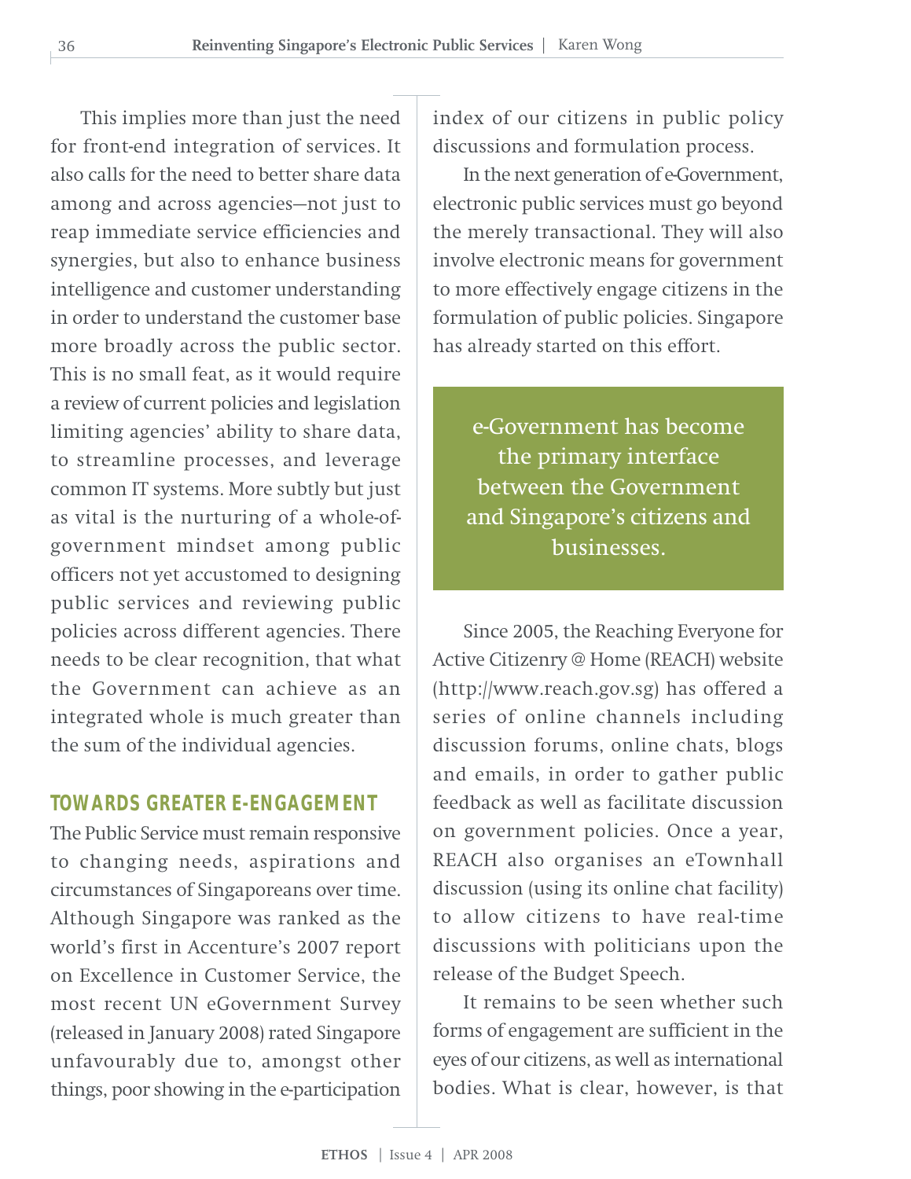This implies more than just the need for front-end integration of services. It also calls for the need to better share data among and across agencies—not just to reap immediate service efficiencies and synergies, but also to enhance business intelligence and customer understanding in order to understand the customer base more broadly across the public sector. This is no small feat, as it would require a review of current policies and legislation limiting agencies' ability to share data, to streamline processes, and leverage common IT systems. More subtly but just as vital is the nurturing of a whole-of-government mindset among public officers not yet accustomed to designing public services and reviewing public policies across different agencies. There needs to be clear recognition, that what the Government can achieve as an integrated whole is much greater than the sum of the individual agencies.

## TOWARDS GREATER E-ENGAGEMENT

The Public Service must remain responsive to changing needs, aspirations and circumstances of Singaporeans over time. Although Singapore was ranked as the world's first in Accenture's 2007 report on Excellence in Customer Service, the most recent UN eGovernment Survey (released in January 2008) rated Singapore unfavourably due to, amongst other things, poor showing in the e-participation index of our citizens in public policy discussions and formulation process.

In the next generation of e-Government, electronic public services must go beyond the merely transactional. They will also involve electronic means for government to more effectively engage citizens in the formulation of public policies. Singapore has already started on this effort.

> e-Government has become the primary interface between the Government and Singapore's citizens and businesses.

Since 2005, the Reaching Everyone for Active Citizenry @ Home (REACH) website (http://www.reach.gov.sg) has offered a series of online channels including discussion forums, online chats, blogs and emails, in order to gather public feedback as well as facilitate discussion on government policies. Once a year, REACH also organises an eTownhall discussion (using its online chat facility) to allow citizens to have real-time discussions with politicians upon the release of the Budget Speech.

It remains to be seen whether such forms of engagement are sufficient in the eyes of our citizens, as well as international bodies. What is clear, however, is that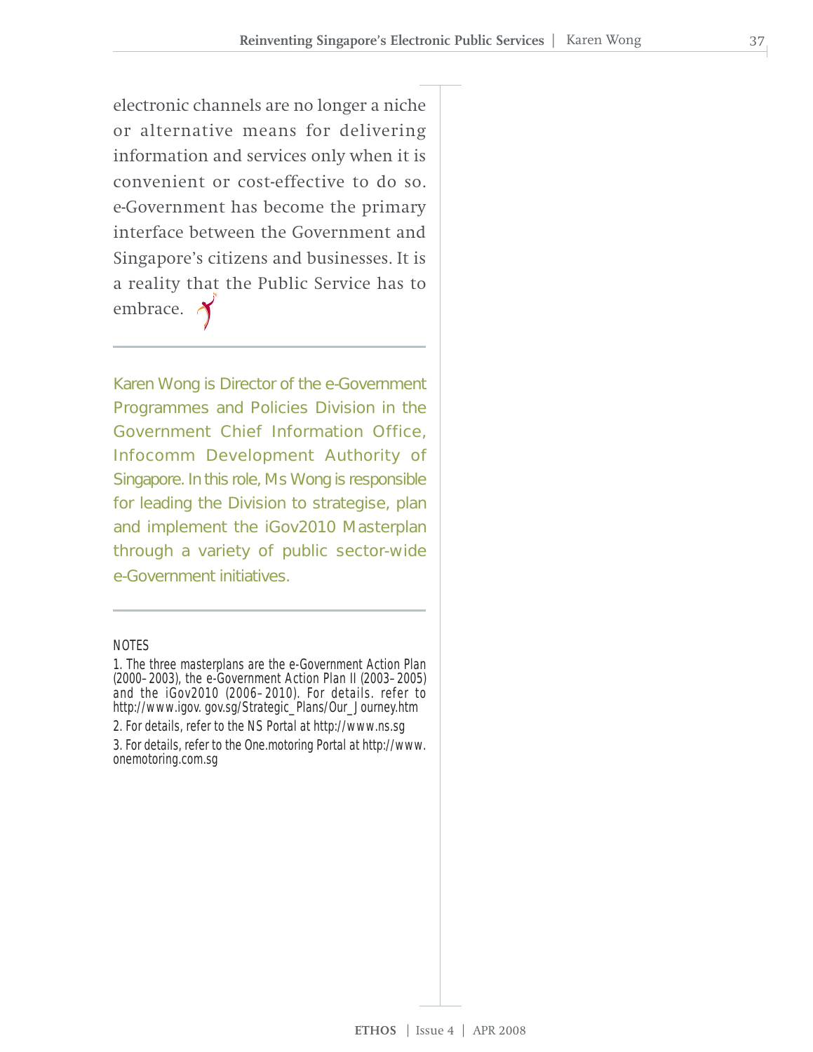electronic channels are no longer a niche or alternative means for delivering information and services only when it is convenient or cost-effective to do so. e-Government has become the primary interface between the Government and Singapore's citizens and businesses. It is a reality that the Public Service has to embrace.

---

Karen Wong is Director of the e-Government Programmes and Policies Division in the Government Chief Information Office, Infocomm Development Authority of Singapore. In this role, Ms Wong is responsible for leading the Division to strategise, plan and implement the iGov2010 Masterplan through a variety of public sector-wide e-Government initiatives.

---

NOTES

1. The three masterplans are the e-Government Action Plan (2000–2003), the e-Government Action Plan II (2003–2005) and the iGov2010 (2006–2010). For details. refer to http://www.igov. gov.sg/Strategic_Plans/Our_Journey.htm

2. For details, refer to the NS Portal at http://www.ns.sg

3. For details, refer to the One.motoring Portal at http://www.onemotoring.com.sg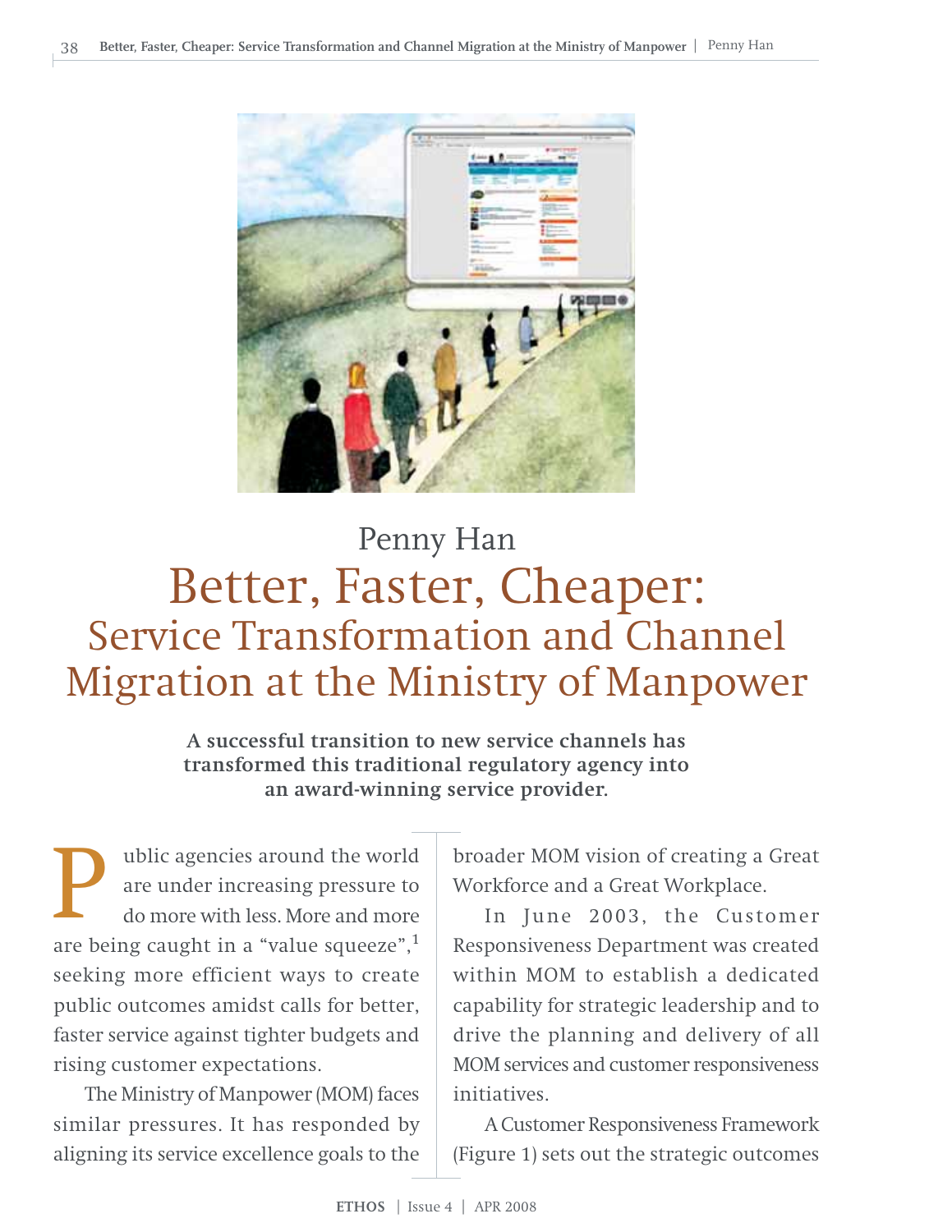Penny Han

# Better, Faster, Cheaper: Service Transformation and Channel Migration at the Ministry of Manpower

**A successful transition to new service channels has transformed this traditional regulatory agency into an award-winning service provider.**

Public agencies around the world are under increasing pressure to do more with less. More and more are being caught in a "value squeeze",[1] seeking more efficient ways to create public outcomes amidst calls for better, faster service against tighter budgets and rising customer expectations.

The Ministry of Manpower (MOM) faces similar pressures. It has responded by aligning its service excellence goals to the broader MOM vision of creating a Great Workforce and a Great Workplace.

In June 2003, the Customer Responsiveness Department was created within MOM to establish a dedicated capability for strategic leadership and to drive the planning and delivery of all MOM services and customer responsiveness initiatives.

A Customer Responsiveness Framework (Figure 1) sets out the strategic outcomes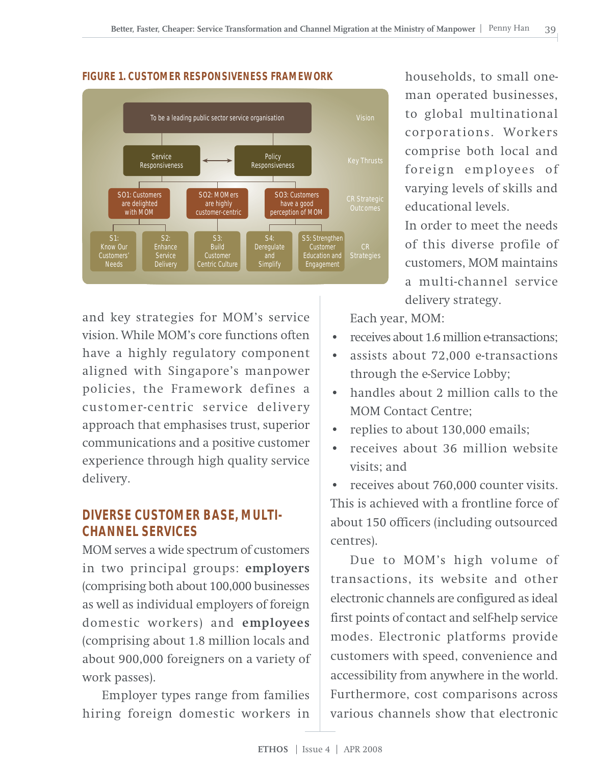**FIGURE 1. CUSTOMER RESPONSIVENESS FRAMEWORK**

| Level | Content |
|---|---|
| Vision | To be a leading public sector service organisation |
| Key Thrusts | Service Responsiveness ⟷ Policy Responsiveness |
| CR Strategic Outcomes | SO1: Customers are delighted with MOM; SO2: MOMers are highly customer-centric; SO3: Customers have a good perception of MOM |
| CR Strategies | S1: Know Our Customers' Needs; S2: Enhance Service Delivery; S3: Build Customer Centric Culture; S4: Deregulate and Simplify; S5: Strengthen Customer Education and Engagement |

and key strategies for MOM's service vision. While MOM's core functions often have a highly regulatory component aligned with Singapore's manpower policies, the Framework defines a customer-centric service delivery approach that emphasises trust, superior communications and a positive customer experience through high quality service delivery.

## DIVERSE CUSTOMER BASE, MULTI-CHANNEL SERVICES

MOM serves a wide spectrum of customers in two principal groups: **employers** (comprising both about 100,000 businesses as well as individual employers of foreign domestic workers) and **employees** (comprising about 1.8 million locals and about 900,000 foreigners on a variety of work passes).

Employer types range from families hiring foreign domestic workers in households, to small one-man operated businesses, to global multinational corporations. Workers comprise both local and foreign employees of varying levels of skills and educational levels.

In order to meet the needs of this diverse profile of customers, MOM maintains a multi-channel service delivery strategy.

Each year, MOM:

- receives about 1.6 million e-transactions;
- assists about 72,000 e-transactions through the e-Service Lobby;
- handles about 2 million calls to the MOM Contact Centre;
- replies to about 130,000 emails;
- receives about 36 million website visits; and
- receives about 760,000 counter visits.

This is achieved with a frontline force of about 150 officers (including outsourced centres).

Due to MOM's high volume of transactions, its website and other electronic channels are configured as ideal first points of contact and self-help service modes. Electronic platforms provide customers with speed, convenience and accessibility from anywhere in the world. Furthermore, cost comparisons across various channels show that electronic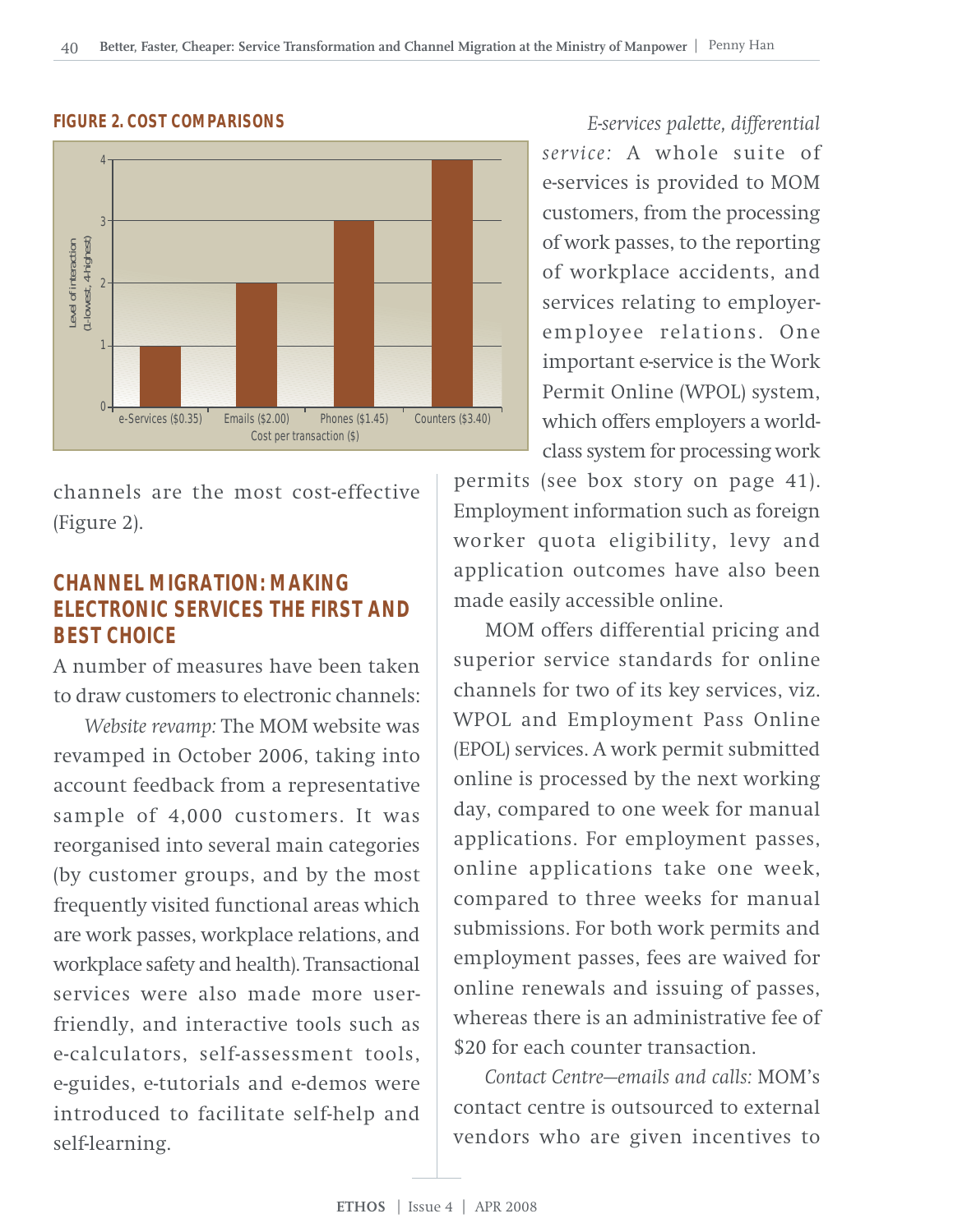**FIGURE 2. COST COMPARISONS**

| Cost per transaction ($) | Level of interaction (1-lowest, 4-highest) |
|---|---|
| e-Services ($0.35) | 1 |
| Emails ($2.00) | 2 |
| Phones ($1.45) | 3 |
| Counters ($3.40) | 4 |

channels are the most cost-effective (Figure 2).

## CHANNEL MIGRATION: MAKING ELECTRONIC SERVICES THE FIRST AND BEST CHOICE

A number of measures have been taken to draw customers to electronic channels:

*Website revamp:* The MOM website was revamped in October 2006, taking into account feedback from a representative sample of 4,000 customers. It was reorganised into several main categories (by customer groups, and by the most frequently visited functional areas which are work passes, workplace relations, and workplace safety and health). Transactional services were also made more user-friendly, and interactive tools such as e-calculators, self-assessment tools, e-guides, e-tutorials and e-demos were introduced to facilitate self-help and self-learning.

*E-services palette, differential service:* A whole suite of e-services is provided to MOM customers, from the processing of work passes, to the reporting of workplace accidents, and services relating to employer-employee relations. One important e-service is the Work Permit Online (WPOL) system, which offers employers a world-class system for processing work permits (see box story on page 41). Employment information such as foreign worker quota eligibility, levy and application outcomes have also been made easily accessible online.

MOM offers differential pricing and superior service standards for online channels for two of its key services, viz. WPOL and Employment Pass Online (EPOL) services. A work permit submitted online is processed by the next working day, compared to one week for manual applications. For employment passes, online applications take one week, compared to three weeks for manual submissions. For both work permits and employment passes, fees are waived for online renewals and issuing of passes, whereas there is an administrative fee of $20 for each counter transaction.

*Contact Centre—emails and calls:* MOM's contact centre is outsourced to external vendors who are given incentives to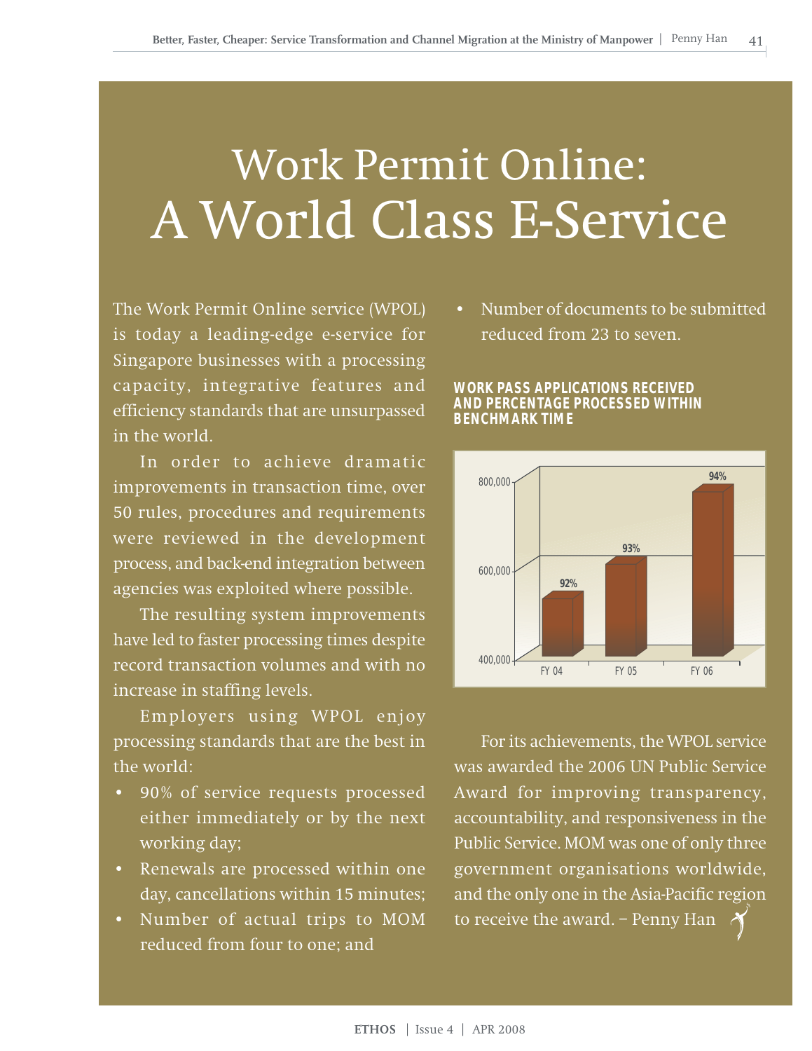# Work Permit Online: A World Class E-Service

The Work Permit Online service (WPOL) is today a leading-edge e-service for Singapore businesses with a processing capacity, integrative features and efficiency standards that are unsurpassed in the world.

In order to achieve dramatic improvements in transaction time, over 50 rules, procedures and requirements were reviewed in the development process, and back-end integration between agencies was exploited where possible.

The resulting system improvements have led to faster processing times despite record transaction volumes and with no increase in staffing levels.

Employers using WPOL enjoy processing standards that are the best in the world:

- 90% of service requests processed either immediately or by the next working day;
- Renewals are processed within one day, cancellations within 15 minutes;
- Number of actual trips to MOM reduced from four to one; and
- Number of documents to be submitted reduced from 23 to seven.

**WORK PASS APPLICATIONS RECEIVED AND PERCENTAGE PROCESSED WITHIN BENCHMARK TIME**

| | FY 04 | FY 05 | FY 06 |
|---|---|---|---|
| Percentage processed within benchmark time | 92% | 93% | 94% |

For its achievements, the WPOL service was awarded the 2006 UN Public Service Award for improving transparency, accountability, and responsiveness in the Public Service. MOM was one of only three government organisations worldwide, and the only one in the Asia-Pacific region to receive the award. – Penny Han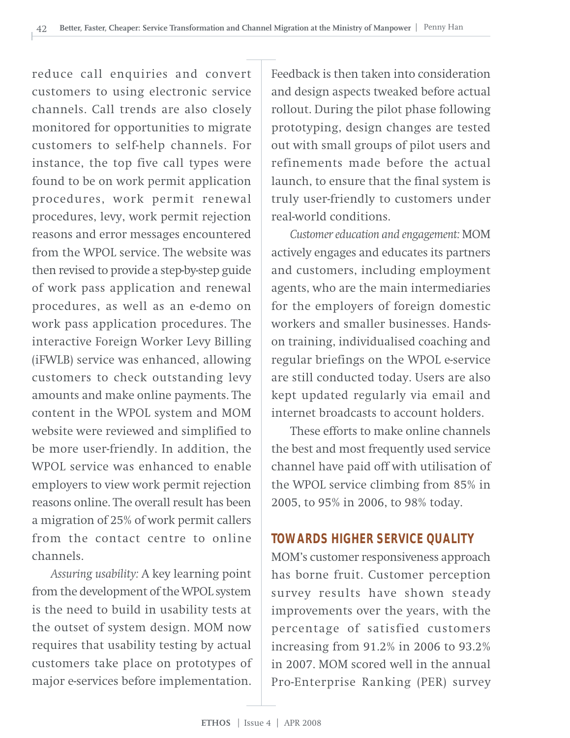reduce call enquiries and convert customers to using electronic service channels. Call trends are also closely monitored for opportunities to migrate customers to self-help channels. For instance, the top five call types were found to be on work permit application procedures, work permit renewal procedures, levy, work permit rejection reasons and error messages encountered from the WPOL service. The website was then revised to provide a step-by-step guide of work pass application and renewal procedures, as well as an e-demo on work pass application procedures. The interactive Foreign Worker Levy Billing (iFWLB) service was enhanced, allowing customers to check outstanding levy amounts and make online payments. The content in the WPOL system and MOM website were reviewed and simplified to be more user-friendly. In addition, the WPOL service was enhanced to enable employers to view work permit rejection reasons online. The overall result has been a migration of 25% of work permit callers from the contact centre to online channels.

*Assuring usability:* A key learning point from the development of the WPOL system is the need to build in usability tests at the outset of system design. MOM now requires that usability testing by actual customers take place on prototypes of major e-services before implementation. Feedback is then taken into consideration and design aspects tweaked before actual rollout. During the pilot phase following prototyping, design changes are tested out with small groups of pilot users and refinements made before the actual launch, to ensure that the final system is truly user-friendly to customers under real-world conditions.

*Customer education and engagement:* MOM actively engages and educates its partners and customers, including employment agents, who are the main intermediaries for the employers of foreign domestic workers and smaller businesses. Hands-on training, individualised coaching and regular briefings on the WPOL e-service are still conducted today. Users are also kept updated regularly via email and internet broadcasts to account holders.

These efforts to make online channels the best and most frequently used service channel have paid off with utilisation of the WPOL service climbing from 85% in 2005, to 95% in 2006, to 98% today.

## TOWARDS HIGHER SERVICE QUALITY

MOM's customer responsiveness approach has borne fruit. Customer perception survey results have shown steady improvements over the years, with the percentage of satisfied customers increasing from 91.2% in 2006 to 93.2% in 2007. MOM scored well in the annual Pro-Enterprise Ranking (PER) survey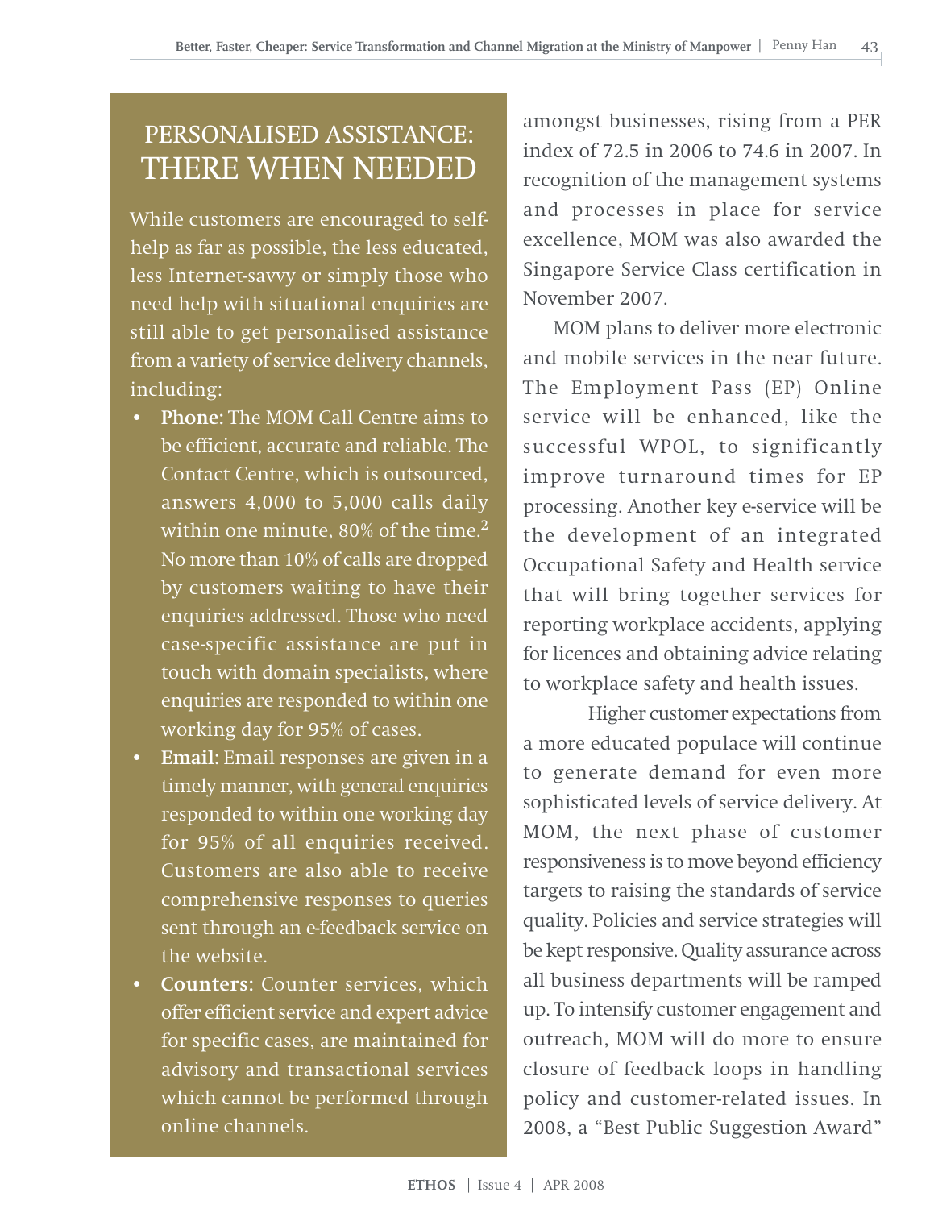## PERSONALISED ASSISTANCE: THERE WHEN NEEDED

While customers are encouraged to self-help as far as possible, the less educated, less Internet-savvy or simply those who need help with situational enquiries are still able to get personalised assistance from a variety of service delivery channels, including:

- **Phone**: The MOM Call Centre aims to be efficient, accurate and reliable. The Contact Centre, which is outsourced, answers 4,000 to 5,000 calls daily within one minute, 80% of the time.[2] No more than 10% of calls are dropped by customers waiting to have their enquiries addressed. Those who need case-specific assistance are put in touch with domain specialists, where enquiries are responded to within one working day for 95% of cases.
- **Email:** Email responses are given in a timely manner, with general enquiries responded to within one working day for 95% of all enquiries received. Customers are also able to receive comprehensive responses to queries sent through an e-feedback service on the website.
- **Counters:** Counter services, which offer efficient service and expert advice for specific cases, are maintained for advisory and transactional services which cannot be performed through online channels.

amongst businesses, rising from a PER index of 72.5 in 2006 to 74.6 in 2007. In recognition of the management systems and processes in place for service excellence, MOM was also awarded the Singapore Service Class certification in November 2007.

MOM plans to deliver more electronic and mobile services in the near future. The Employment Pass (EP) Online service will be enhanced, like the successful WPOL, to significantly improve turnaround times for EP processing. Another key e-service will be the development of an integrated Occupational Safety and Health service that will bring together services for reporting workplace accidents, applying for licences and obtaining advice relating to workplace safety and health issues.

Higher customer expectations from a more educated populace will continue to generate demand for even more sophisticated levels of service delivery. At MOM, the next phase of customer responsiveness is to move beyond efficiency targets to raising the standards of service quality. Policies and service strategies will be kept responsive. Quality assurance across all business departments will be ramped up. To intensify customer engagement and outreach, MOM will do more to ensure closure of feedback loops in handling policy and customer-related issues. In 2008, a "Best Public Suggestion Award"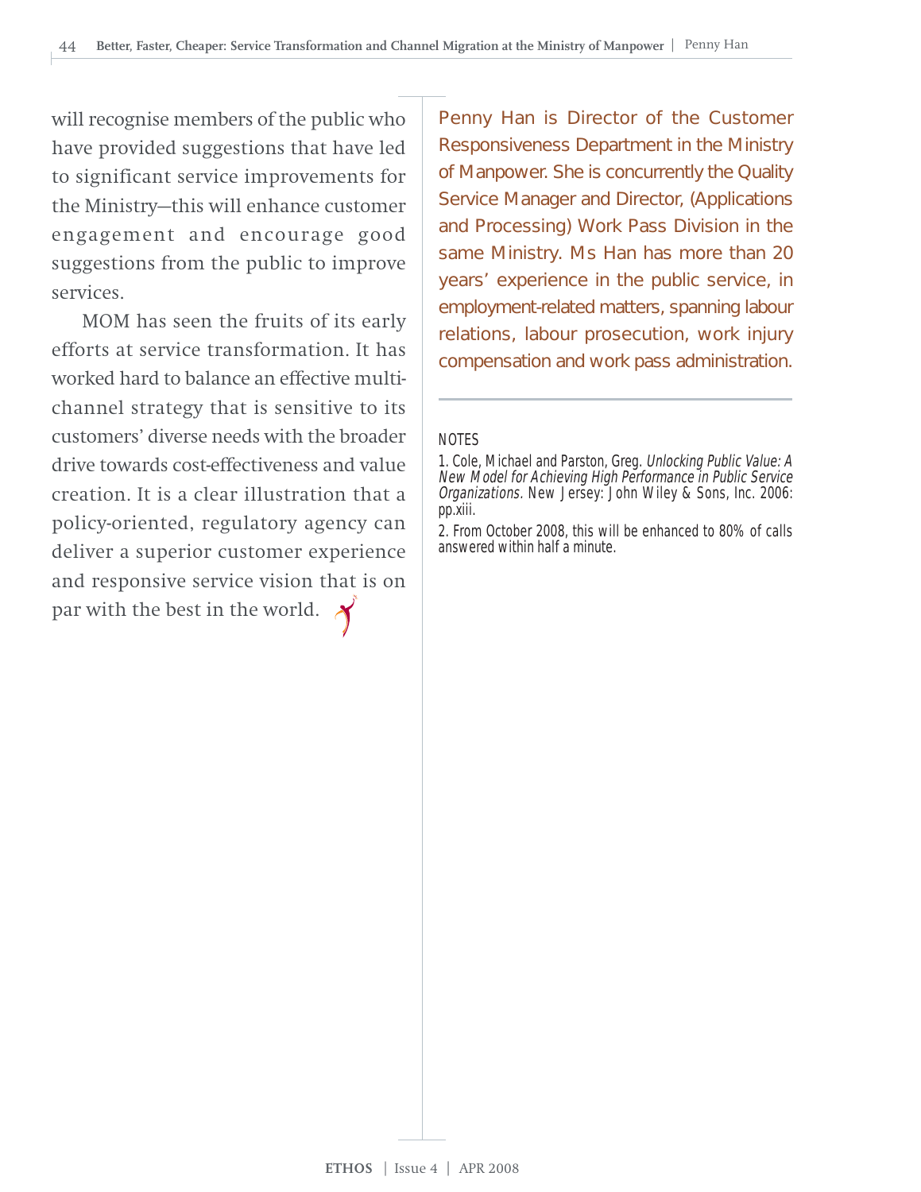will recognise members of the public who have provided suggestions that have led to significant service improvements for the Ministry—this will enhance customer engagement and encourage good suggestions from the public to improve services.

MOM has seen the fruits of its early efforts at service transformation. It has worked hard to balance an effective multi-channel strategy that is sensitive to its customers' diverse needs with the broader drive towards cost-effectiveness and value creation. It is a clear illustration that a policy-oriented, regulatory agency can deliver a superior customer experience and responsive service vision that is on par with the best in the world.

Penny Han is Director of the Customer Responsiveness Department in the Ministry of Manpower. She is concurrently the Quality Service Manager and Director, (Applications and Processing) Work Pass Division in the same Ministry. Ms Han has more than 20 years' experience in the public service, in employment-related matters, spanning labour relations, labour prosecution, work injury compensation and work pass administration.

---

NOTES

1. Cole, Michael and Parston, Greg. *Unlocking Public Value: A New Model for Achieving High Performance in Public Service Organizations.* New Jersey: John Wiley & Sons, Inc. 2006: pp.xiii.

2. From October 2008, this will be enhanced to 80% of calls answered within half a minute.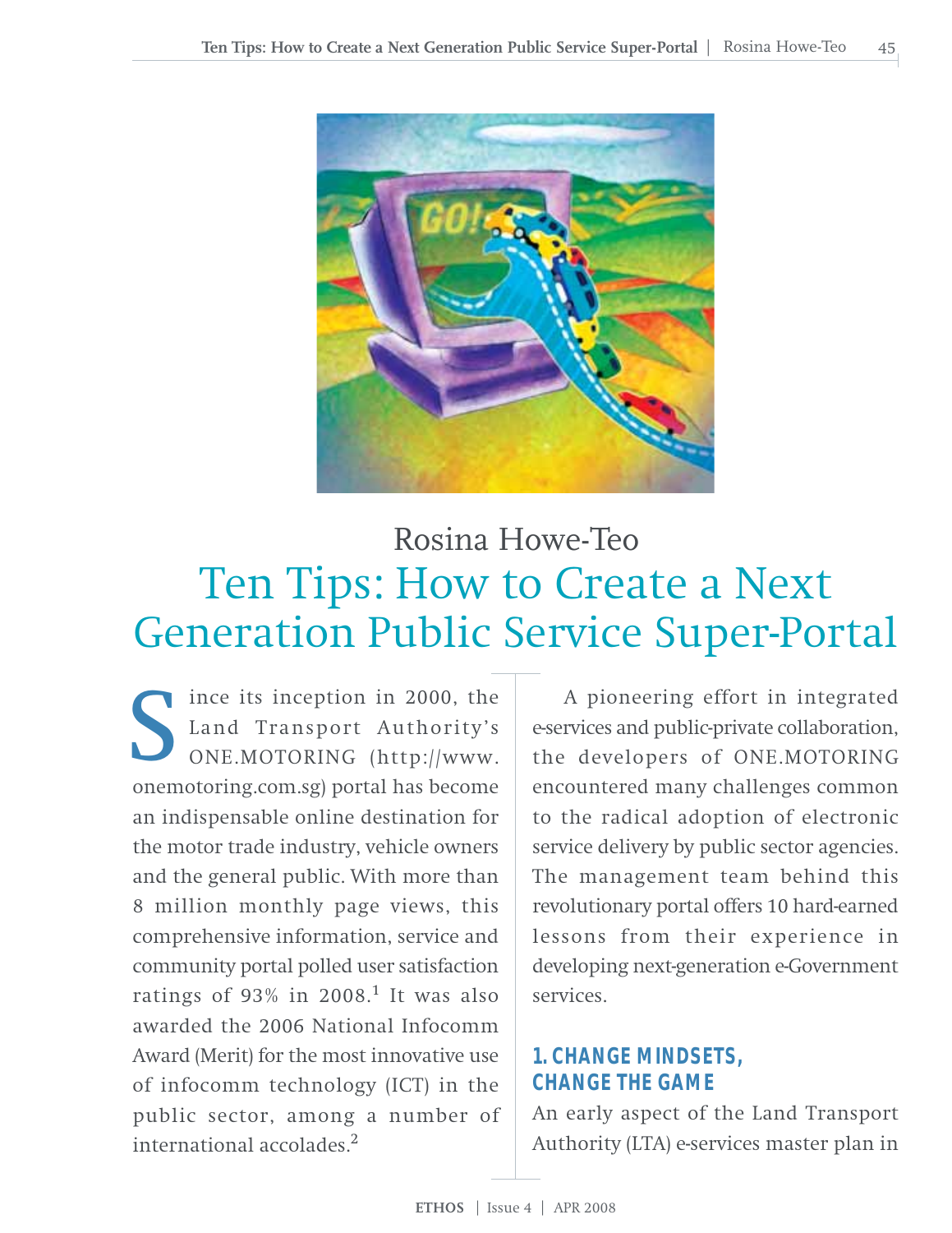Rosina Howe-Teo

# Ten Tips: How to Create a Next Generation Public Service Super-Portal

Since its inception in 2000, the Land Transport Authority's ONE.MOTORING (http://www.onemotoring.com.sg) portal has become an indispensable online destination for the motor trade industry, vehicle owners and the general public. With more than 8 million monthly page views, this comprehensive information, service and community portal polled user satisfaction ratings of 93% in 2008.[1] It was also awarded the 2006 National Infocomm Award (Merit) for the most innovative use of infocomm technology (ICT) in the public sector, among a number of international accolades.[2]

A pioneering effort in integrated e-services and public-private collaboration, the developers of ONE.MOTORING encountered many challenges common to the radical adoption of electronic service delivery by public sector agencies. The management team behind this revolutionary portal offers 10 hard-earned lessons from their experience in developing next-generation e-Government services.

## 1. CHANGE MINDSETS, CHANGE THE GAME

An early aspect of the Land Transport Authority (LTA) e-services master plan in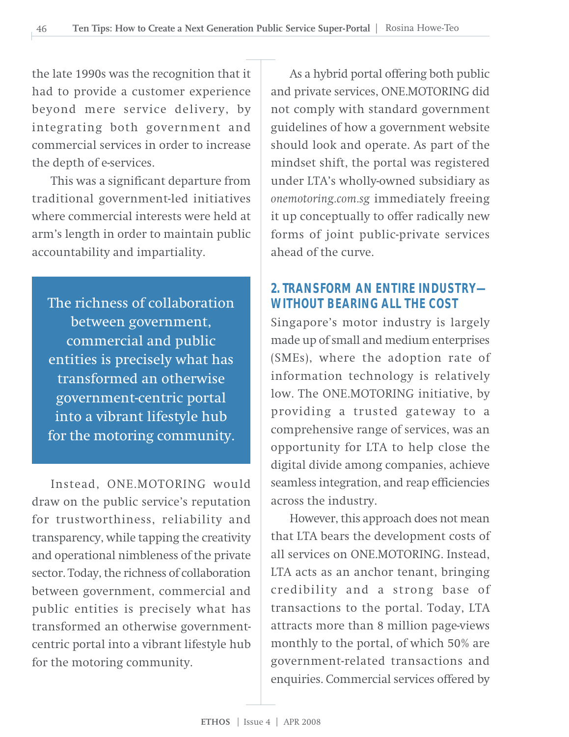the late 1990s was the recognition that it had to provide a customer experience beyond mere service delivery, by integrating both government and commercial services in order to increase the depth of e-services.

This was a significant departure from traditional government-led initiatives where commercial interests were held at arm's length in order to maintain public accountability and impartiality.

> The richness of collaboration between government, commercial and public entities is precisely what has transformed an otherwise government-centric portal into a vibrant lifestyle hub for the motoring community.

Instead, ONE.MOTORING would draw on the public service's reputation for trustworthiness, reliability and transparency, while tapping the creativity and operational nimbleness of the private sector. Today, the richness of collaboration between government, commercial and public entities is precisely what has transformed an otherwise government-centric portal into a vibrant lifestyle hub for the motoring community.

As a hybrid portal offering both public and private services, ONE.MOTORING did not comply with standard government guidelines of how a government website should look and operate. As part of the mindset shift, the portal was registered under LTA's wholly-owned subsidiary as *onemotoring.com.sg* immediately freeing it up conceptually to offer radically new forms of joint public-private services ahead of the curve.

## 2. TRANSFORM AN ENTIRE INDUSTRY—WITHOUT BEARING ALL THE COST

Singapore's motor industry is largely made up of small and medium enterprises (SMEs), where the adoption rate of information technology is relatively low. The ONE.MOTORING initiative, by providing a trusted gateway to a comprehensive range of services, was an opportunity for LTA to help close the digital divide among companies, achieve seamless integration, and reap efficiencies across the industry.

However, this approach does not mean that LTA bears the development costs of all services on ONE.MOTORING. Instead, LTA acts as an anchor tenant, bringing credibility and a strong base of transactions to the portal. Today, LTA attracts more than 8 million page-views monthly to the portal, of which 50% are government-related transactions and enquiries. Commercial services offered by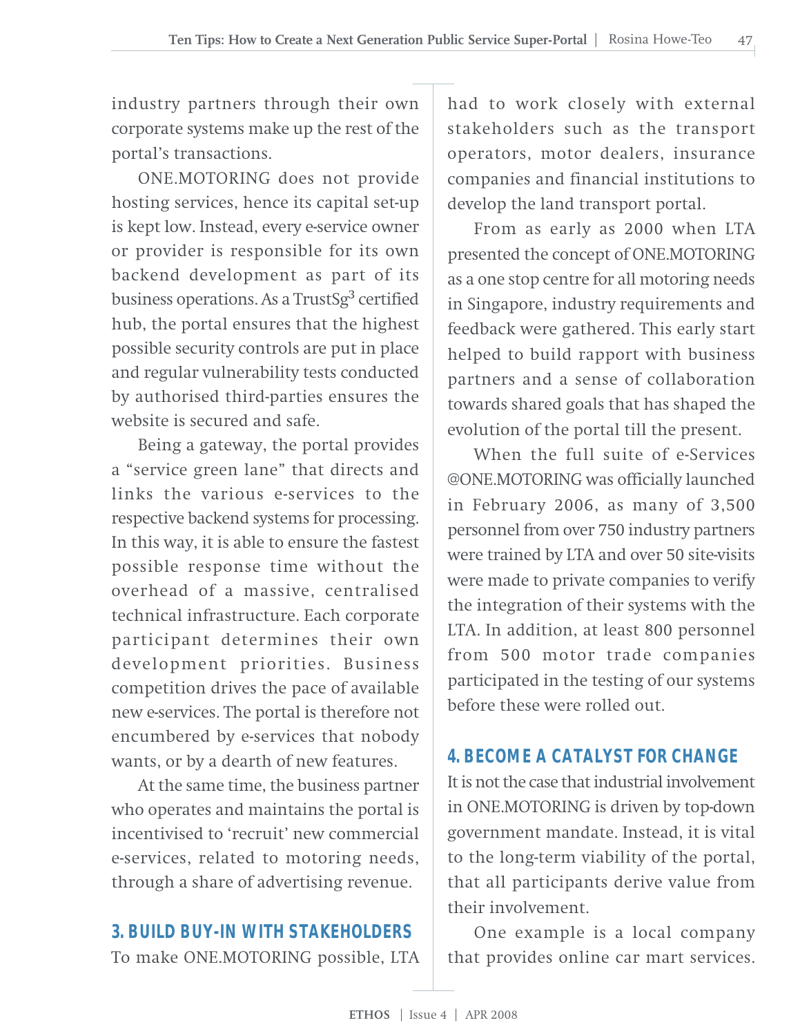industry partners through their own corporate systems make up the rest of the portal's transactions.

ONE.MOTORING does not provide hosting services, hence its capital set-up is kept low. Instead, every e-service owner or provider is responsible for its own backend development as part of its business operations. As a TrustSg[3] certified hub, the portal ensures that the highest possible security controls are put in place and regular vulnerability tests conducted by authorised third-parties ensures the website is secured and safe.

Being a gateway, the portal provides a "service green lane" that directs and links the various e-services to the respective backend systems for processing. In this way, it is able to ensure the fastest possible response time without the overhead of a massive, centralised technical infrastructure. Each corporate participant determines their own development priorities. Business competition drives the pace of available new e-services. The portal is therefore not encumbered by e-services that nobody wants, or by a dearth of new features.

At the same time, the business partner who operates and maintains the portal is incentivised to 'recruit' new commercial e-services, related to motoring needs, through a share of advertising revenue.

## 3. BUILD BUY-IN WITH STAKEHOLDERS

To make ONE.MOTORING possible, LTA had to work closely with external stakeholders such as the transport operators, motor dealers, insurance companies and financial institutions to develop the land transport portal.

From as early as 2000 when LTA presented the concept of ONE.MOTORING as a one stop centre for all motoring needs in Singapore, industry requirements and feedback were gathered. This early start helped to build rapport with business partners and a sense of collaboration towards shared goals that has shaped the evolution of the portal till the present.

When the full suite of e-Services @ONE.MOTORING was officially launched in February 2006, as many of 3,500 personnel from over 750 industry partners were trained by LTA and over 50 site-visits were made to private companies to verify the integration of their systems with the LTA. In addition, at least 800 personnel from 500 motor trade companies participated in the testing of our systems before these were rolled out.

## 4. BECOME A CATALYST FOR CHANGE

It is not the case that industrial involvement in ONE.MOTORING is driven by top-down government mandate. Instead, it is vital to the long-term viability of the portal, that all participants derive value from their involvement.

One example is a local company that provides online car mart services.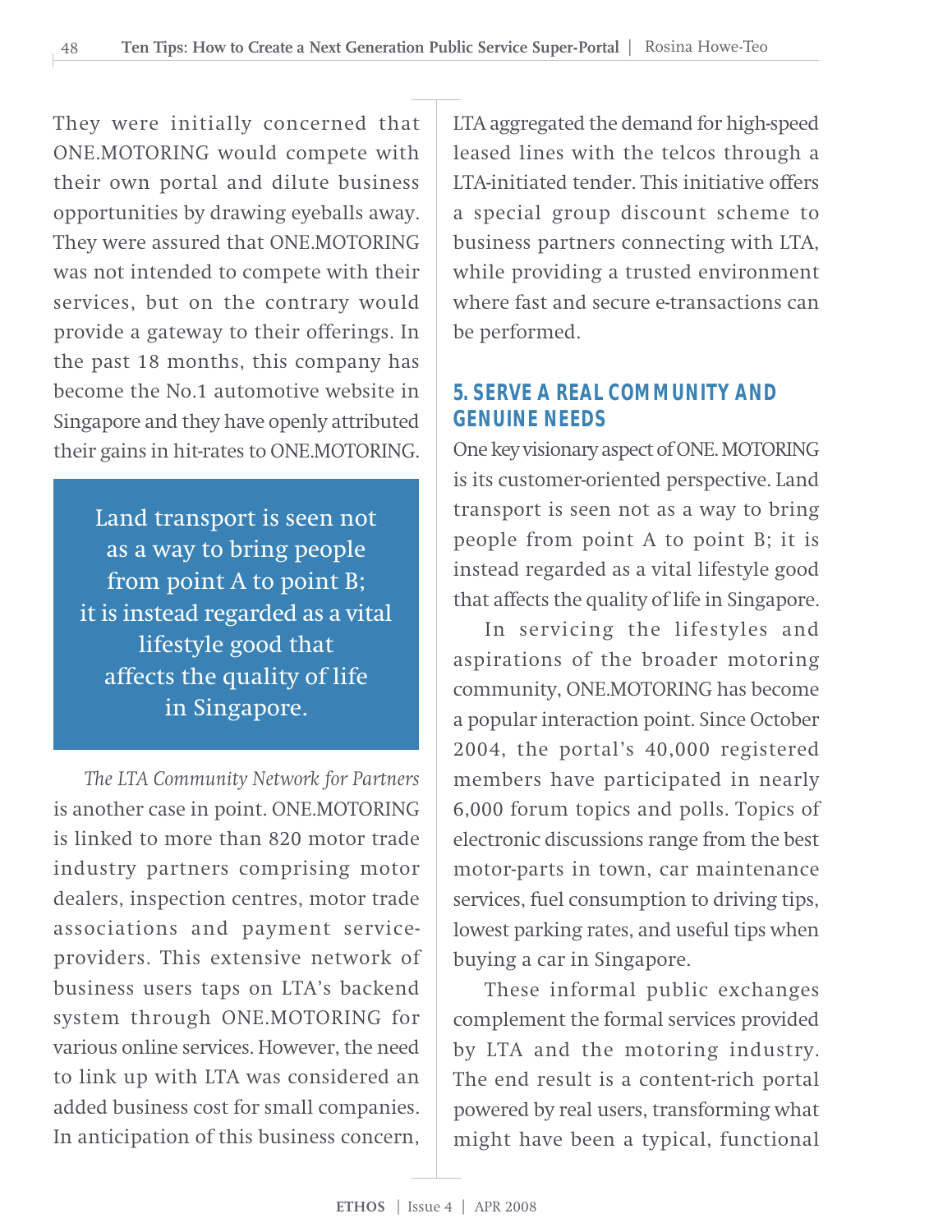They were initially concerned that ONE.MOTORING would compete with their own portal and dilute business opportunities by drawing eyeballs away. They were assured that ONE.MOTORING was not intended to compete with their services, but on the contrary would provide a gateway to their offerings. In the past 18 months, this company has become the No.1 automotive website in Singapore and they have openly attributed their gains in hit-rates to ONE.MOTORING.

> Land transport is seen not as a way to bring people from point A to point B; it is instead regarded as a vital lifestyle good that affects the quality of life in Singapore.

*The LTA Community Network for Partners* is another case in point. ONE.MOTORING is linked to more than 820 motor trade industry partners comprising motor dealers, inspection centres, motor trade associations and payment service-providers. This extensive network of business users taps on LTA's backend system through ONE.MOTORING for various online services. However, the need to link up with LTA was considered an added business cost for small companies. In anticipation of this business concern, LTA aggregated the demand for high-speed leased lines with the telcos through a LTA-initiated tender. This initiative offers a special group discount scheme to business partners connecting with LTA, while providing a trusted environment where fast and secure e-transactions can be performed.

## 5. SERVE A REAL COMMUNITY AND GENUINE NEEDS

One key visionary aspect of ONE. MOTORING is its customer-oriented perspective. Land transport is seen not as a way to bring people from point A to point B; it is instead regarded as a vital lifestyle good that affects the quality of life in Singapore.

In servicing the lifestyles and aspirations of the broader motoring community, ONE.MOTORING has become a popular interaction point. Since October 2004, the portal's 40,000 registered members have participated in nearly 6,000 forum topics and polls. Topics of electronic discussions range from the best motor-parts in town, car maintenance services, fuel consumption to driving tips, lowest parking rates, and useful tips when buying a car in Singapore.

These informal public exchanges complement the formal services provided by LTA and the motoring industry. The end result is a content-rich portal powered by real users, transforming what might have been a typical, functional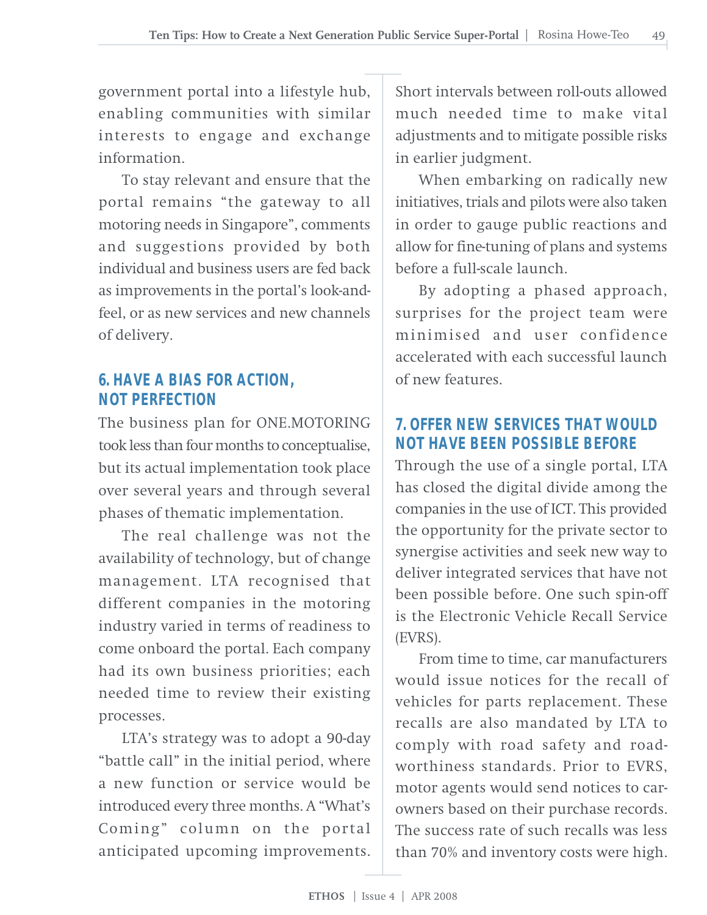government portal into a lifestyle hub, enabling communities with similar interests to engage and exchange information.

To stay relevant and ensure that the portal remains "the gateway to all motoring needs in Singapore", comments and suggestions provided by both individual and business users are fed back as improvements in the portal's look-and-feel, or as new services and new channels of delivery.

## 6. HAVE A BIAS FOR ACTION, NOT PERFECTION

The business plan for ONE.MOTORING took less than four months to conceptualise, but its actual implementation took place over several years and through several phases of thematic implementation.

The real challenge was not the availability of technology, but of change management. LTA recognised that different companies in the motoring industry varied in terms of readiness to come onboard the portal. Each company had its own business priorities; each needed time to review their existing processes.

LTA's strategy was to adopt a 90-day "battle call" in the initial period, where a new function or service would be introduced every three months. A "What's Coming" column on the portal anticipated upcoming improvements. Short intervals between roll-outs allowed much needed time to make vital adjustments and to mitigate possible risks in earlier judgment.

When embarking on radically new initiatives, trials and pilots were also taken in order to gauge public reactions and allow for fine-tuning of plans and systems before a full-scale launch.

By adopting a phased approach, surprises for the project team were minimised and user confidence accelerated with each successful launch of new features.

## 7. OFFER NEW SERVICES THAT WOULD NOT HAVE BEEN POSSIBLE BEFORE

Through the use of a single portal, LTA has closed the digital divide among the companies in the use of ICT. This provided the opportunity for the private sector to synergise activities and seek new way to deliver integrated services that have not been possible before. One such spin-off is the Electronic Vehicle Recall Service (EVRS).

From time to time, car manufacturers would issue notices for the recall of vehicles for parts replacement. These recalls are also mandated by LTA to comply with road safety and road-worthiness standards. Prior to EVRS, motor agents would send notices to car-owners based on their purchase records. The success rate of such recalls was less than 70% and inventory costs were high.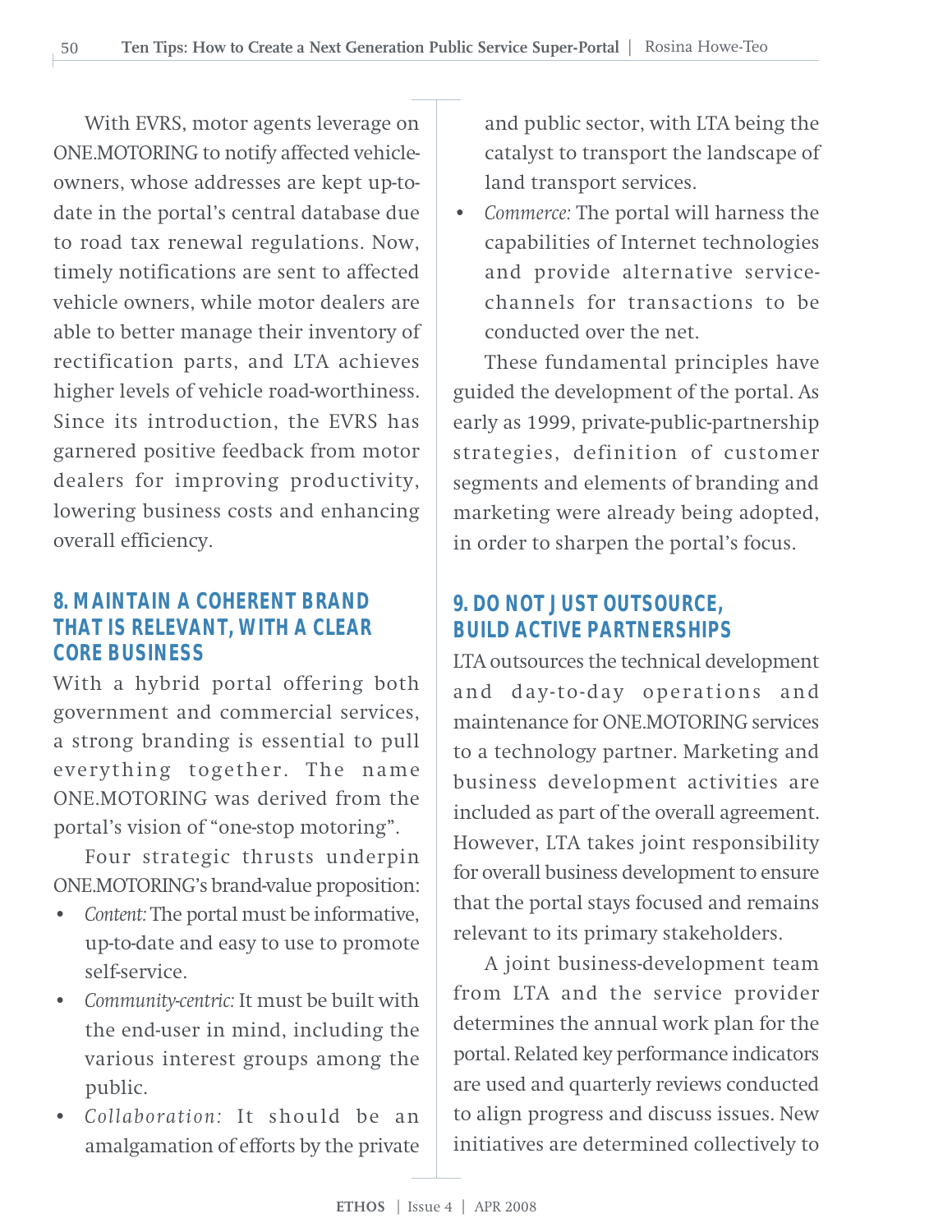With EVRS, motor agents leverage on ONE.MOTORING to notify affected vehicle-owners, whose addresses are kept up-to-date in the portal's central database due to road tax renewal regulations. Now, timely notifications are sent to affected vehicle owners, while motor dealers are able to better manage their inventory of rectification parts, and LTA achieves higher levels of vehicle road-worthiness. Since its introduction, the EVRS has garnered positive feedback from motor dealers for improving productivity, lowering business costs and enhancing overall efficiency.

## 8. MAINTAIN A COHERENT BRAND THAT IS RELEVANT, WITH A CLEAR CORE BUSINESS

With a hybrid portal offering both government and commercial services, a strong branding is essential to pull everything together. The name ONE.MOTORING was derived from the portal's vision of "one-stop motoring".

Four strategic thrusts underpin ONE.MOTORING's brand-value proposition:

- *Content:* The portal must be informative, up-to-date and easy to use to promote self-service.
- *Community-centric:* It must be built with the end-user in mind, including the various interest groups among the public.
- *Collaboration:* It should be an amalgamation of efforts by the private and public sector, with LTA being the catalyst to transport the landscape of land transport services.
- *Commerce:* The portal will harness the capabilities of Internet technologies and provide alternative service-channels for transactions to be conducted over the net.

These fundamental principles have guided the development of the portal. As early as 1999, private-public-partnership strategies, definition of customer segments and elements of branding and marketing were already being adopted, in order to sharpen the portal's focus.

## 9. DO NOT JUST OUTSOURCE, BUILD ACTIVE PARTNERSHIPS

LTA outsources the technical development and day-to-day operations and maintenance for ONE.MOTORING services to a technology partner. Marketing and business development activities are included as part of the overall agreement. However, LTA takes joint responsibility for overall business development to ensure that the portal stays focused and remains relevant to its primary stakeholders.

A joint business-development team from LTA and the service provider determines the annual work plan for the portal. Related key performance indicators are used and quarterly reviews conducted to align progress and discuss issues. New initiatives are determined collectively to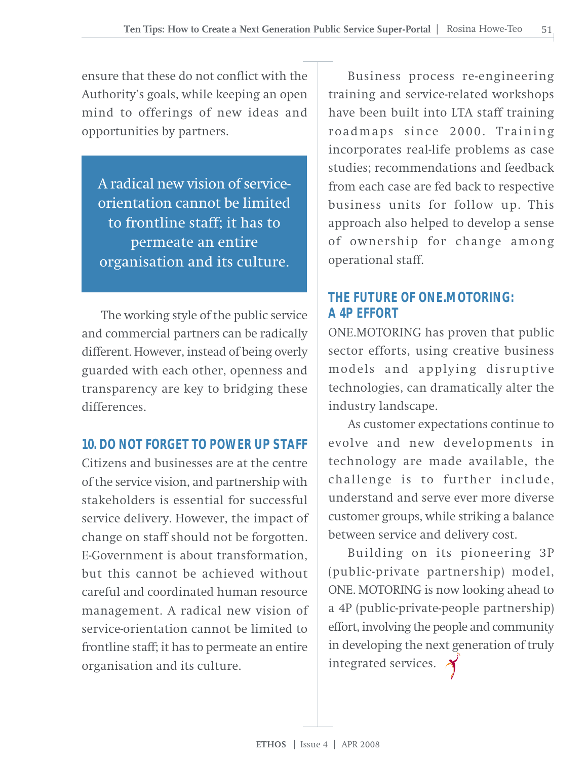ensure that these do not conflict with the Authority's goals, while keeping an open mind to offerings of new ideas and opportunities by partners.

> A radical new vision of service-orientation cannot be limited to frontline staff; it has to permeate an entire organisation and its culture.

The working style of the public service and commercial partners can be radically different. However, instead of being overly guarded with each other, openness and transparency are key to bridging these differences.

### 10. DO NOT FORGET TO POWER UP STAFF

Citizens and businesses are at the centre of the service vision, and partnership with stakeholders is essential for successful service delivery. However, the impact of change on staff should not be forgotten. E-Government is about transformation, but this cannot be achieved without careful and coordinated human resource management. A radical new vision of service-orientation cannot be limited to frontline staff; it has to permeate an entire organisation and its culture.

Business process re-engineering training and service-related workshops have been built into LTA staff training roadmaps since 2000. Training incorporates real-life problems as case studies; recommendations and feedback from each case are fed back to respective business units for follow up. This approach also helped to develop a sense of ownership for change among operational staff.

## THE FUTURE OF ONE.MOTORING: A 4P EFFORT

ONE.MOTORING has proven that public sector efforts, using creative business models and applying disruptive technologies, can dramatically alter the industry landscape.

As customer expectations continue to evolve and new developments in technology are made available, the challenge is to further include, understand and serve ever more diverse customer groups, while striking a balance between service and delivery cost.

Building on its pioneering 3P (public-private partnership) model, ONE. MOTORING is now looking ahead to a 4P (public-private-people partnership) effort, involving the people and community in developing the next generation of truly integrated services.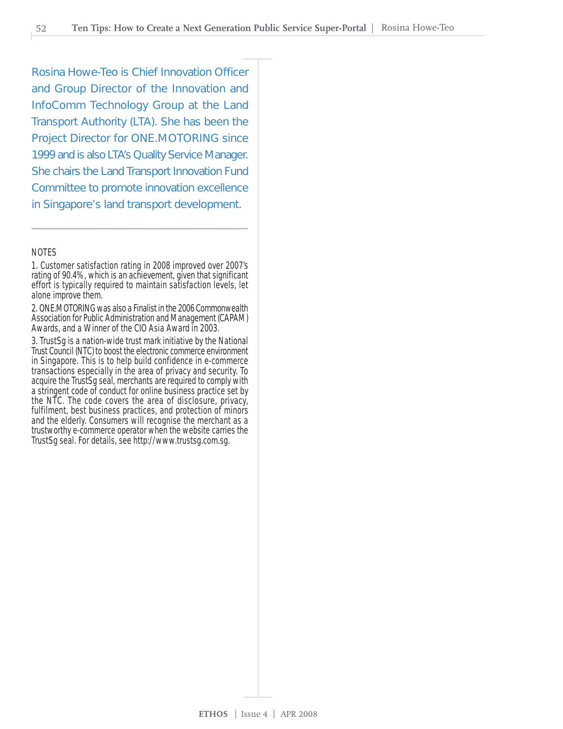Rosina Howe-Teo is Chief Innovation Officer and Group Director of the Innovation and InfoComm Technology Group at the Land Transport Authority (LTA). She has been the Project Director for ONE.MOTORING since 1999 and is also LTA's Quality Service Manager. She chairs the Land Transport Innovation Fund Committee to promote innovation excellence in Singapore's land transport development.

---

NOTES

1. Customer satisfaction rating in 2008 improved over 2007's rating of 90.4%, which is an achievement, given that significant effort is typically required to maintain satisfaction levels, let alone improve them.

2. ONE.MOTORING was also a Finalist in the 2006 Commonwealth Association for Public Administration and Management (CAPAM) Awards, and a Winner of the CIO Asia Award in 2003.

3. TrustSg is a nation-wide trust mark initiative by the National Trust Council (NTC) to boost the electronic commerce environment in Singapore. This is to help build confidence in e-commerce transactions especially in the area of privacy and security. To acquire the TrustSg seal, merchants are required to comply with a stringent code of conduct for online business practice set by the NTC. The code covers the area of disclosure, privacy, fulfilment, best business practices, and protection of minors and the elderly. Consumers will recognise the merchant as a trustworthy e-commerce operator when the website carries the TrustSg seal. For details, see http://www.trustsg.com.sg.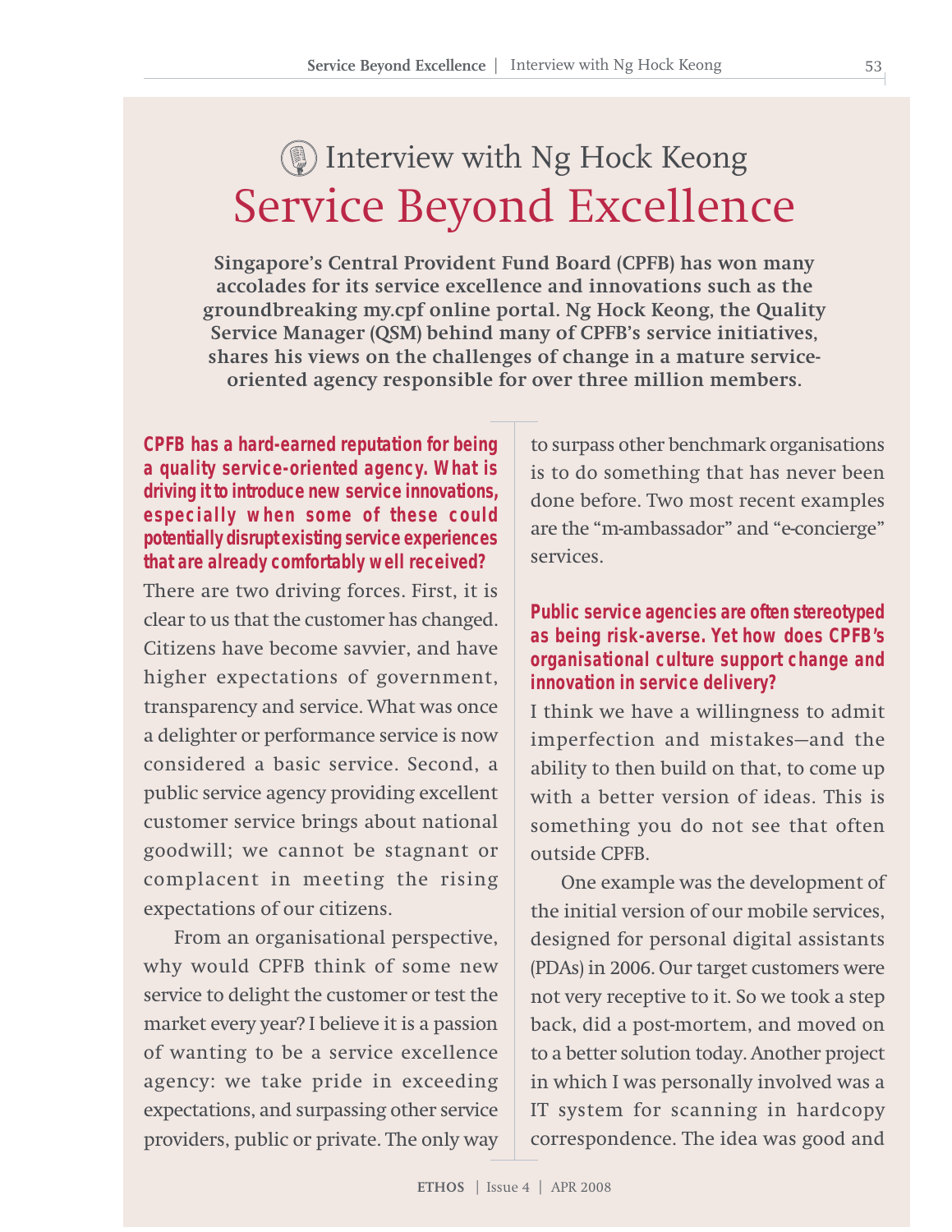# Interview with Ng Hock Keong

# Service Beyond Excellence

**Singapore's Central Provident Fund Board (CPFB) has won many accolades for its service excellence and innovations such as the groundbreaking my.cpf online portal. Ng Hock Keong, the Quality Service Manager (QSM) behind many of CPFB's service initiatives, shares his views on the challenges of change in a mature service-oriented agency responsible for over three million members.**

**CPFB has a hard-earned reputation for being a quality service-oriented agency. What is driving it to introduce new service innovations, especially when some of these could potentially disrupt existing service experiences that are already comfortably well received?**

There are two driving forces. First, it is clear to us that the customer has changed. Citizens have become savvier, and have higher expectations of government, transparency and service. What was once a delighter or performance service is now considered a basic service. Second, a public service agency providing excellent customer service brings about national goodwill; we cannot be stagnant or complacent in meeting the rising expectations of our citizens.

From an organisational perspective, why would CPFB think of some new service to delight the customer or test the market every year? I believe it is a passion of wanting to be a service excellence agency: we take pride in exceeding expectations, and surpassing other service providers, public or private. The only way to surpass other benchmark organisations is to do something that has never been done before. Two most recent examples are the "m-ambassador" and "e-concierge" services.

**Public service agencies are often stereotyped as being risk-averse. Yet how does CPFB's organisational culture support change and innovation in service delivery?**

I think we have a willingness to admit imperfection and mistakes—and the ability to then build on that, to come up with a better version of ideas. This is something you do not see that often outside CPFB.

One example was the development of the initial version of our mobile services, designed for personal digital assistants (PDAs) in 2006. Our target customers were not very receptive to it. So we took a step back, did a post-mortem, and moved on to a better solution today. Another project in which I was personally involved was a IT system for scanning in hardcopy correspondence. The idea was good and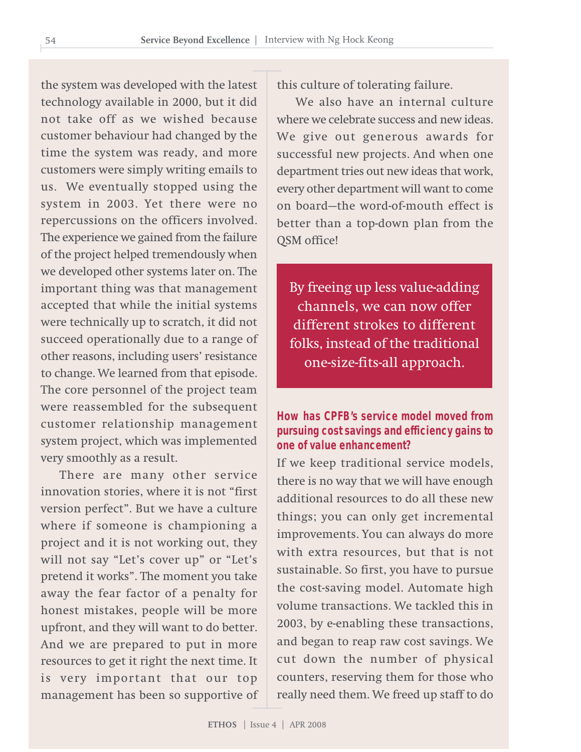the system was developed with the latest technology available in 2000, but it did not take off as we wished because customer behaviour had changed by the time the system was ready, and more customers were simply writing emails to us. We eventually stopped using the system in 2003. Yet there were no repercussions on the officers involved. The experience we gained from the failure of the project helped tremendously when we developed other systems later on. The important thing was that management accepted that while the initial systems were technically up to scratch, it did not succeed operationally due to a range of other reasons, including users' resistance to change. We learned from that episode. The core personnel of the project team were reassembled for the subsequent customer relationship management system project, which was implemented very smoothly as a result.

There are many other service innovation stories, where it is not "first version perfect". But we have a culture where if someone is championing a project and it is not working out, they will not say "Let's cover up" or "Let's pretend it works". The moment you take away the fear factor of a penalty for honest mistakes, people will be more upfront, and they will want to do better. And we are prepared to put in more resources to get it right the next time. It is very important that our top management has been so supportive of this culture of tolerating failure.

We also have an internal culture where we celebrate success and new ideas. We give out generous awards for successful new projects. And when one department tries out new ideas that work, every other department will want to come on board—the word-of-mouth effect is better than a top-down plan from the QSM office!

> By freeing up less value-adding channels, we can now offer different strokes to different folks, instead of the traditional one-size-fits-all approach.

**How has CPFB's service model moved from pursuing cost savings and efficiency gains to one of value enhancement?**

If we keep traditional service models, there is no way that we will have enough additional resources to do all these new things; you can only get incremental improvements. You can always do more with extra resources, but that is not sustainable. So first, you have to pursue the cost-saving model. Automate high volume transactions. We tackled this in 2003, by e-enabling these transactions, and began to reap raw cost savings. We cut down the number of physical counters, reserving them for those who really need them. We freed up staff to do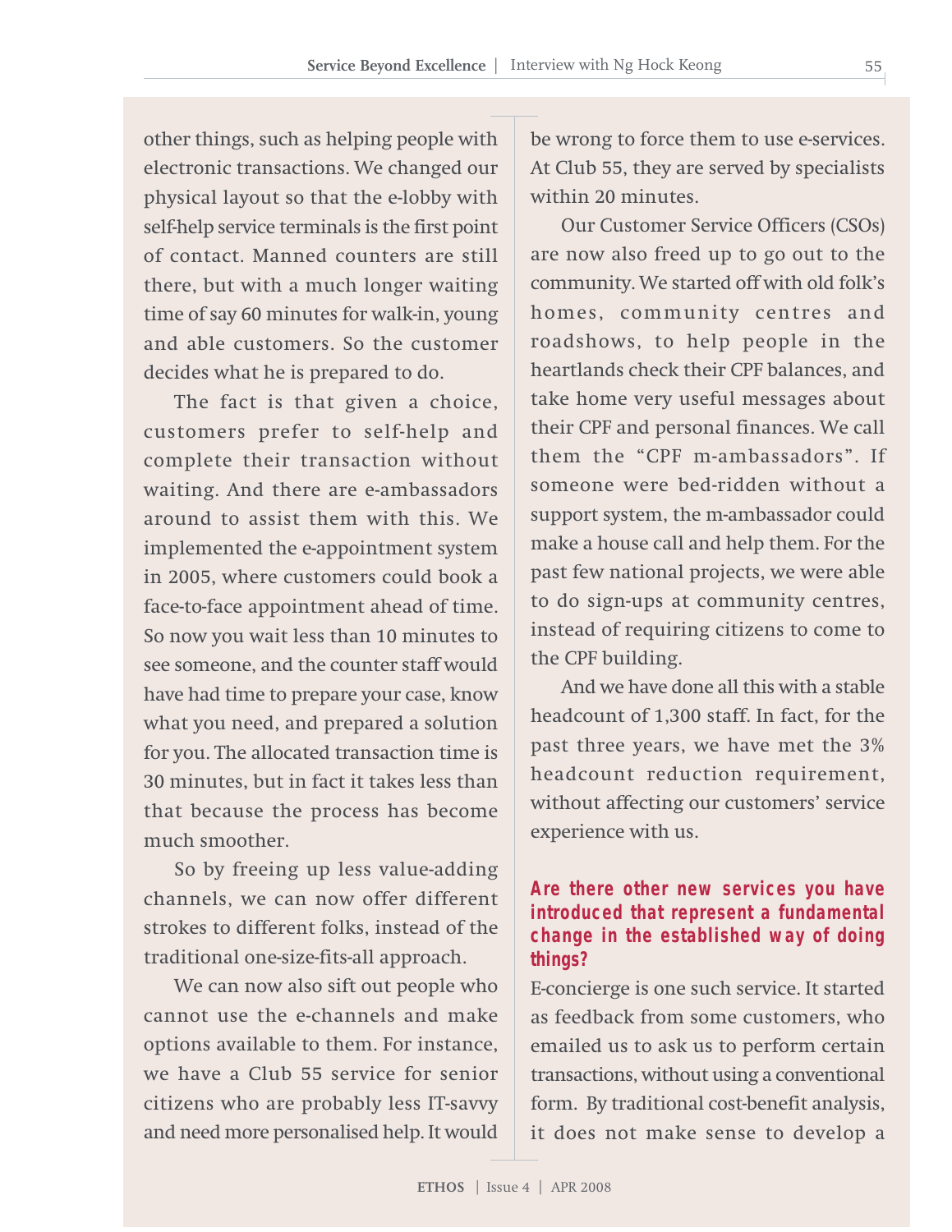other things, such as helping people with electronic transactions. We changed our physical layout so that the e-lobby with self-help service terminals is the first point of contact. Manned counters are still there, but with a much longer waiting time of say 60 minutes for walk-in, young and able customers. So the customer decides what he is prepared to do.

The fact is that given a choice, customers prefer to self-help and complete their transaction without waiting. And there are e-ambassadors around to assist them with this. We implemented the e-appointment system in 2005, where customers could book a face-to-face appointment ahead of time. So now you wait less than 10 minutes to see someone, and the counter staff would have had time to prepare your case, know what you need, and prepared a solution for you. The allocated transaction time is 30 minutes, but in fact it takes less than that because the process has become much smoother.

So by freeing up less value-adding channels, we can now offer different strokes to different folks, instead of the traditional one-size-fits-all approach.

We can now also sift out people who cannot use the e-channels and make options available to them. For instance, we have a Club 55 service for senior citizens who are probably less IT-savvy and need more personalised help. It would be wrong to force them to use e-services. At Club 55, they are served by specialists within 20 minutes.

Our Customer Service Officers (CSOs) are now also freed up to go out to the community. We started off with old folk's homes, community centres and roadshows, to help people in the heartlands check their CPF balances, and take home very useful messages about their CPF and personal finances. We call them the "CPF m-ambassadors". If someone were bed-ridden without a support system, the m-ambassador could make a house call and help them. For the past few national projects, we were able to do sign-ups at community centres, instead of requiring citizens to come to the CPF building.

And we have done all this with a stable headcount of 1,300 staff. In fact, for the past three years, we have met the 3% headcount reduction requirement, without affecting our customers' service experience with us.

**Are there other new services you have introduced that represent a fundamental change in the established way of doing things?**

E-concierge is one such service. It started as feedback from some customers, who emailed us to ask us to perform certain transactions, without using a conventional form. By traditional cost-benefit analysis, it does not make sense to develop a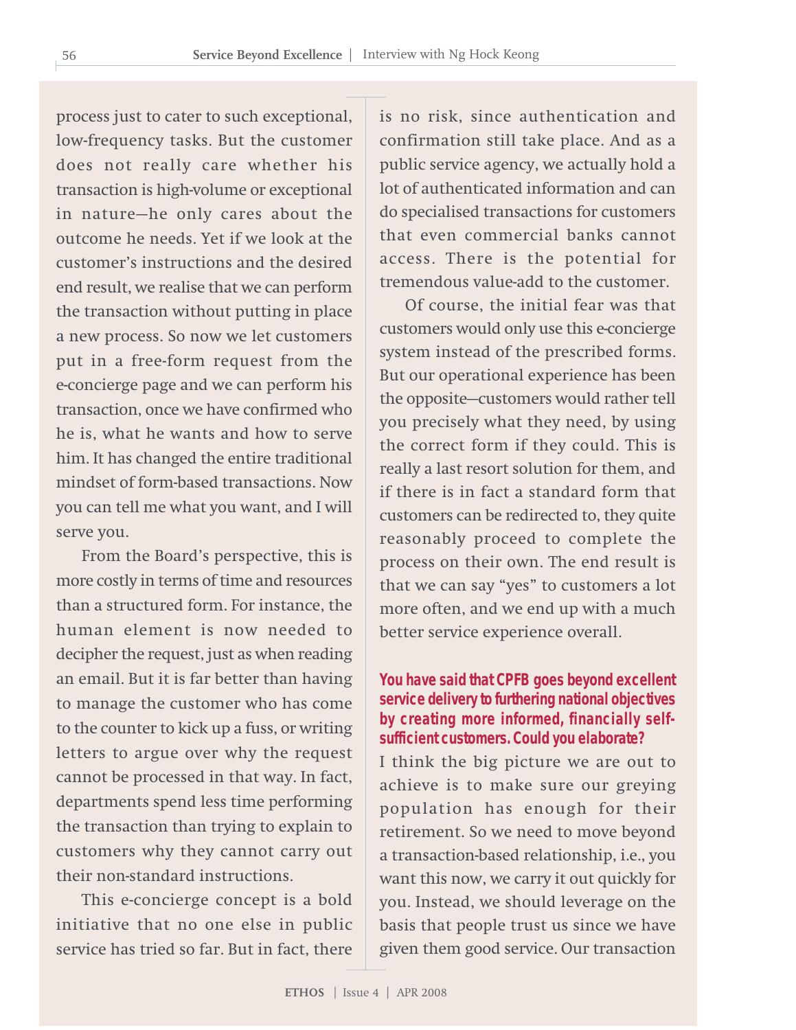process just to cater to such exceptional, low-frequency tasks. But the customer does not really care whether his transaction is high-volume or exceptional in nature—he only cares about the outcome he needs. Yet if we look at the customer's instructions and the desired end result, we realise that we can perform the transaction without putting in place a new process. So now we let customers put in a free-form request from the e-concierge page and we can perform his transaction, once we have confirmed who he is, what he wants and how to serve him. It has changed the entire traditional mindset of form-based transactions. Now you can tell me what you want, and I will serve you.

From the Board's perspective, this is more costly in terms of time and resources than a structured form. For instance, the human element is now needed to decipher the request, just as when reading an email. But it is far better than having to manage the customer who has come to the counter to kick up a fuss, or writing letters to argue over why the request cannot be processed in that way. In fact, departments spend less time performing the transaction than trying to explain to customers why they cannot carry out their non-standard instructions.

This e-concierge concept is a bold initiative that no one else in public service has tried so far. But in fact, there is no risk, since authentication and confirmation still take place. And as a public service agency, we actually hold a lot of authenticated information and can do specialised transactions for customers that even commercial banks cannot access. There is the potential for tremendous value-add to the customer.

Of course, the initial fear was that customers would only use this e-concierge system instead of the prescribed forms. But our operational experience has been the opposite—customers would rather tell you precisely what they need, by using the correct form if they could. This is really a last resort solution for them, and if there is in fact a standard form that customers can be redirected to, they quite reasonably proceed to complete the process on their own. The end result is that we can say "yes" to customers a lot more often, and we end up with a much better service experience overall.

**You have said that CPFB goes beyond excellent service delivery to furthering national objectives by creating more informed, financially self-sufficient customers. Could you elaborate?**

I think the big picture we are out to achieve is to make sure our greying population has enough for their retirement. So we need to move beyond a transaction-based relationship, i.e., you want this now, we carry it out quickly for you. Instead, we should leverage on the basis that people trust us since we have given them good service. Our transaction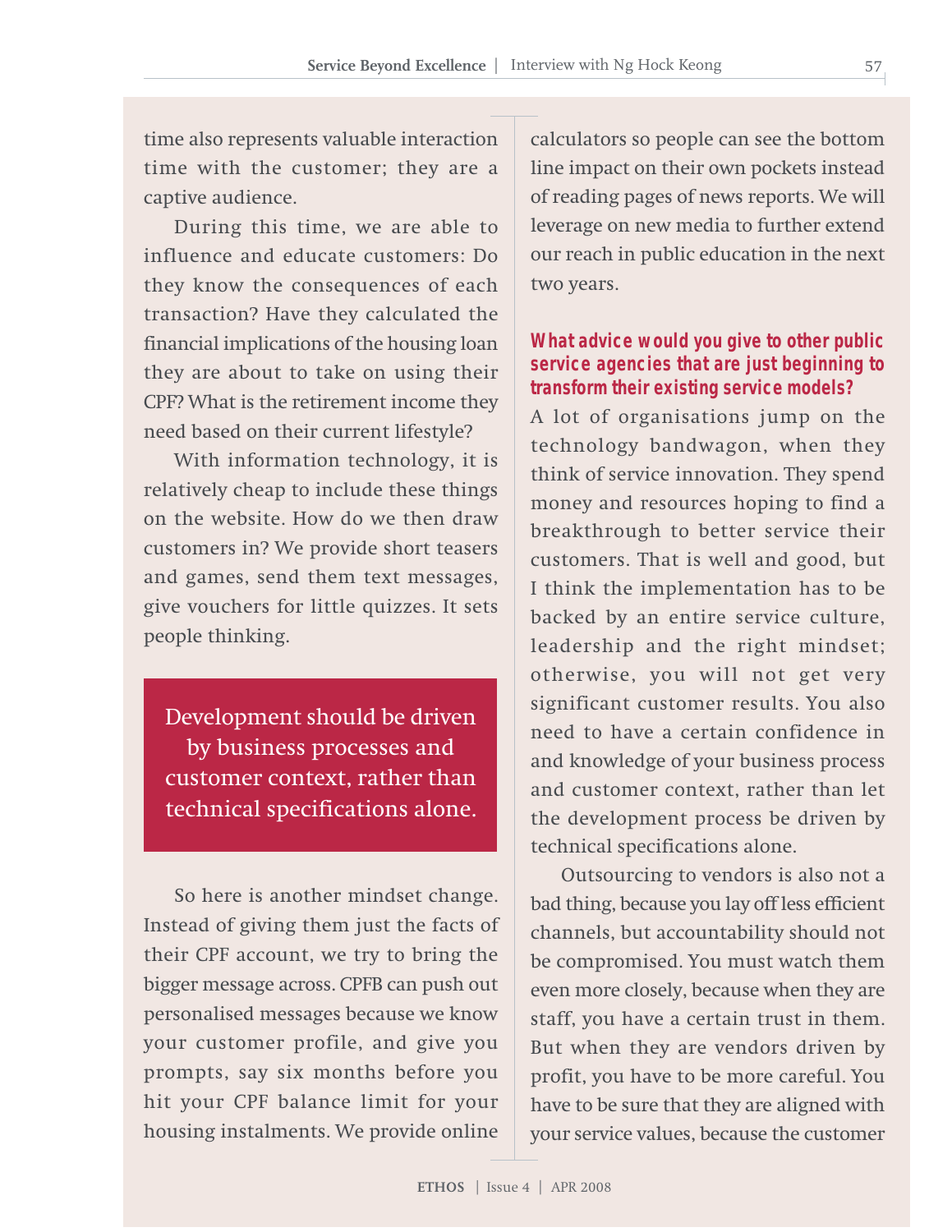time also represents valuable interaction time with the customer; they are a captive audience.

During this time, we are able to influence and educate customers: Do they know the consequences of each transaction? Have they calculated the financial implications of the housing loan they are about to take on using their CPF? What is the retirement income they need based on their current lifestyle?

With information technology, it is relatively cheap to include these things on the website. How do we then draw customers in? We provide short teasers and games, send them text messages, give vouchers for little quizzes. It sets people thinking.

> Development should be driven by business processes and customer context, rather than technical specifications alone.

So here is another mindset change. Instead of giving them just the facts of their CPF account, we try to bring the bigger message across. CPFB can push out personalised messages because we know your customer profile, and give you prompts, say six months before you hit your CPF balance limit for your housing instalments. We provide online calculators so people can see the bottom line impact on their own pockets instead of reading pages of news reports. We will leverage on new media to further extend our reach in public education in the next two years.

**What advice would you give to other public service agencies that are just beginning to transform their existing service models?**

A lot of organisations jump on the technology bandwagon, when they think of service innovation. They spend money and resources hoping to find a breakthrough to better service their customers. That is well and good, but I think the implementation has to be backed by an entire service culture, leadership and the right mindset; otherwise, you will not get very significant customer results. You also need to have a certain confidence in and knowledge of your business process and customer context, rather than let the development process be driven by technical specifications alone.

Outsourcing to vendors is also not a bad thing, because you lay off less efficient channels, but accountability should not be compromised. You must watch them even more closely, because when they are staff, you have a certain trust in them. But when they are vendors driven by profit, you have to be more careful. You have to be sure that they are aligned with your service values, because the customer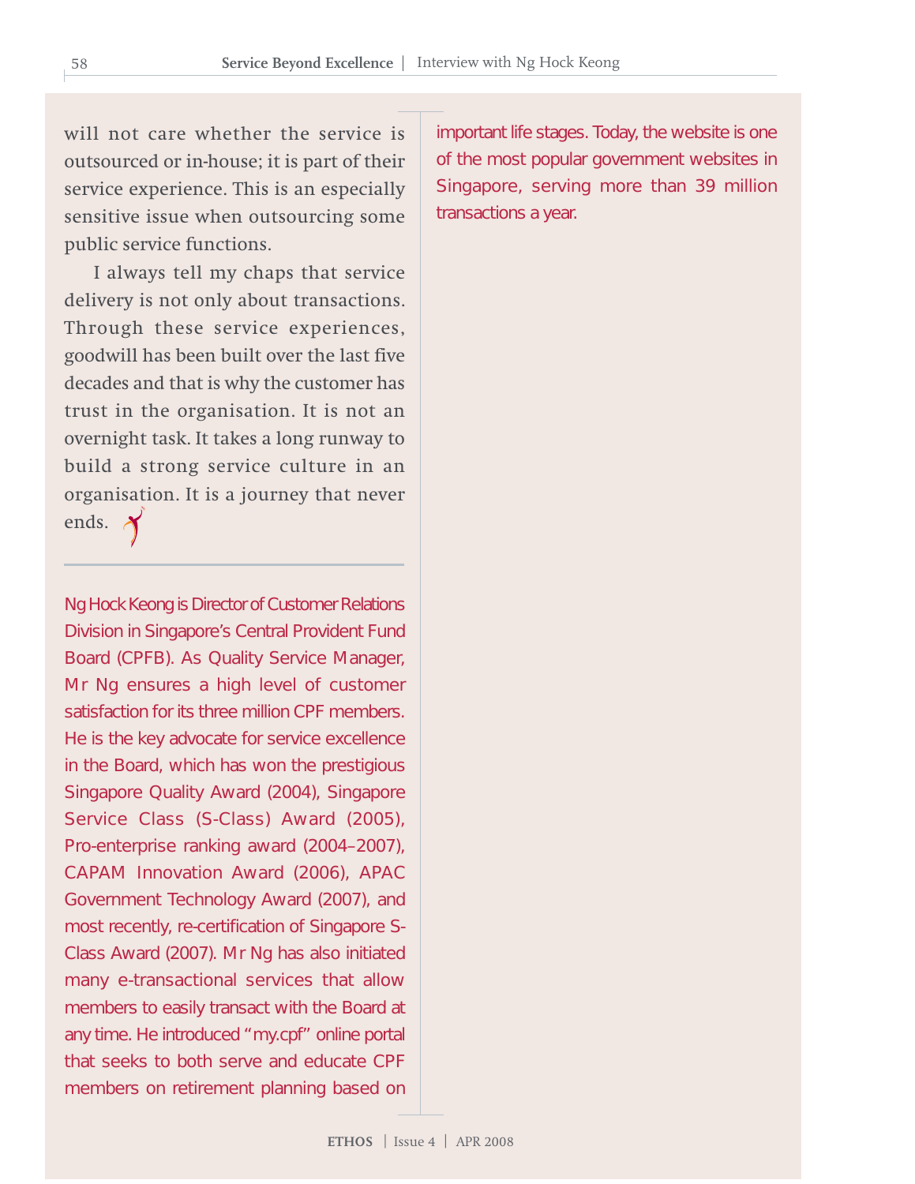will not care whether the service is outsourced or in-house; it is part of their service experience. This is an especially sensitive issue when outsourcing some public service functions.

I always tell my chaps that service delivery is not only about transactions. Through these service experiences, goodwill has been built over the last five decades and that is why the customer has trust in the organisation. It is not an overnight task. It takes a long runway to build a strong service culture in an organisation. It is a journey that never ends.

---

Ng Hock Keong is Director of Customer Relations Division in Singapore's Central Provident Fund Board (CPFB). As Quality Service Manager, Mr Ng ensures a high level of customer satisfaction for its three million CPF members. He is the key advocate for service excellence in the Board, which has won the prestigious Singapore Quality Award (2004), Singapore Service Class (S-Class) Award (2005), Pro-enterprise ranking award (2004–2007), CAPAM Innovation Award (2006), APAC Government Technology Award (2007), and most recently, re-certification of Singapore S-Class Award (2007). Mr Ng has also initiated many e-transactional services that allow members to easily transact with the Board at any time. He introduced "my.cpf" online portal that seeks to both serve and educate CPF members on retirement planning based on important life stages. Today, the website is one of the most popular government websites in Singapore, serving more than 39 million transactions a year.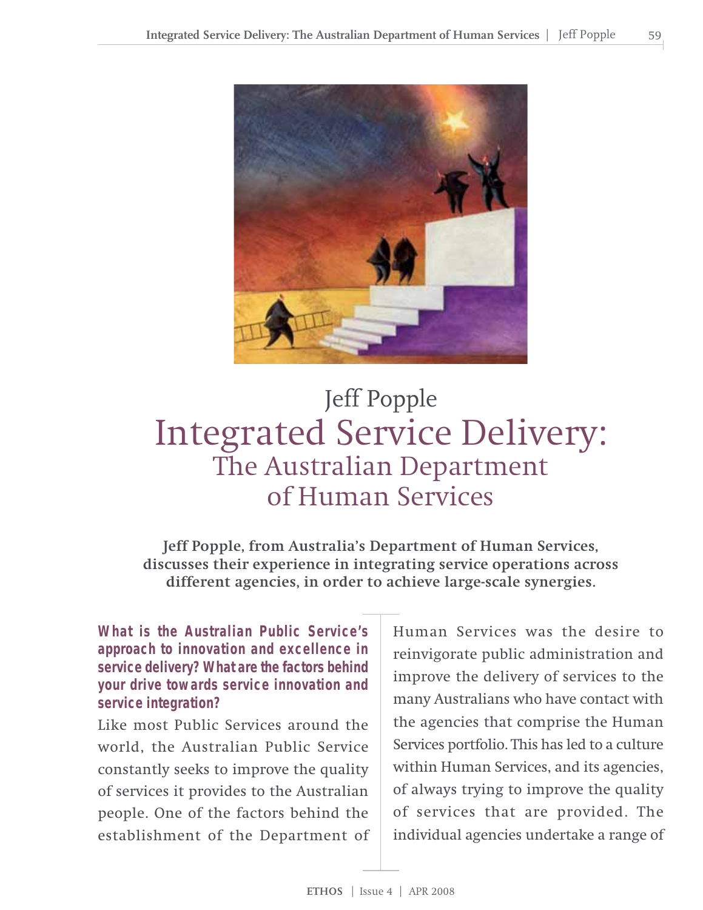Jeff Popple

# Integrated Service Delivery: The Australian Department of Human Services

**Jeff Popple, from Australia's Department of Human Services, discusses their experience in integrating service operations across different agencies, in order to achieve large-scale synergies.**

**What is the Australian Public Service's approach to innovation and excellence in service delivery? What are the factors behind your drive towards service innovation and service integration?**

Like most Public Services around the world, the Australian Public Service constantly seeks to improve the quality of services it provides to the Australian people. One of the factors behind the establishment of the Department of Human Services was the desire to reinvigorate public administration and improve the delivery of services to the many Australians who have contact with the agencies that comprise the Human Services portfolio. This has led to a culture within Human Services, and its agencies, of always trying to improve the quality of services that are provided. The individual agencies undertake a range of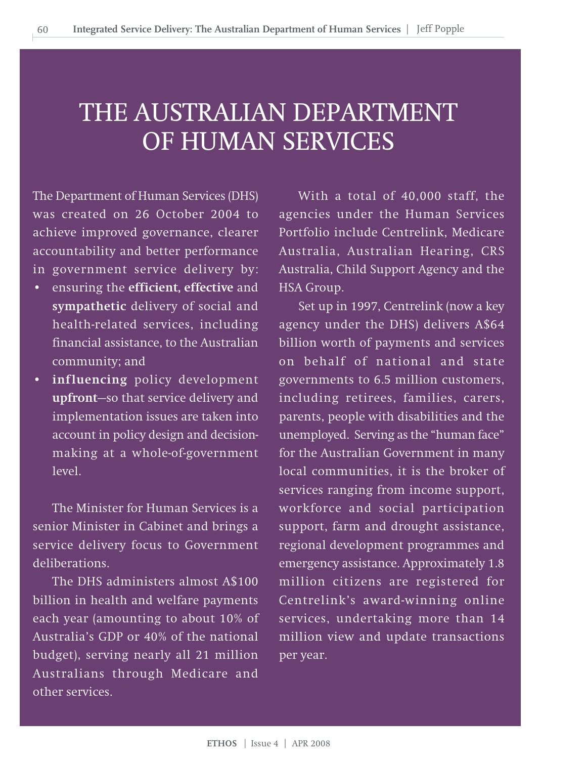# THE AUSTRALIAN DEPARTMENT OF HUMAN SERVICES

The Department of Human Services (DHS) was created on 26 October 2004 to achieve improved governance, clearer accountability and better performance in government service delivery by:

- ensuring the **efficient**, **effective** and **sympathetic** delivery of social and health-related services, including financial assistance, to the Australian community; and
- **influencing** policy development **upfront**—so that service delivery and implementation issues are taken into account in policy design and decision-making at a whole-of-government level.

The Minister for Human Services is a senior Minister in Cabinet and brings a service delivery focus to Government deliberations.

The DHS administers almost A$100 billion in health and welfare payments each year (amounting to about 10% of Australia's GDP or 40% of the national budget), serving nearly all 21 million Australians through Medicare and other services.

With a total of 40,000 staff, the agencies under the Human Services Portfolio include Centrelink, Medicare Australia, Australian Hearing, CRS Australia, Child Support Agency and the HSA Group.

Set up in 1997, Centrelink (now a key agency under the DHS) delivers A$64 billion worth of payments and services on behalf of national and state governments to 6.5 million customers, including retirees, families, carers, parents, people with disabilities and the unemployed. Serving as the "human face" for the Australian Government in many local communities, it is the broker of services ranging from income support, workforce and social participation support, farm and drought assistance, regional development programmes and emergency assistance. Approximately 1.8 million citizens are registered for Centrelink's award-winning online services, undertaking more than 14 million view and update transactions per year.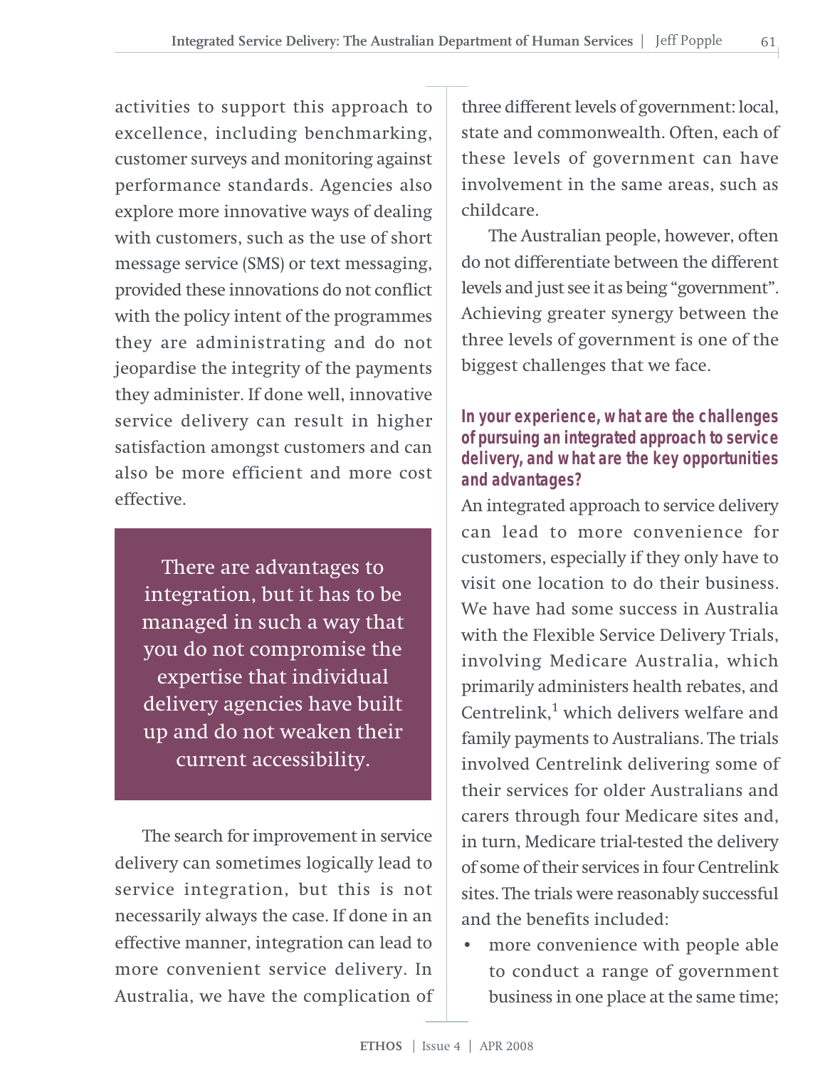activities to support this approach to excellence, including benchmarking, customer surveys and monitoring against performance standards. Agencies also explore more innovative ways of dealing with customers, such as the use of short message service (SMS) or text messaging, provided these innovations do not conflict with the policy intent of the programmes they are administrating and do not jeopardise the integrity of the payments they administer. If done well, innovative service delivery can result in higher satisfaction amongst customers and can also be more efficient and more cost effective.

> There are advantages to integration, but it has to be managed in such a way that you do not compromise the expertise that individual delivery agencies have built up and do not weaken their current accessibility.

The search for improvement in service delivery can sometimes logically lead to service integration, but this is not necessarily always the case. If done in an effective manner, integration can lead to more convenient service delivery. In Australia, we have the complication of three different levels of government: local, state and commonwealth. Often, each of these levels of government can have involvement in the same areas, such as childcare.

The Australian people, however, often do not differentiate between the different levels and just see it as being "government". Achieving greater synergy between the three levels of government is one of the biggest challenges that we face.

**In your experience, what are the challenges of pursuing an integrated approach to service delivery, and what are the key opportunities and advantages?**

An integrated approach to service delivery can lead to more convenience for customers, especially if they only have to visit one location to do their business. We have had some success in Australia with the Flexible Service Delivery Trials, involving Medicare Australia, which primarily administers health rebates, and Centrelink,[1] which delivers welfare and family payments to Australians. The trials involved Centrelink delivering some of their services for older Australians and carers through four Medicare sites and, in turn, Medicare trial-tested the delivery of some of their services in four Centrelink sites. The trials were reasonably successful and the benefits included:

- more convenience with people able to conduct a range of government business in one place at the same time;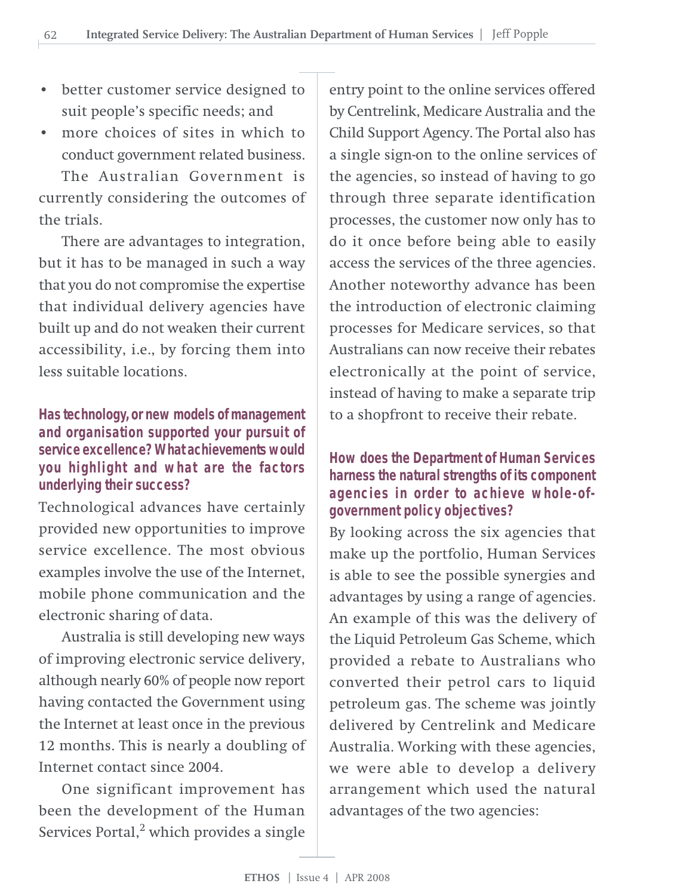- better customer service designed to suit people's specific needs; and
- more choices of sites in which to conduct government related business.

The Australian Government is currently considering the outcomes of the trials.

There are advantages to integration, but it has to be managed in such a way that you do not compromise the expertise that individual delivery agencies have built up and do not weaken their current accessibility, i.e., by forcing them into less suitable locations.

### Has technology, or new models of management and organisation supported your pursuit of service excellence? What achievements would you highlight and what are the factors underlying their success?

Technological advances have certainly provided new opportunities to improve service excellence. The most obvious examples involve the use of the Internet, mobile phone communication and the electronic sharing of data.

Australia is still developing new ways of improving electronic service delivery, although nearly 60% of people now report having contacted the Government using the Internet at least once in the previous 12 months. This is nearly a doubling of Internet contact since 2004.

One significant improvement has been the development of the Human Services Portal,[2] which provides a single entry point to the online services offered by Centrelink, Medicare Australia and the Child Support Agency. The Portal also has a single sign-on to the online services of the agencies, so instead of having to go through three separate identification processes, the customer now only has to do it once before being able to easily access the services of the three agencies. Another noteworthy advance has been the introduction of electronic claiming processes for Medicare services, so that Australians can now receive their rebates electronically at the point of service, instead of having to make a separate trip to a shopfront to receive their rebate.

### How does the Department of Human Services harness the natural strengths of its component agencies in order to achieve whole-of-government policy objectives?

By looking across the six agencies that make up the portfolio, Human Services is able to see the possible synergies and advantages by using a range of agencies. An example of this was the delivery of the Liquid Petroleum Gas Scheme, which provided a rebate to Australians who converted their petrol cars to liquid petroleum gas. The scheme was jointly delivered by Centrelink and Medicare Australia. Working with these agencies, we were able to develop a delivery arrangement which used the natural advantages of the two agencies: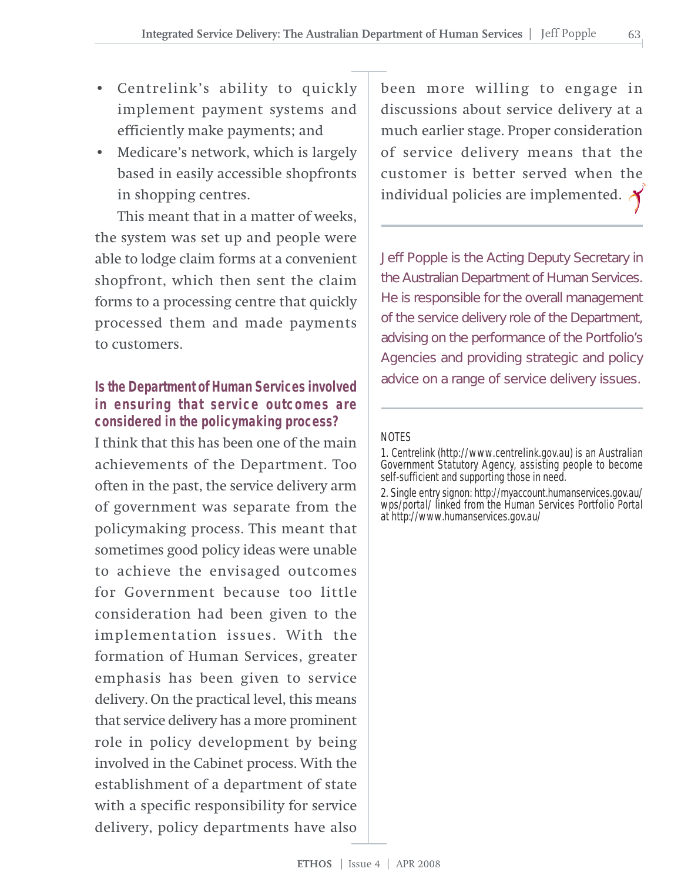- Centrelink's ability to quickly implement payment systems and efficiently make payments; and
- Medicare's network, which is largely based in easily accessible shopfronts in shopping centres.

This meant that in a matter of weeks, the system was set up and people were able to lodge claim forms at a convenient shopfront, which then sent the claim forms to a processing centre that quickly processed them and made payments to customers.

### Is the Department of Human Services involved in ensuring that service outcomes are considered in the policymaking process?

I think that this has been one of the main achievements of the Department. Too often in the past, the service delivery arm of government was separate from the policymaking process. This meant that sometimes good policy ideas were unable to achieve the envisaged outcomes for Government because too little consideration had been given to the implementation issues. With the formation of Human Services, greater emphasis has been given to service delivery. On the practical level, this means that service delivery has a more prominent role in policy development by being involved in the Cabinet process. With the establishment of a department of state with a specific responsibility for service delivery, policy departments have also been more willing to engage in discussions about service delivery at a much earlier stage. Proper consideration of service delivery means that the customer is better served when the individual policies are implemented.

---

Jeff Popple is the Acting Deputy Secretary in the Australian Department of Human Services. He is responsible for the overall management of the service delivery role of the Department, advising on the performance of the Portfolio's Agencies and providing strategic and policy advice on a range of service delivery issues.

---

NOTES

1. Centrelink (http://www.centrelink.gov.au) is an Australian Government Statutory Agency, assisting people to become self-sufficient and supporting those in need.
2. Single entry signon: http://myaccount.humanservices.gov.au/wps/portal/ linked from the Human Services Portfolio Portal at http://www.humanservices.gov.au/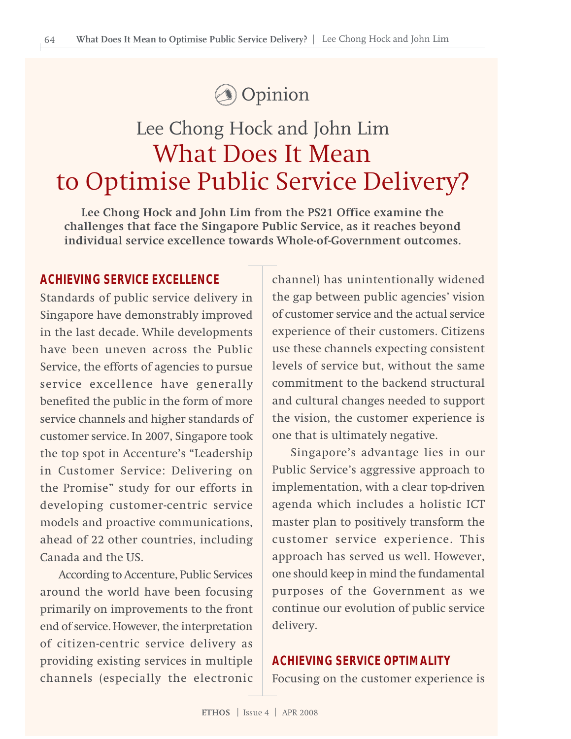Opinion

Lee Chong Hock and John Lim

# What Does It Mean to Optimise Public Service Delivery?

**Lee Chong Hock and John Lim from the PS21 Office examine the challenges that face the Singapore Public Service, as it reaches beyond individual service excellence towards Whole-of-Government outcomes.**

## ACHIEVING SERVICE EXCELLENCE

Standards of public service delivery in Singapore have demonstrably improved in the last decade. While developments have been uneven across the Public Service, the efforts of agencies to pursue service excellence have generally benefited the public in the form of more service channels and higher standards of customer service. In 2007, Singapore took the top spot in Accenture's "Leadership in Customer Service: Delivering on the Promise" study for our efforts in developing customer-centric service models and proactive communications, ahead of 22 other countries, including Canada and the US.

According to Accenture, Public Services around the world have been focusing primarily on improvements to the front end of service. However, the interpretation of citizen-centric service delivery as providing existing services in multiple channels (especially the electronic channel) has unintentionally widened the gap between public agencies' vision of customer service and the actual service experience of their customers. Citizens use these channels expecting consistent levels of service but, without the same commitment to the backend structural and cultural changes needed to support the vision, the customer experience is one that is ultimately negative.

Singapore's advantage lies in our Public Service's aggressive approach to implementation, with a clear top-driven agenda which includes a holistic ICT master plan to positively transform the customer service experience. This approach has served us well. However, one should keep in mind the fundamental purposes of the Government as we continue our evolution of public service delivery.

## ACHIEVING SERVICE OPTIMALITY

Focusing on the customer experience is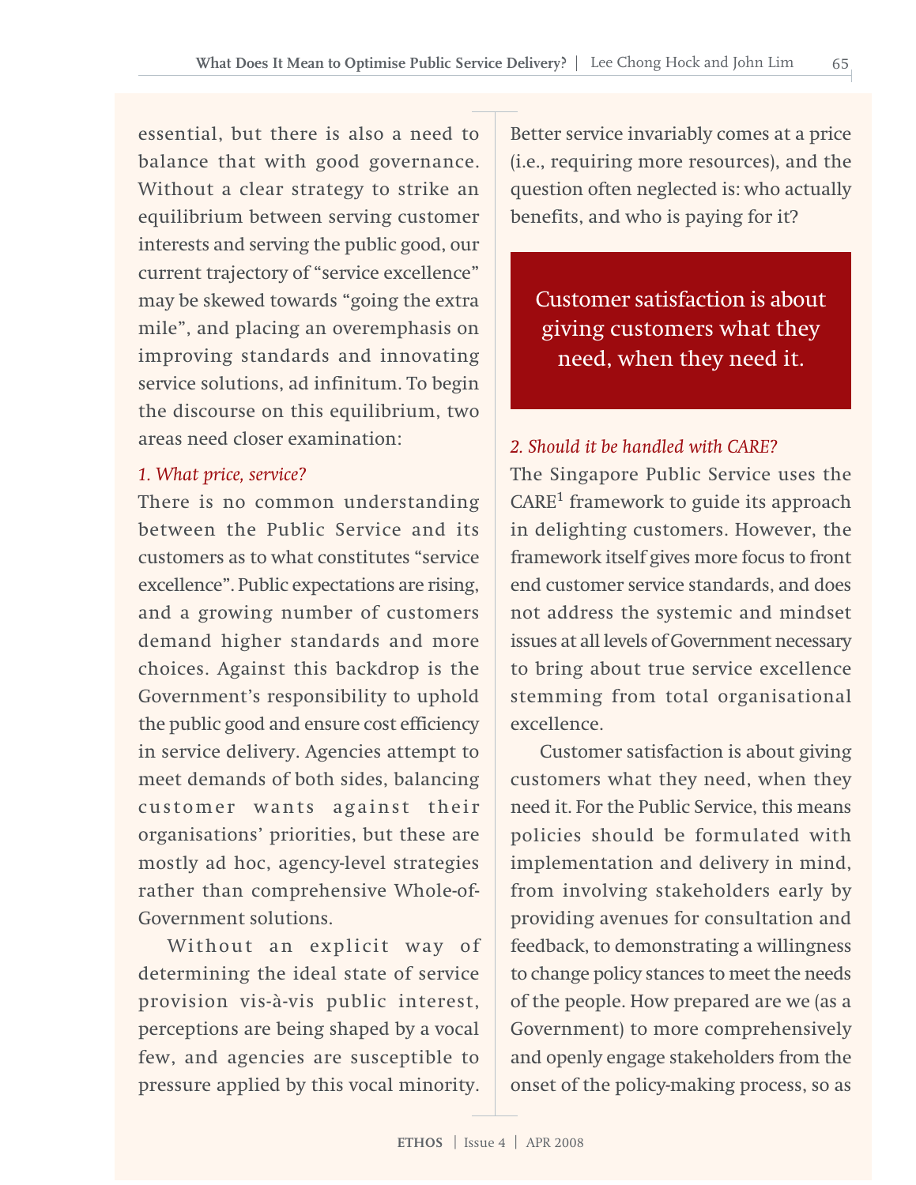essential, but there is also a need to balance that with good governance. Without a clear strategy to strike an equilibrium between serving customer interests and serving the public good, our current trajectory of "service excellence" may be skewed towards "going the extra mile", and placing an overemphasis on improving standards and innovating service solutions, ad infinitum. To begin the discourse on this equilibrium, two areas need closer examination:

*1. What price, service?*

There is no common understanding between the Public Service and its customers as to what constitutes "service excellence". Public expectations are rising, and a growing number of customers demand higher standards and more choices. Against this backdrop is the Government's responsibility to uphold the public good and ensure cost efficiency in service delivery. Agencies attempt to meet demands of both sides, balancing customer wants against their organisations' priorities, but these are mostly ad hoc, agency-level strategies rather than comprehensive Whole-of-Government solutions.

Without an explicit way of determining the ideal state of service provision vis-à-vis public interest, perceptions are being shaped by a vocal few, and agencies are susceptible to pressure applied by this vocal minority. Better service invariably comes at a price (i.e., requiring more resources), and the question often neglected is: who actually benefits, and who is paying for it?

> Customer satisfaction is about giving customers what they need, when they need it.

*2. Should it be handled with CARE?*

The Singapore Public Service uses the CARE[1] framework to guide its approach in delighting customers. However, the framework itself gives more focus to front end customer service standards, and does not address the systemic and mindset issues at all levels of Government necessary to bring about true service excellence stemming from total organisational excellence.

Customer satisfaction is about giving customers what they need, when they need it. For the Public Service, this means policies should be formulated with implementation and delivery in mind, from involving stakeholders early by providing avenues for consultation and feedback, to demonstrating a willingness to change policy stances to meet the needs of the people. How prepared are we (as a Government) to more comprehensively and openly engage stakeholders from the onset of the policy-making process, so as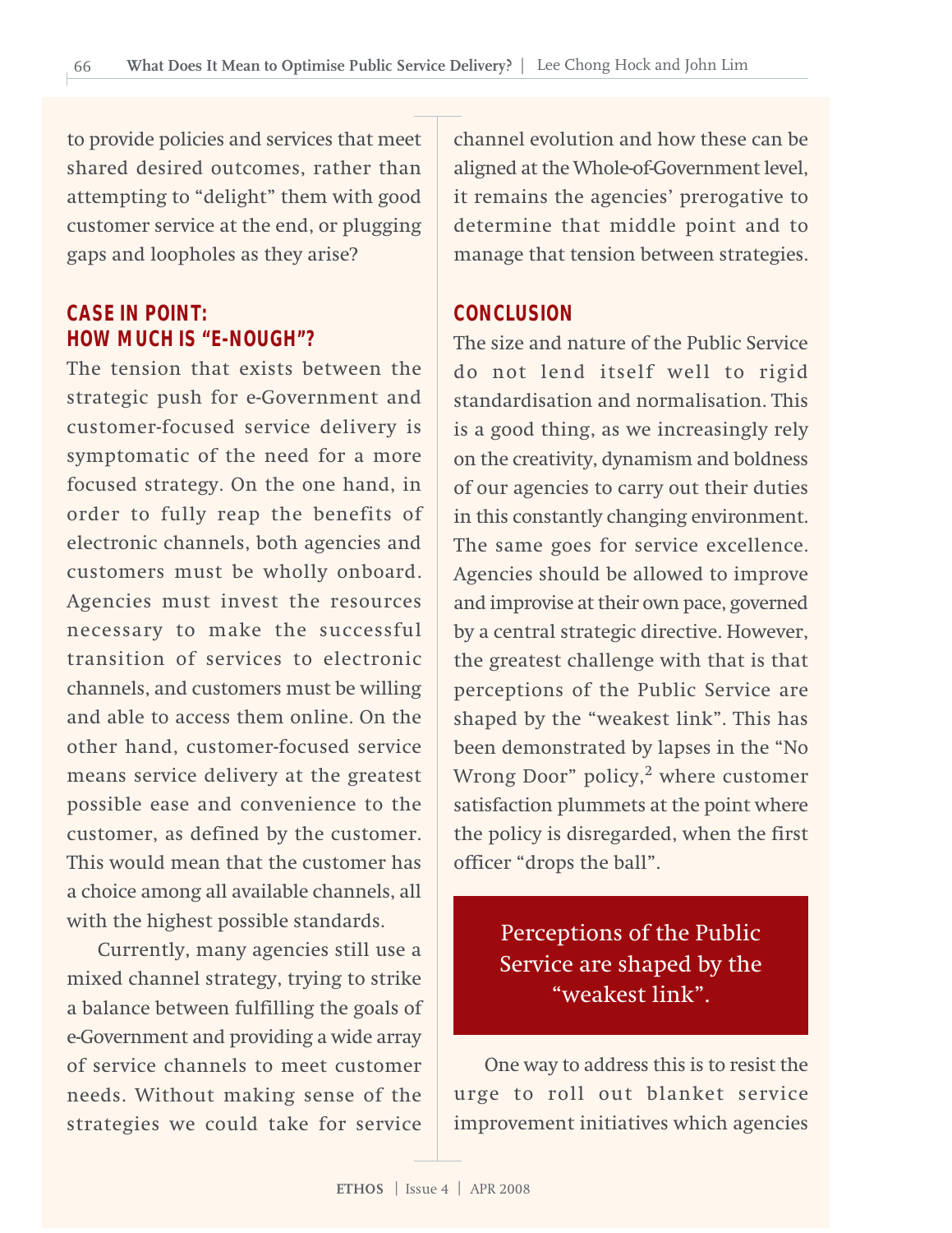to provide policies and services that meet shared desired outcomes, rather than attempting to "delight" them with good customer service at the end, or plugging gaps and loopholes as they arise?

## CASE IN POINT: HOW MUCH IS "E-NOUGH"?

The tension that exists between the strategic push for e-Government and customer-focused service delivery is symptomatic of the need for a more focused strategy. On the one hand, in order to fully reap the benefits of electronic channels, both agencies and customers must be wholly onboard. Agencies must invest the resources necessary to make the successful transition of services to electronic channels, and customers must be willing and able to access them online. On the other hand, customer-focused service means service delivery at the greatest possible ease and convenience to the customer, as defined by the customer. This would mean that the customer has a choice among all available channels, all with the highest possible standards.

Currently, many agencies still use a mixed channel strategy, trying to strike a balance between fulfilling the goals of e-Government and providing a wide array of service channels to meet customer needs. Without making sense of the strategies we could take for service channel evolution and how these can be aligned at the Whole-of-Government level, it remains the agencies' prerogative to determine that middle point and to manage that tension between strategies.

## CONCLUSION

The size and nature of the Public Service do not lend itself well to rigid standardisation and normalisation. This is a good thing, as we increasingly rely on the creativity, dynamism and boldness of our agencies to carry out their duties in this constantly changing environment. The same goes for service excellence. Agencies should be allowed to improve and improvise at their own pace, governed by a central strategic directive. However, the greatest challenge with that is that perceptions of the Public Service are shaped by the "weakest link". This has been demonstrated by lapses in the "No Wrong Door" policy,[2] where customer satisfaction plummets at the point where the policy is disregarded, when the first officer "drops the ball".

> Perceptions of the Public Service are shaped by the "weakest link".

One way to address this is to resist the urge to roll out blanket service improvement initiatives which agencies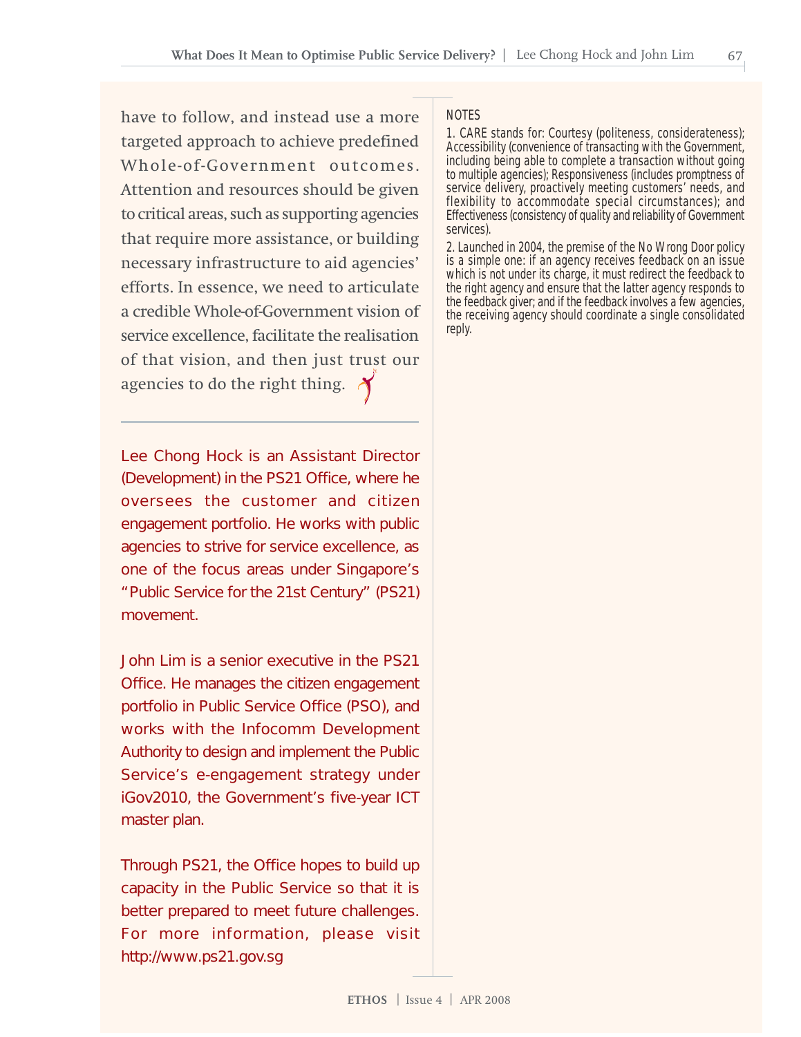have to follow, and instead use a more targeted approach to achieve predefined Whole-of-Government outcomes. Attention and resources should be given to critical areas, such as supporting agencies that require more assistance, or building necessary infrastructure to aid agencies' efforts. In essence, we need to articulate a credible Whole-of-Government vision of service excellence, facilitate the realisation of that vision, and then just trust our agencies to do the right thing.

---

Lee Chong Hock is an Assistant Director (Development) in the PS21 Office, where he oversees the customer and citizen engagement portfolio. He works with public agencies to strive for service excellence, as one of the focus areas under Singapore's "Public Service for the 21st Century" (PS21) movement.

John Lim is a senior executive in the PS21 Office. He manages the citizen engagement portfolio in Public Service Office (PSO), and works with the Infocomm Development Authority to design and implement the Public Service's e-engagement strategy under iGov2010, the Government's five-year ICT master plan.

Through PS21, the Office hopes to build up capacity in the Public Service so that it is better prepared to meet future challenges. For more information, please visit http://www.ps21.gov.sg

NOTES

1. CARE stands for: Courtesy (politeness, considerateness); Accessibility (convenience of transacting with the Government, including being able to complete a transaction without going to multiple agencies); Responsiveness (includes promptness of service delivery, proactively meeting customers' needs, and flexibility to accommodate special circumstances); and Effectiveness (consistency of quality and reliability of Government services).

2. Launched in 2004, the premise of the No Wrong Door policy is a simple one: if an agency receives feedback on an issue which is not under its charge, it must redirect the feedback to the right agency and ensure that the latter agency responds to the feedback giver; and if the feedback involves a few agencies, the receiving agency should coordinate a single consolidated reply.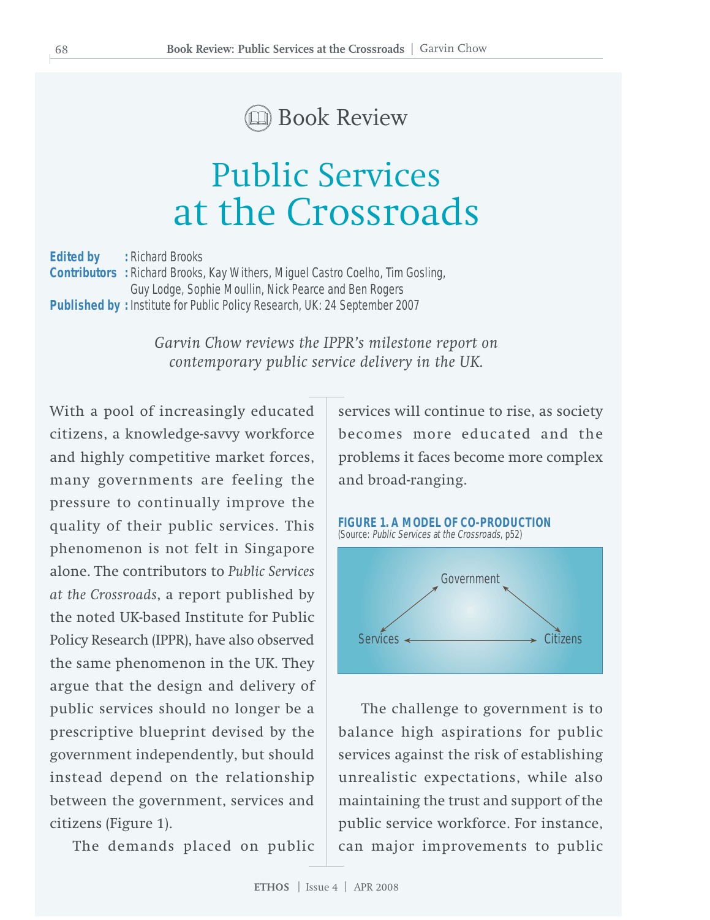Book Review

# Public Services at the Crossroads

**Edited by** : Richard Brooks
**Contributors** : Richard Brooks, Kay Withers, Miguel Castro Coelho, Tim Gosling, Guy Lodge, Sophie Moullin, Nick Pearce and Ben Rogers
**Published by** : Institute for Public Policy Research, UK: 24 September 2007

*Garvin Chow reviews the IPPR's milestone report on contemporary public service delivery in the UK.*

With a pool of increasingly educated citizens, a knowledge-savvy workforce and highly competitive market forces, many governments are feeling the pressure to continually improve the quality of their public services. This phenomenon is not felt in Singapore alone. The contributors to *Public Services at the Crossroads*, a report published by the noted UK-based Institute for Public Policy Research (IPPR), have also observed the same phenomenon in the UK. They argue that the design and delivery of public services should no longer be a prescriptive blueprint devised by the government independently, but should instead depend on the relationship between the government, services and citizens (Figure 1).

The demands placed on public services will continue to rise, as society becomes more educated and the problems it faces become more complex and broad-ranging.

**FIGURE 1. A MODEL OF CO-PRODUCTION**
(Source: *Public Services at the Crossroads*, p52)

Government ↔ Services ↔ Citizens ↔ Government

The challenge to government is to balance high aspirations for public services against the risk of establishing unrealistic expectations, while also maintaining the trust and support of the public service workforce. For instance, can major improvements to public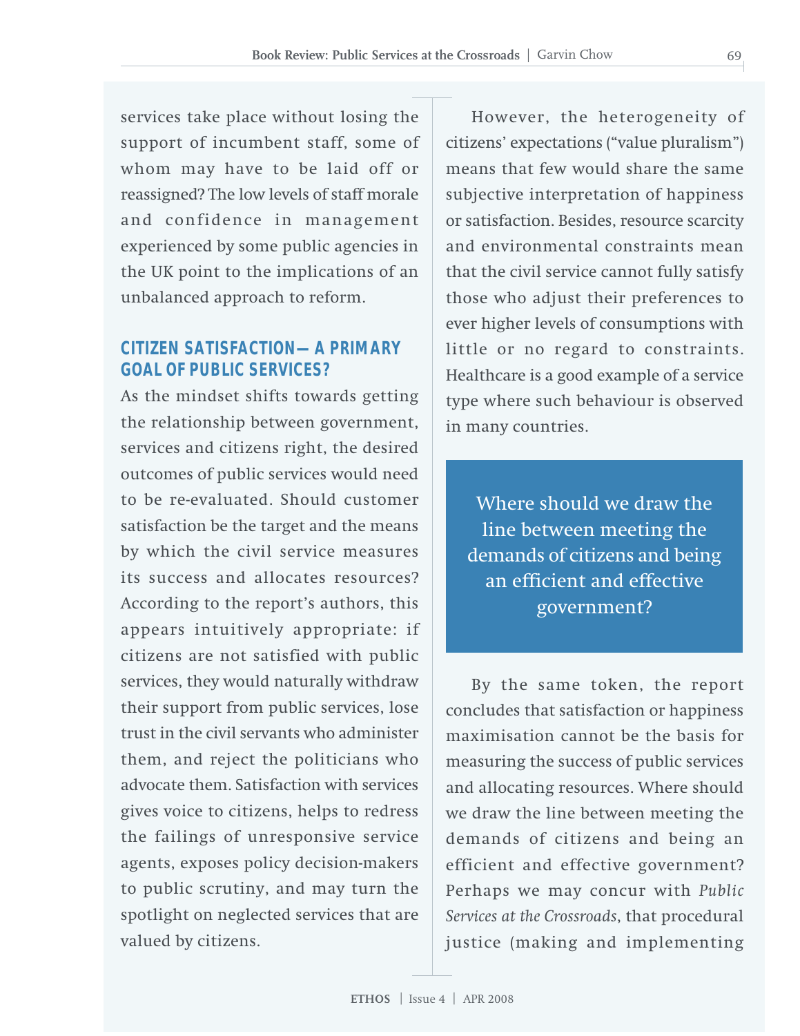services take place without losing the support of incumbent staff, some of whom may have to be laid off or reassigned? The low levels of staff morale and confidence in management experienced by some public agencies in the UK point to the implications of an unbalanced approach to reform.

## CITIZEN SATISFACTION— A PRIMARY GOAL OF PUBLIC SERVICES?

As the mindset shifts towards getting the relationship between government, services and citizens right, the desired outcomes of public services would need to be re-evaluated. Should customer satisfaction be the target and the means by which the civil service measures its success and allocates resources? According to the report's authors, this appears intuitively appropriate: if citizens are not satisfied with public services, they would naturally withdraw their support from public services, lose trust in the civil servants who administer them, and reject the politicians who advocate them. Satisfaction with services gives voice to citizens, helps to redress the failings of unresponsive service agents, exposes policy decision-makers to public scrutiny, and may turn the spotlight on neglected services that are valued by citizens.

However, the heterogeneity of citizens' expectations ("value pluralism") means that few would share the same subjective interpretation of happiness or satisfaction. Besides, resource scarcity and environmental constraints mean that the civil service cannot fully satisfy those who adjust their preferences to ever higher levels of consumptions with little or no regard to constraints. Healthcare is a good example of a service type where such behaviour is observed in many countries.

> Where should we draw the line between meeting the demands of citizens and being an efficient and effective government?

By the same token, the report concludes that satisfaction or happiness maximisation cannot be the basis for measuring the success of public services and allocating resources. Where should we draw the line between meeting the demands of citizens and being an efficient and effective government? Perhaps we may concur with *Public Services at the Crossroads*, that procedural justice (making and implementing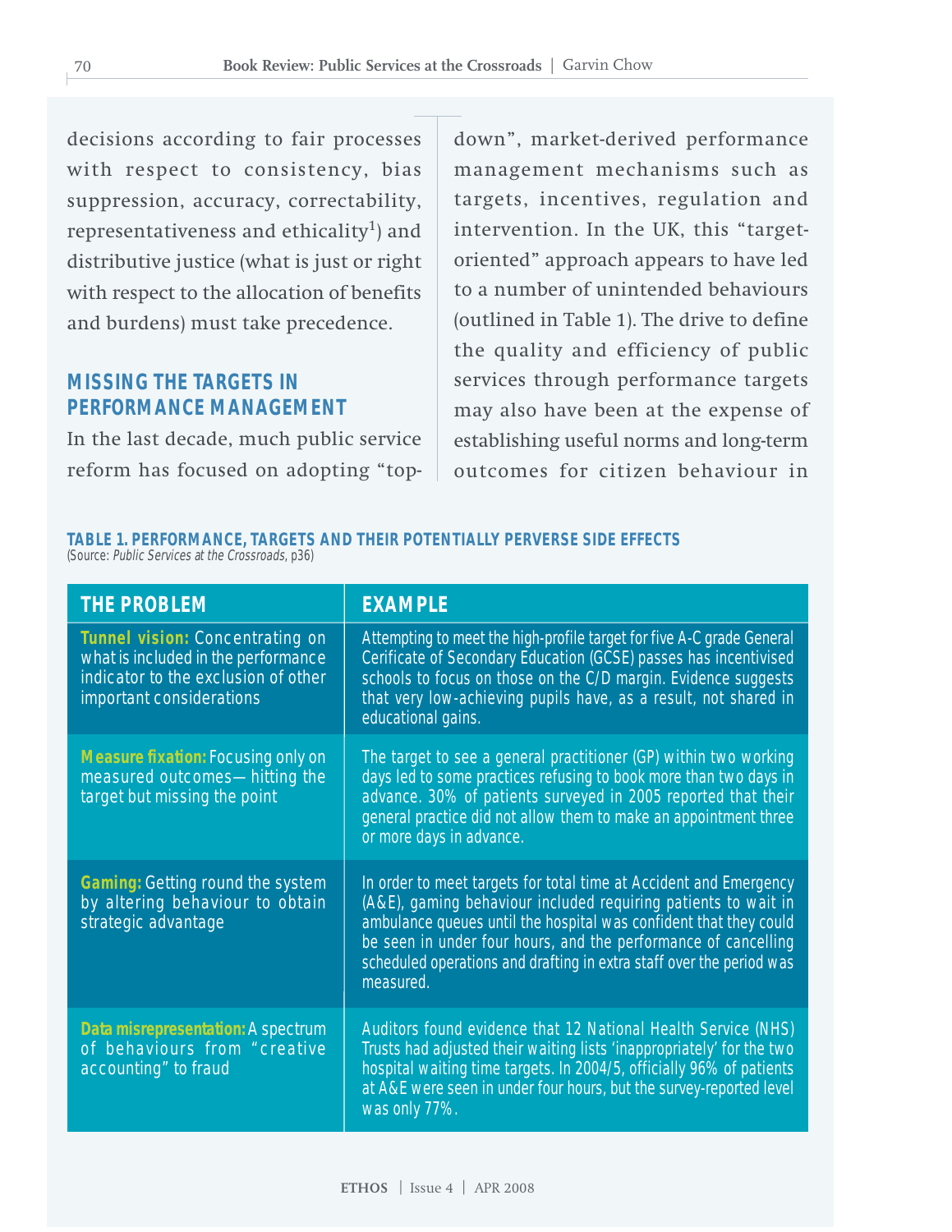decisions according to fair processes with respect to consistency, bias suppression, accuracy, correctability, representativeness and ethicality[1]) and distributive justice (what is just or right with respect to the allocation of benefits and burdens) must take precedence.

## MISSING THE TARGETS IN PERFORMANCE MANAGEMENT

In the last decade, much public service reform has focused on adopting "top-down", market-derived performance management mechanisms such as targets, incentives, regulation and intervention. In the UK, this "target-oriented" approach appears to have led to a number of unintended behaviours (outlined in Table 1). The drive to define the quality and efficiency of public services through performance targets may also have been at the expense of establishing useful norms and long-term outcomes for citizen behaviour in

**TABLE 1. PERFORMANCE, TARGETS AND THEIR POTENTIALLY PERVERSE SIDE EFFECTS**
(Source: *Public Services at the Crossroads*, p36)

| THE PROBLEM | EXAMPLE |
|---|---|
| **Tunnel vision:** Concentrating on what is included in the performance indicator to the exclusion of other important considerations | Attempting to meet the high-profile target for five A-C grade General Cerificate of Secondary Education (GCSE) passes has incentivised schools to focus on those on the C/D margin. Evidence suggests that very low-achieving pupils have, as a result, not shared in educational gains. |
| **Measure fixation:** Focusing only on measured outcomes—hitting the target but missing the point | The target to see a general practitioner (GP) within two working days led to some practices refusing to book more than two days in advance. 30% of patients surveyed in 2005 reported that their general practice did not allow them to make an appointment three or more days in advance. |
| **Gaming:** Getting round the system by altering behaviour to obtain strategic advantage | In order to meet targets for total time at Accident and Emergency (A&E), gaming behaviour included requiring patients to wait in ambulance queues until the hospital was confident that they could be seen in under four hours, and the performance of cancelling scheduled operations and drafting in extra staff over the period was measured. |
| **Data misrepresentation:** A spectrum of behaviours from "creative accounting" to fraud | Auditors found evidence that 12 National Health Service (NHS) Trusts had adjusted their waiting lists 'inappropriately' for the two hospital waiting time targets. In 2004/5, officially 96% of patients at A&E were seen in under four hours, but the survey-reported level was only 77%. |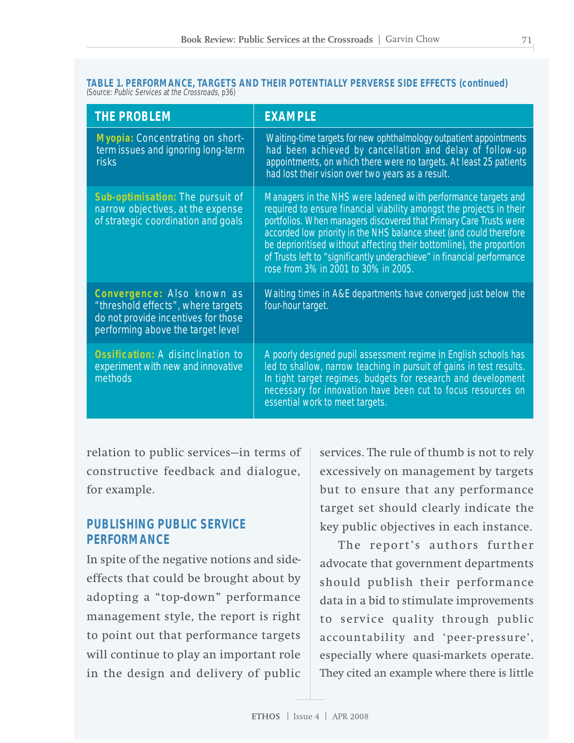**TABLE 1. PERFORMANCE, TARGETS AND THEIR POTENTIALLY PERVERSE SIDE EFFECTS (continued)**
(Source: *Public Services at the Crossroads*, p36)

| THE PROBLEM | EXAMPLE |
|---|---|
| **Myopia:** Concentrating on short-term issues and ignoring long-term risks | Waiting-time targets for new ophthalmology outpatient appointments had been achieved by cancellation and delay of follow-up appointments, on which there were no targets. At least 25 patients had lost their vision over two years as a result. |
| **Sub-optimisation:** The pursuit of narrow objectives, at the expense of strategic coordination and goals | Managers in the NHS were ladened with performance targets and required to ensure financial viability amongst the projects in their portfolios. When managers discovered that Primary Care Trusts were accorded low priority in the NHS balance sheet (and could therefore be deprioritised without affecting their bottomline), the proportion of Trusts left to "significantly underachieve" in financial performance rose from 3% in 2001 to 30% in 2005. |
| **Convergence:** Also known as "threshold effects", where targets do not provide incentives for those performing above the target level | Waiting times in A&E departments have converged just below the four-hour target. |
| **Ossification:** A disinclination to experiment with new and innovative methods | A poorly designed pupil assessment regime in English schools has led to shallow, narrow teaching in pursuit of gains in test results. In tight target regimes, budgets for research and development necessary for innovation have been cut to focus resources on essential work to meet targets. |

relation to public services—in terms of constructive feedback and dialogue, for example.

## PUBLISHING PUBLIC SERVICE PERFORMANCE

In spite of the negative notions and side-effects that could be brought about by adopting a "top-down" performance management style, the report is right to point out that performance targets will continue to play an important role in the design and delivery of public services. The rule of thumb is not to rely excessively on management by targets but to ensure that any performance target set should clearly indicate the key public objectives in each instance.

The report's authors further advocate that government departments should publish their performance data in a bid to stimulate improvements to service quality through public accountability and 'peer-pressure', especially where quasi-markets operate. They cited an example where there is little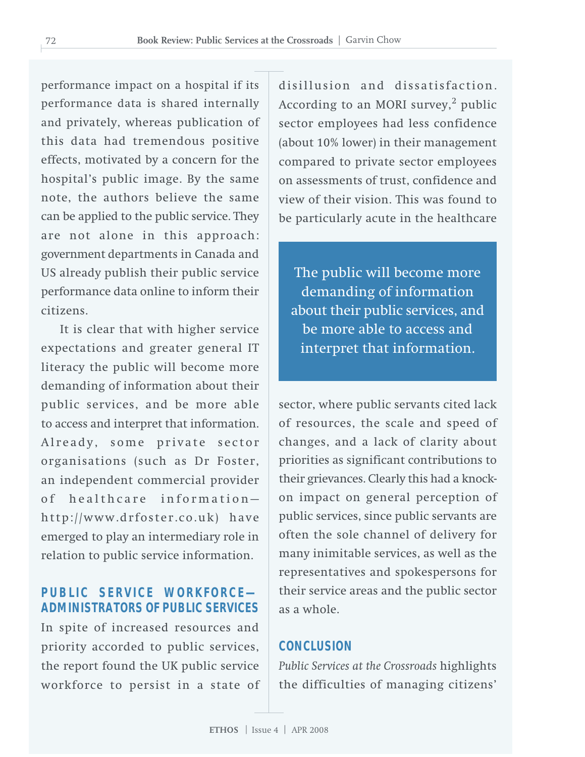performance impact on a hospital if its performance data is shared internally and privately, whereas publication of this data had tremendous positive effects, motivated by a concern for the hospital's public image. By the same note, the authors believe the same can be applied to the public service. They are not alone in this approach: government departments in Canada and US already publish their public service performance data online to inform their citizens.

It is clear that with higher service expectations and greater general IT literacy the public will become more demanding of information about their public services, and be more able to access and interpret that information. Already, some private sector organisations (such as Dr Foster, an independent commercial provider of healthcare information—http://www.drfoster.co.uk) have emerged to play an intermediary role in relation to public service information.

## PUBLIC SERVICE WORKFORCE—ADMINISTRATORS OF PUBLIC SERVICES

In spite of increased resources and priority accorded to public services, the report found the UK public service workforce to persist in a state of disillusion and dissatisfaction. According to an MORI survey,[2] public sector employees had less confidence (about 10% lower) in their management compared to private sector employees on assessments of trust, confidence and view of their vision. This was found to be particularly acute in the healthcare sector, where public servants cited lack of resources, the scale and speed of changes, and a lack of clarity about priorities as significant contributions to their grievances. Clearly this had a knock-on impact on general perception of public services, since public servants are often the sole channel of delivery for many inimitable services, as well as the representatives and spokespersons for their service areas and the public sector as a whole.

> The public will become more demanding of information about their public services, and be more able to access and interpret that information.

## CONCLUSION

*Public Services at the Crossroads* highlights the difficulties of managing citizens'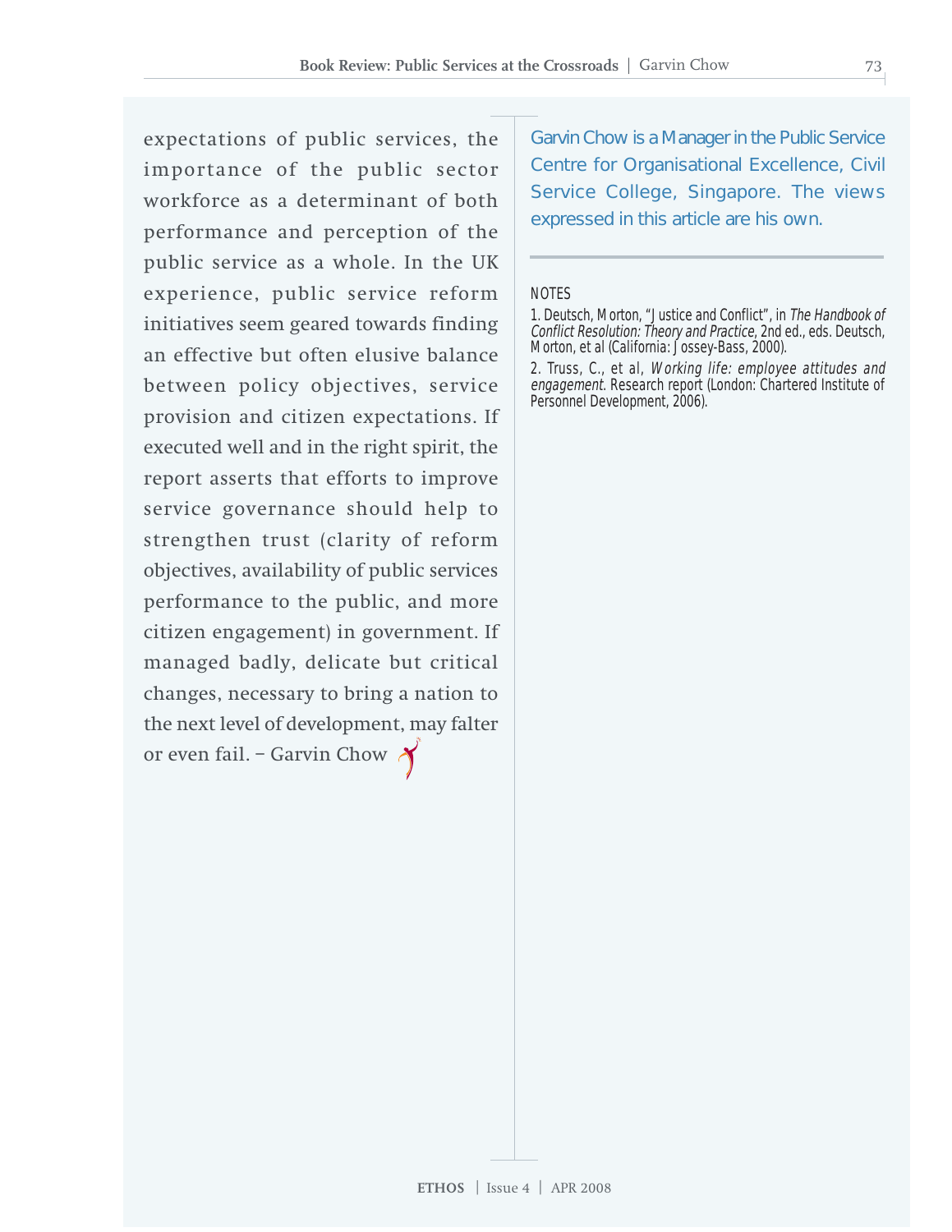expectations of public services, the importance of the public sector workforce as a determinant of both performance and perception of the public service as a whole. In the UK experience, public service reform initiatives seem geared towards finding an effective but often elusive balance between policy objectives, service provision and citizen expectations. If executed well and in the right spirit, the report asserts that efforts to improve service governance should help to strengthen trust (clarity of reform objectives, availability of public services performance to the public, and more citizen engagement) in government. If managed badly, delicate but critical changes, necessary to bring a nation to the next level of development, may falter or even fail. – Garvin Chow

Garvin Chow is a Manager in the Public Service Centre for Organisational Excellence, Civil Service College, Singapore. The views expressed in this article are his own.

NOTES

1. Deutsch, Morton, "Justice and Conflict", in *The Handbook of Conflict Resolution: Theory and Practice*, 2nd ed., eds. Deutsch, Morton, et al (California: Jossey-Bass, 2000).

2. Truss, C., et al, *Working life: employee attitudes and engagement*. Research report (London: Chartered Institute of Personnel Development, 2006).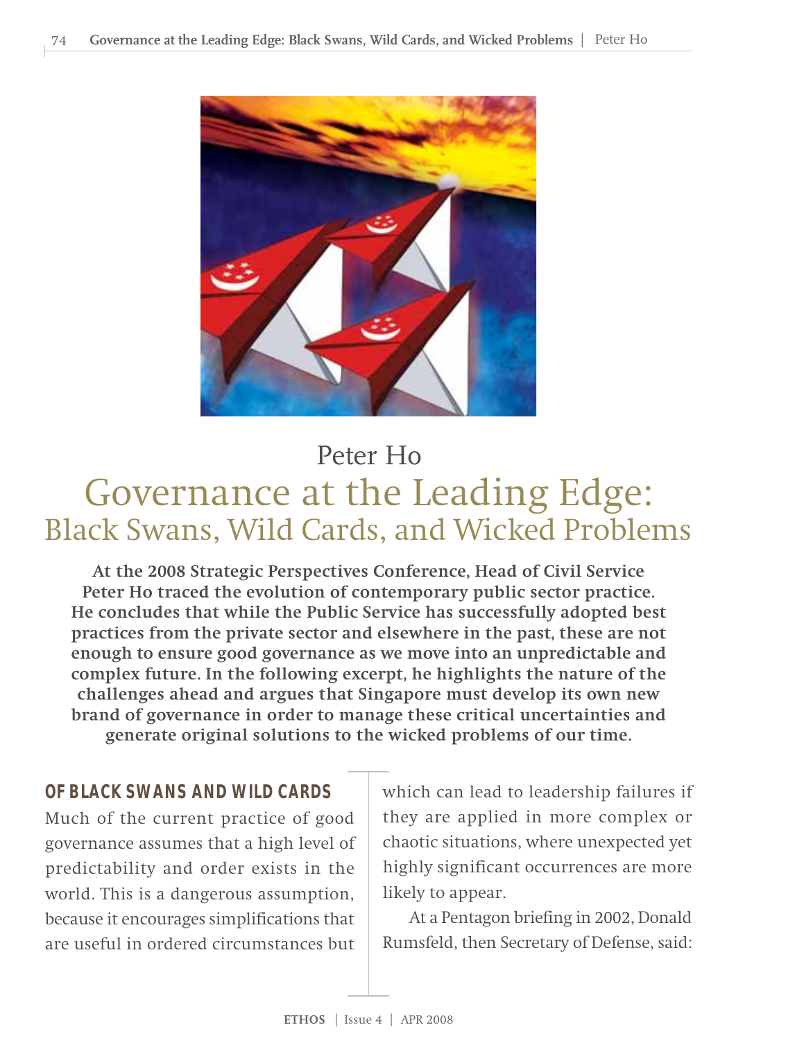Peter Ho

# Governance at the Leading Edge: Black Swans, Wild Cards, and Wicked Problems

**At the 2008 Strategic Perspectives Conference, Head of Civil Service Peter Ho traced the evolution of contemporary public sector practice. He concludes that while the Public Service has successfully adopted best practices from the private sector and elsewhere in the past, these are not enough to ensure good governance as we move into an unpredictable and complex future. In the following excerpt, he highlights the nature of the challenges ahead and argues that Singapore must develop its own new brand of governance in order to manage these critical uncertainties and generate original solutions to the wicked problems of our time.**

## OF BLACK SWANS AND WILD CARDS

Much of the current practice of good governance assumes that a high level of predictability and order exists in the world. This is a dangerous assumption, because it encourages simplifications that are useful in ordered circumstances but which can lead to leadership failures if they are applied in more complex or chaotic situations, where unexpected yet highly significant occurrences are more likely to appear.

At a Pentagon briefing in 2002, Donald Rumsfeld, then Secretary of Defense, said: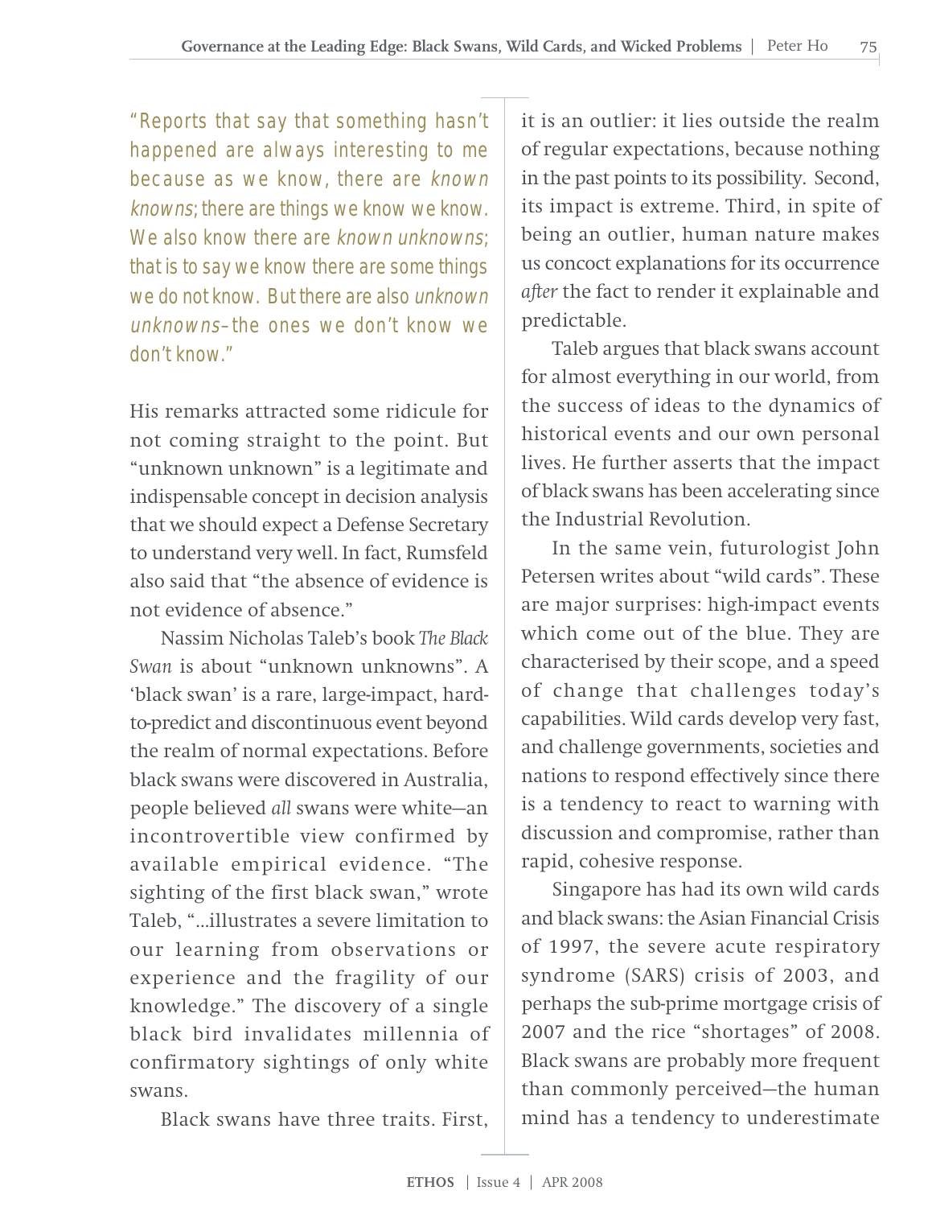"Reports that say that something hasn't happened are always interesting to me because as we know, there are *known knowns*; there are things we know we know. We also know there are *known unknowns*; that is to say we know there are some things we do not know. But there are also *unknown unknowns*–the ones we don't know we don't know."

His remarks attracted some ridicule for not coming straight to the point. But "unknown unknown" is a legitimate and indispensable concept in decision analysis that we should expect a Defense Secretary to understand very well. In fact, Rumsfeld also said that "the absence of evidence is not evidence of absence."

Nassim Nicholas Taleb's book *The Black Swan* is about "unknown unknowns". A 'black swan' is a rare, large-impact, hard-to-predict and discontinuous event beyond the realm of normal expectations. Before black swans were discovered in Australia, people believed *all* swans were white—an incontrovertible view confirmed by available empirical evidence. "The sighting of the first black swan," wrote Taleb, "...illustrates a severe limitation to our learning from observations or experience and the fragility of our knowledge." The discovery of a single black bird invalidates millennia of confirmatory sightings of only white swans.

Black swans have three traits. First, it is an outlier: it lies outside the realm of regular expectations, because nothing in the past points to its possibility. Second, its impact is extreme. Third, in spite of being an outlier, human nature makes us concoct explanations for its occurrence *after* the fact to render it explainable and predictable.

Taleb argues that black swans account for almost everything in our world, from the success of ideas to the dynamics of historical events and our own personal lives. He further asserts that the impact of black swans has been accelerating since the Industrial Revolution.

In the same vein, futurologist John Petersen writes about "wild cards". These are major surprises: high-impact events which come out of the blue. They are characterised by their scope, and a speed of change that challenges today's capabilities. Wild cards develop very fast, and challenge governments, societies and nations to respond effectively since there is a tendency to react to warning with discussion and compromise, rather than rapid, cohesive response.

Singapore has had its own wild cards and black swans: the Asian Financial Crisis of 1997, the severe acute respiratory syndrome (SARS) crisis of 2003, and perhaps the sub-prime mortgage crisis of 2007 and the rice "shortages" of 2008. Black swans are probably more frequent than commonly perceived—the human mind has a tendency to underestimate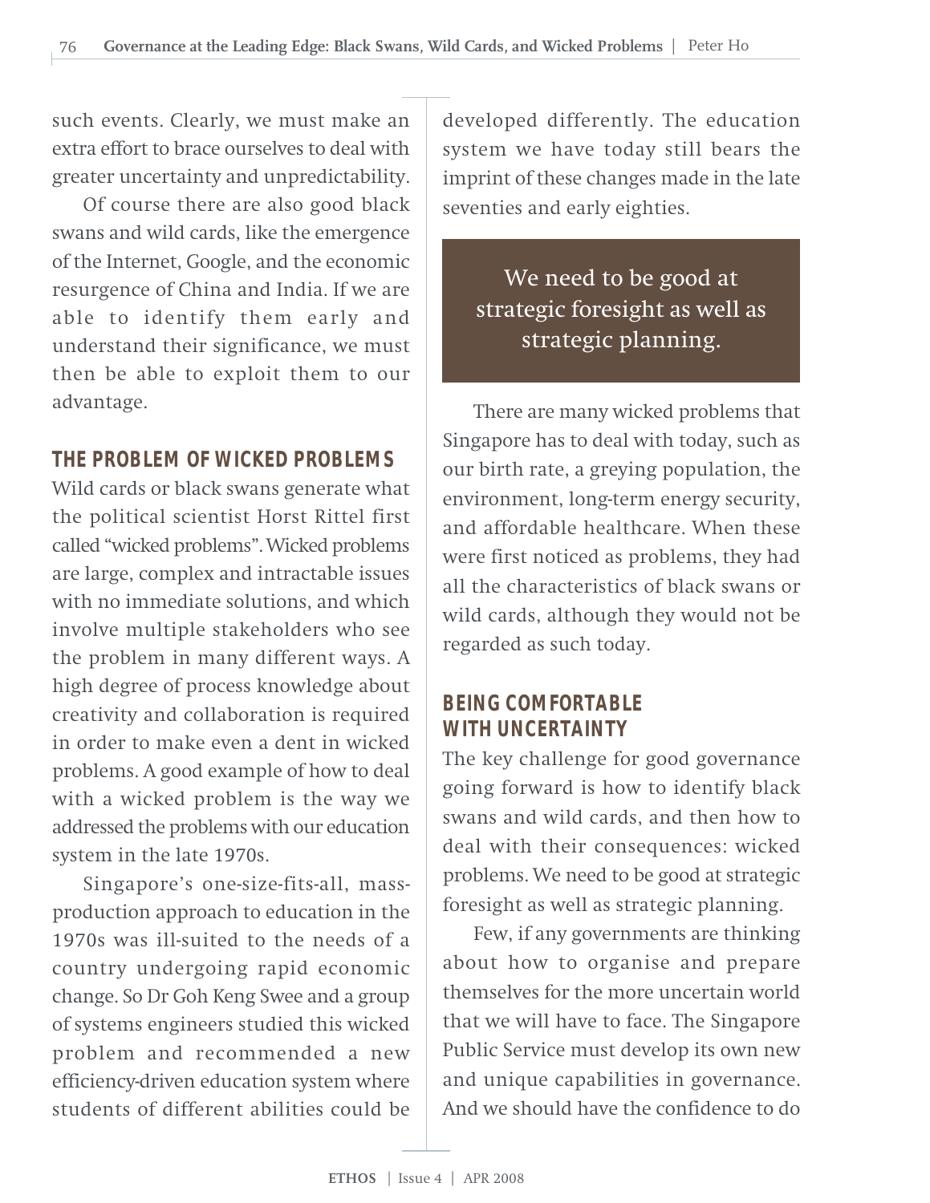such events. Clearly, we must make an extra effort to brace ourselves to deal with greater uncertainty and unpredictability.

Of course there are also good black swans and wild cards, like the emergence of the Internet, Google, and the economic resurgence of China and India. If we are able to identify them early and understand their significance, we must then be able to exploit them to our advantage.

## THE PROBLEM OF WICKED PROBLEMS

Wild cards or black swans generate what the political scientist Horst Rittel first called "wicked problems". Wicked problems are large, complex and intractable issues with no immediate solutions, and which involve multiple stakeholders who see the problem in many different ways. A high degree of process knowledge about creativity and collaboration is required in order to make even a dent in wicked problems. A good example of how to deal with a wicked problem is the way we addressed the problems with our education system in the late 1970s.

Singapore's one-size-fits-all, mass-production approach to education in the 1970s was ill-suited to the needs of a country undergoing rapid economic change. So Dr Goh Keng Swee and a group of systems engineers studied this wicked problem and recommended a new efficiency-driven education system where students of different abilities could be developed differently. The education system we have today still bears the imprint of these changes made in the late seventies and early eighties.

> We need to be good at strategic foresight as well as strategic planning.

There are many wicked problems that Singapore has to deal with today, such as our birth rate, a greying population, the environment, long-term energy security, and affordable healthcare. When these were first noticed as problems, they had all the characteristics of black swans or wild cards, although they would not be regarded as such today.

## BEING COMFORTABLE WITH UNCERTAINTY

The key challenge for good governance going forward is how to identify black swans and wild cards, and then how to deal with their consequences: wicked problems. We need to be good at strategic foresight as well as strategic planning.

Few, if any governments are thinking about how to organise and prepare themselves for the more uncertain world that we will have to face. The Singapore Public Service must develop its own new and unique capabilities in governance. And we should have the confidence to do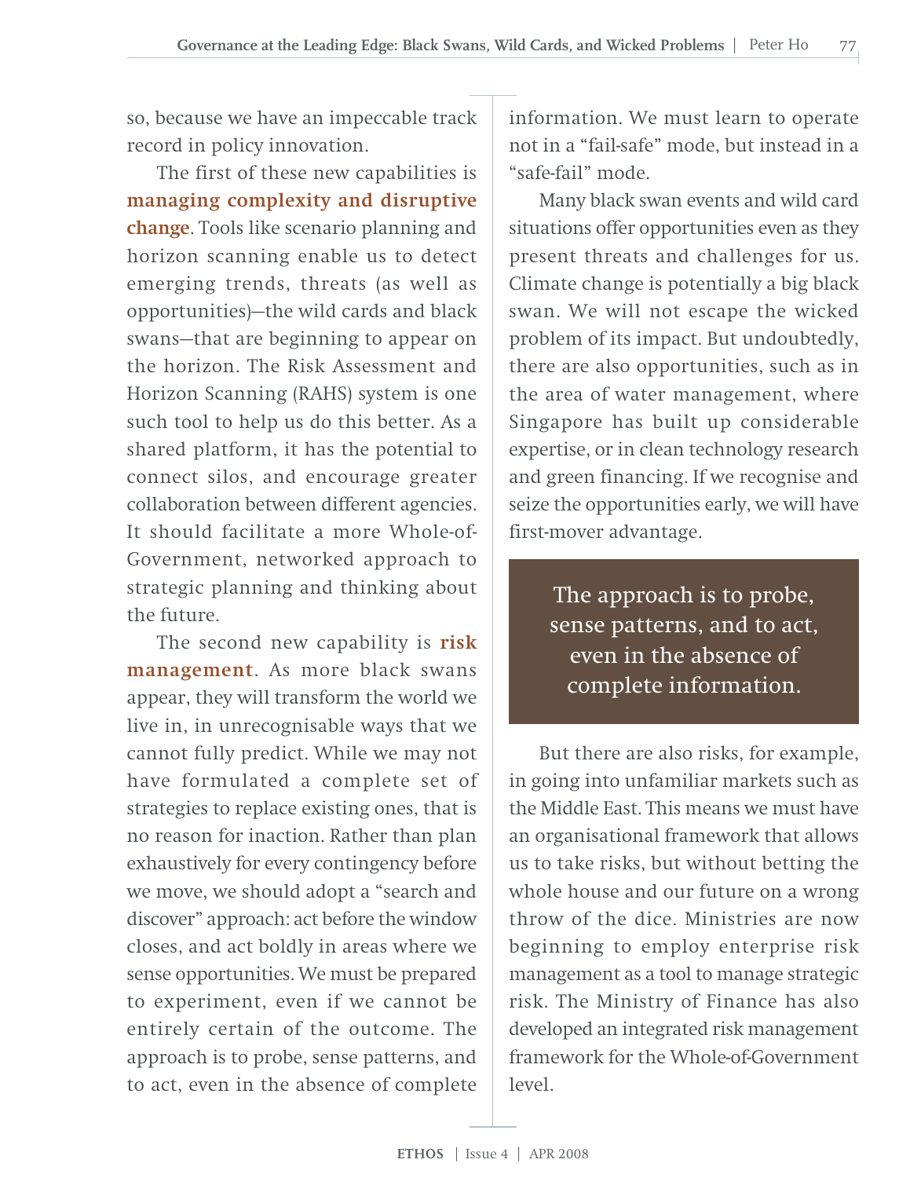so, because we have an impeccable track record in policy innovation.

The first of these new capabilities is **managing complexity and disruptive change**. Tools like scenario planning and horizon scanning enable us to detect emerging trends, threats (as well as opportunities)—the wild cards and black swans—that are beginning to appear on the horizon. The Risk Assessment and Horizon Scanning (RAHS) system is one such tool to help us do this better. As a shared platform, it has the potential to connect silos, and encourage greater collaboration between different agencies. It should facilitate a more Whole-of-Government, networked approach to strategic planning and thinking about the future.

The second new capability is **risk management**. As more black swans appear, they will transform the world we live in, in unrecognisable ways that we cannot fully predict. While we may not have formulated a complete set of strategies to replace existing ones, that is no reason for inaction. Rather than plan exhaustively for every contingency before we move, we should adopt a "search and discover" approach: act before the window closes, and act boldly in areas where we sense opportunities. We must be prepared to experiment, even if we cannot be entirely certain of the outcome. The approach is to probe, sense patterns, and to act, even in the absence of complete information. We must learn to operate not in a "fail-safe" mode, but instead in a "safe-fail" mode.

Many black swan events and wild card situations offer opportunities even as they present threats and challenges for us. Climate change is potentially a big black swan. We will not escape the wicked problem of its impact. But undoubtedly, there are also opportunities, such as in the area of water management, where Singapore has built up considerable expertise, or in clean technology research and green financing. If we recognise and seize the opportunities early, we will have first-mover advantage.

> The approach is to probe, sense patterns, and to act, even in the absence of complete information.

But there are also risks, for example, in going into unfamiliar markets such as the Middle East. This means we must have an organisational framework that allows us to take risks, but without betting the whole house and our future on a wrong throw of the dice. Ministries are now beginning to employ enterprise risk management as a tool to manage strategic risk. The Ministry of Finance has also developed an integrated risk management framework for the Whole-of-Government level.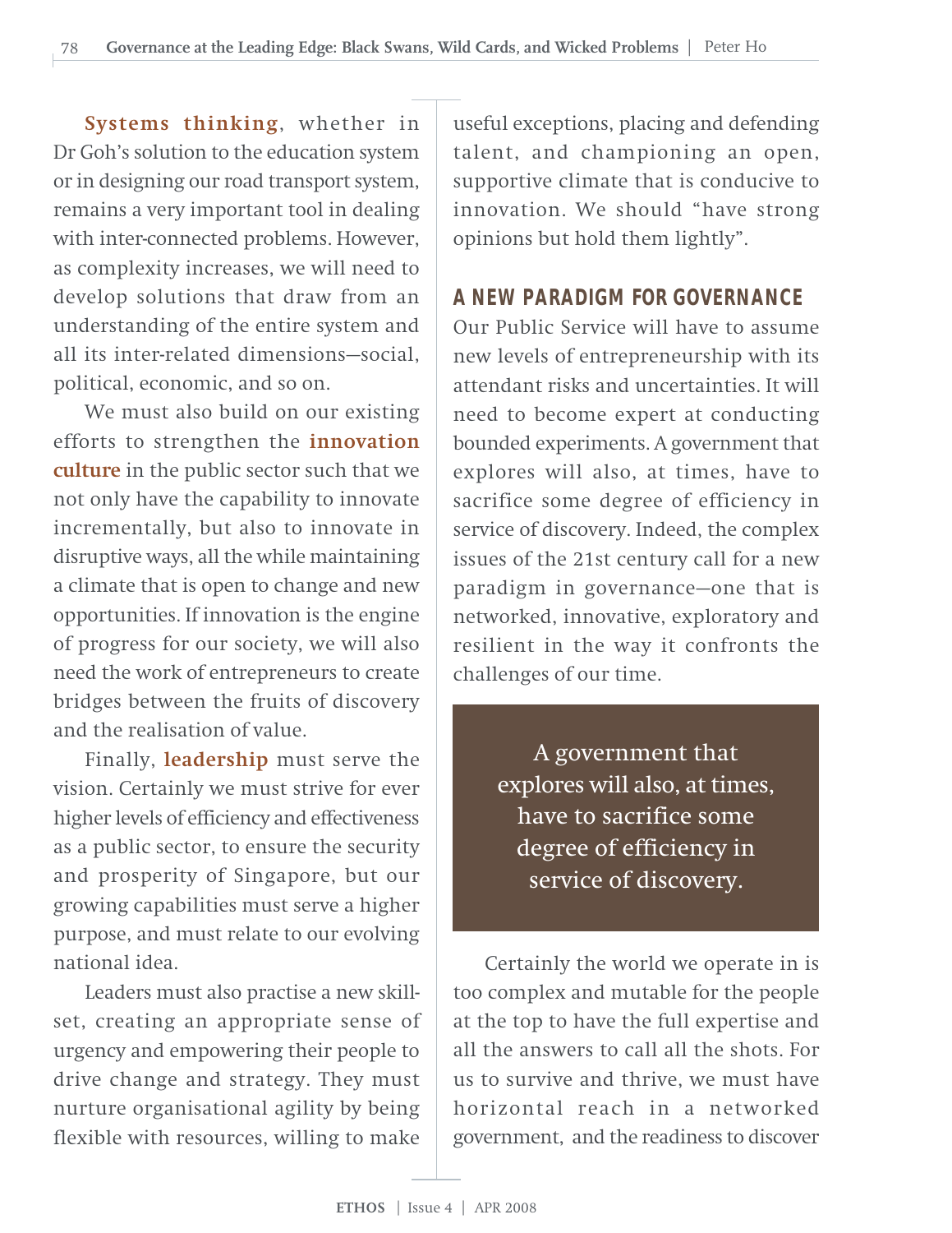**Systems thinking**, whether in Dr Goh's solution to the education system or in designing our road transport system, remains a very important tool in dealing with inter-connected problems. However, as complexity increases, we will need to develop solutions that draw from an understanding of the entire system and all its inter-related dimensions—social, political, economic, and so on.

We must also build on our existing efforts to strengthen the **innovation culture** in the public sector such that we not only have the capability to innovate incrementally, but also to innovate in disruptive ways, all the while maintaining a climate that is open to change and new opportunities. If innovation is the engine of progress for our society, we will also need the work of entrepreneurs to create bridges between the fruits of discovery and the realisation of value.

Finally, **leadership** must serve the vision. Certainly we must strive for ever higher levels of efficiency and effectiveness as a public sector, to ensure the security and prosperity of Singapore, but our growing capabilities must serve a higher purpose, and must relate to our evolving national idea.

Leaders must also practise a new skill-set, creating an appropriate sense of urgency and empowering their people to drive change and strategy. They must nurture organisational agility by being flexible with resources, willing to make useful exceptions, placing and defending talent, and championing an open, supportive climate that is conducive to innovation. We should "have strong opinions but hold them lightly".

## A NEW PARADIGM FOR GOVERNANCE

Our Public Service will have to assume new levels of entrepreneurship with its attendant risks and uncertainties. It will need to become expert at conducting bounded experiments. A government that explores will also, at times, have to sacrifice some degree of efficiency in service of discovery. Indeed, the complex issues of the 21st century call for a new paradigm in governance—one that is networked, innovative, exploratory and resilient in the way it confronts the challenges of our time.

> A government that explores will also, at times, have to sacrifice some degree of efficiency in service of discovery.

Certainly the world we operate in is too complex and mutable for the people at the top to have the full expertise and all the answers to call all the shots. For us to survive and thrive, we must have horizontal reach in a networked government, and the readiness to discover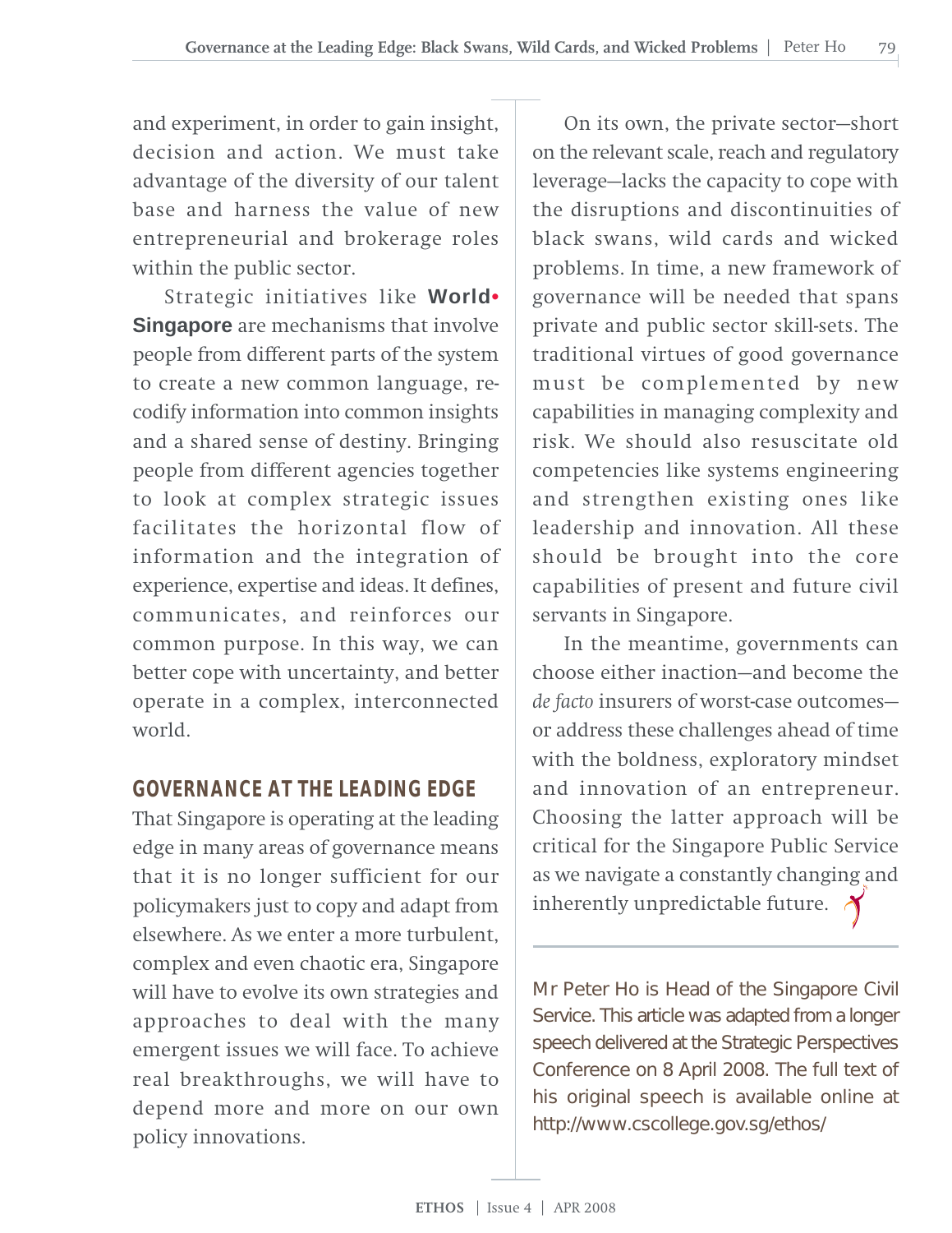and experiment, in order to gain insight, decision and action. We must take advantage of the diversity of our talent base and harness the value of new entrepreneurial and brokerage roles within the public sector.

Strategic initiatives like **World• Singapore** are mechanisms that involve people from different parts of the system to create a new common language, re-codify information into common insights and a shared sense of destiny. Bringing people from different agencies together to look at complex strategic issues facilitates the horizontal flow of information and the integration of experience, expertise and ideas. It defines, communicates, and reinforces our common purpose. In this way, we can better cope with uncertainty, and better operate in a complex, interconnected world.

## GOVERNANCE AT THE LEADING EDGE

That Singapore is operating at the leading edge in many areas of governance means that it is no longer sufficient for our policymakers just to copy and adapt from elsewhere. As we enter a more turbulent, complex and even chaotic era, Singapore will have to evolve its own strategies and approaches to deal with the many emergent issues we will face. To achieve real breakthroughs, we will have to depend more and more on our own policy innovations.

On its own, the private sector—short on the relevant scale, reach and regulatory leverage—lacks the capacity to cope with the disruptions and discontinuities of black swans, wild cards and wicked problems. In time, a new framework of governance will be needed that spans private and public sector skill-sets. The traditional virtues of good governance must be complemented by new capabilities in managing complexity and risk. We should also resuscitate old competencies like systems engineering and strengthen existing ones like leadership and innovation. All these should be brought into the core capabilities of present and future civil servants in Singapore.

In the meantime, governments can choose either inaction—and become the *de facto* insurers of worst-case outcomes—or address these challenges ahead of time with the boldness, exploratory mindset and innovation of an entrepreneur. Choosing the latter approach will be critical for the Singapore Public Service as we navigate a constantly changing and inherently unpredictable future.

---

Mr Peter Ho is Head of the Singapore Civil Service. This article was adapted from a longer speech delivered at the Strategic Perspectives Conference on 8 April 2008. The full text of his original speech is available online at http://www.cscollege.gov.sg/ethos/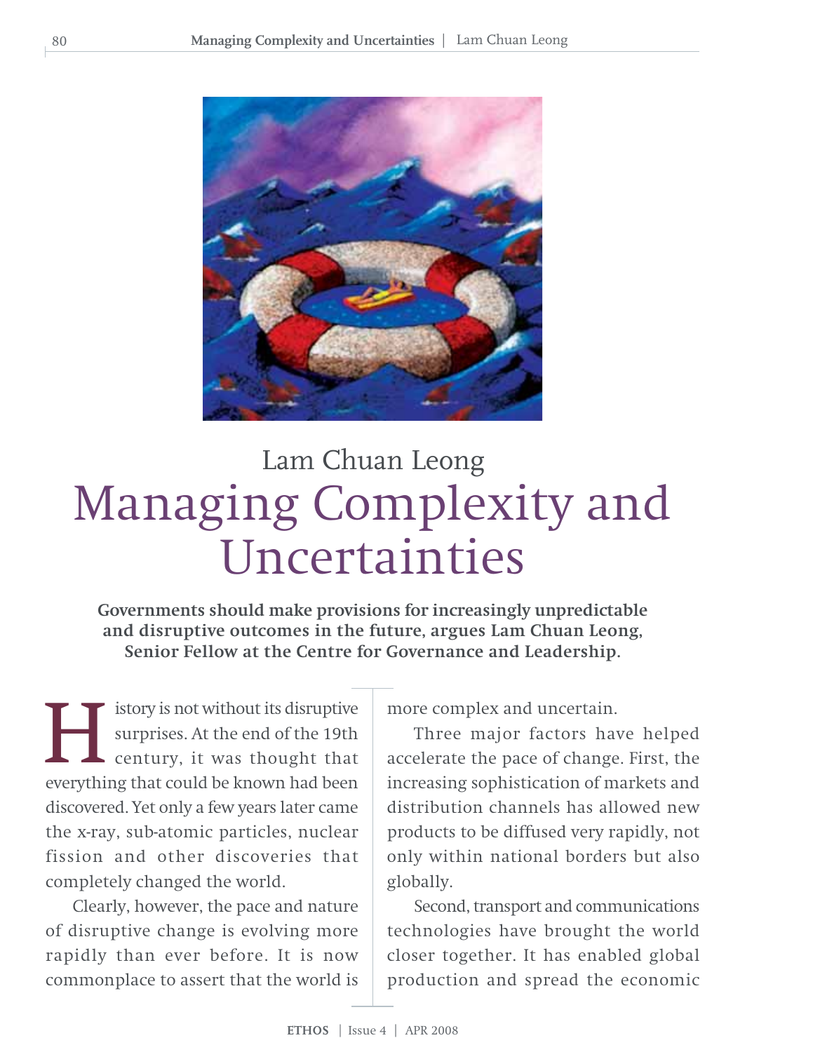Lam Chuan Leong

# Managing Complexity and Uncertainties

**Governments should make provisions for increasingly unpredictable and disruptive outcomes in the future, argues Lam Chuan Leong, Senior Fellow at the Centre for Governance and Leadership.**

History is not without its disruptive surprises. At the end of the 19th century, it was thought that everything that could be known had been discovered. Yet only a few years later came the x-ray, sub-atomic particles, nuclear fission and other discoveries that completely changed the world.

Clearly, however, the pace and nature of disruptive change is evolving more rapidly than ever before. It is now commonplace to assert that the world is more complex and uncertain.

Three major factors have helped accelerate the pace of change. First, the increasing sophistication of markets and distribution channels has allowed new products to be diffused very rapidly, not only within national borders but also globally.

Second, transport and communications technologies have brought the world closer together. It has enabled global production and spread the economic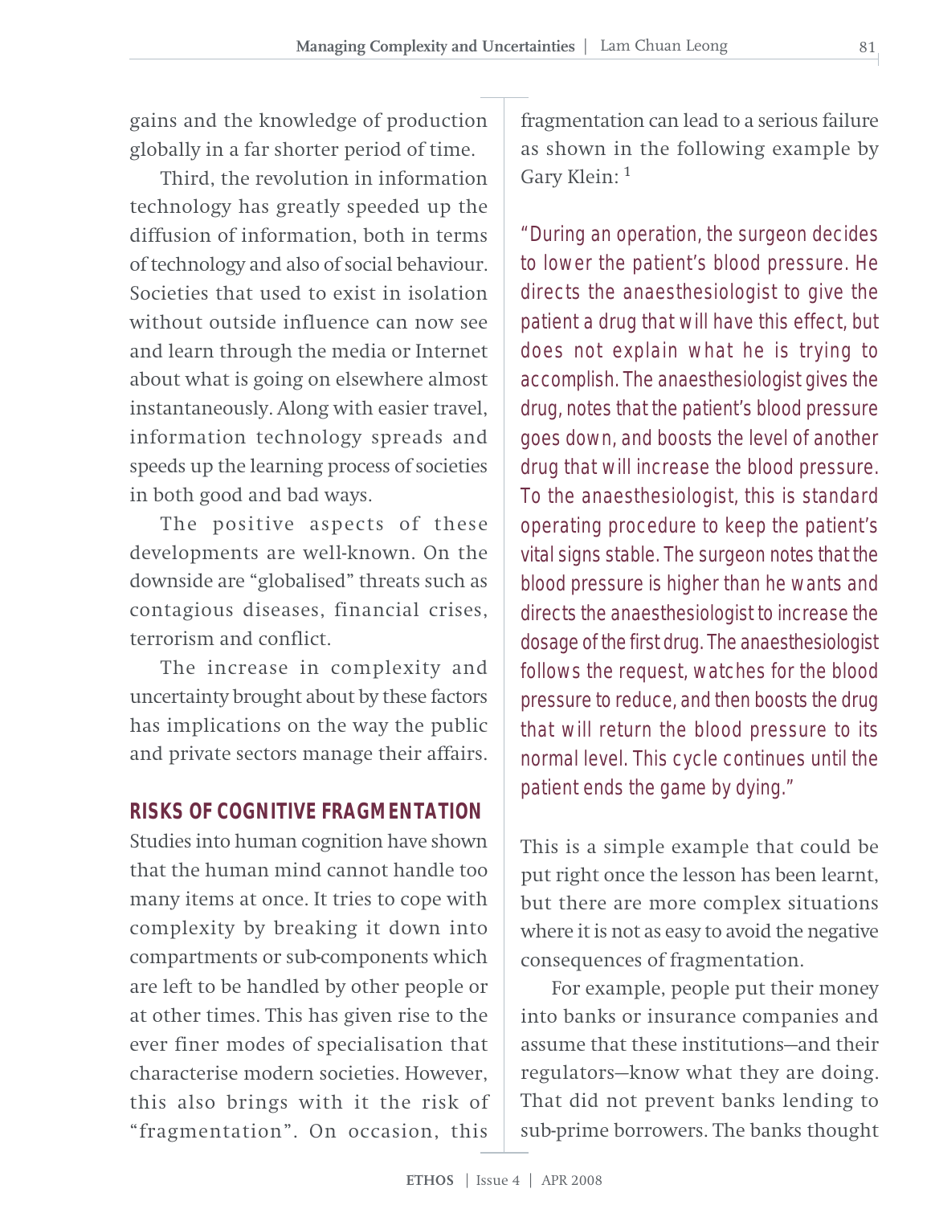gains and the knowledge of production globally in a far shorter period of time.

Third, the revolution in information technology has greatly speeded up the diffusion of information, both in terms of technology and also of social behaviour. Societies that used to exist in isolation without outside influence can now see and learn through the media or Internet about what is going on elsewhere almost instantaneously. Along with easier travel, information technology spreads and speeds up the learning process of societies in both good and bad ways.

The positive aspects of these developments are well-known. On the downside are "globalised" threats such as contagious diseases, financial crises, terrorism and conflict.

The increase in complexity and uncertainty brought about by these factors has implications on the way the public and private sectors manage their affairs.

## RISKS OF COGNITIVE FRAGMENTATION

Studies into human cognition have shown that the human mind cannot handle too many items at once. It tries to cope with complexity by breaking it down into compartments or sub-components which are left to be handled by other people or at other times. This has given rise to the ever finer modes of specialisation that characterise modern societies. However, this also brings with it the risk of "fragmentation". On occasion, this fragmentation can lead to a serious failure as shown in the following example by Gary Klein: [1]

> "During an operation, the surgeon decides to lower the patient's blood pressure. He directs the anaesthesiologist to give the patient a drug that will have this effect, but does not explain what he is trying to accomplish. The anaesthesiologist gives the drug, notes that the patient's blood pressure goes down, and boosts the level of another drug that will increase the blood pressure. To the anaesthesiologist, this is standard operating procedure to keep the patient's vital signs stable. The surgeon notes that the blood pressure is higher than he wants and directs the anaesthesiologist to increase the dosage of the first drug. The anaesthesiologist follows the request, watches for the blood pressure to reduce, and then boosts the drug that will return the blood pressure to its normal level. This cycle continues until the patient ends the game by dying."

This is a simple example that could be put right once the lesson has been learnt, but there are more complex situations where it is not as easy to avoid the negative consequences of fragmentation.

For example, people put their money into banks or insurance companies and assume that these institutions—and their regulators—know what they are doing. That did not prevent banks lending to sub-prime borrowers. The banks thought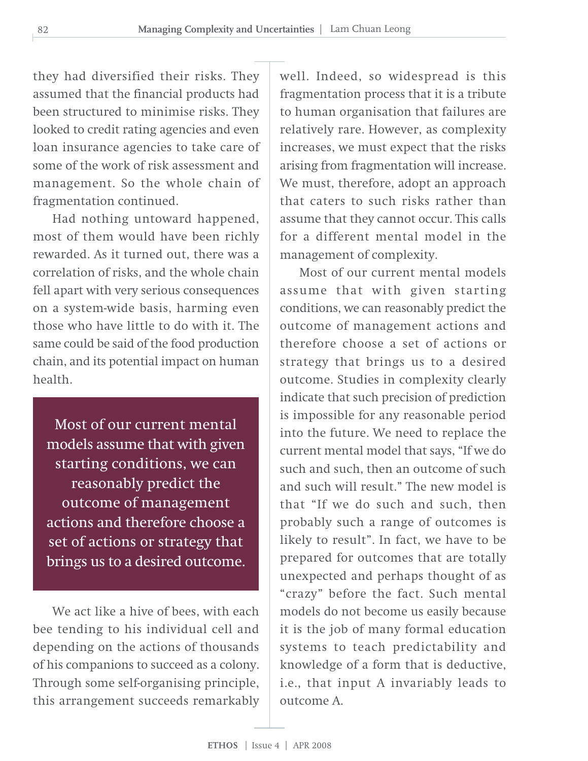they had diversified their risks. They assumed that the financial products had been structured to minimise risks. They looked to credit rating agencies and even loan insurance agencies to take care of some of the work of risk assessment and management. So the whole chain of fragmentation continued.

Had nothing untoward happened, most of them would have been richly rewarded. As it turned out, there was a correlation of risks, and the whole chain fell apart with very serious consequences on a system-wide basis, harming even those who have little to do with it. The same could be said of the food production chain, and its potential impact on human health.

> Most of our current mental models assume that with given starting conditions, we can reasonably predict the outcome of management actions and therefore choose a set of actions or strategy that brings us to a desired outcome.

We act like a hive of bees, with each bee tending to his individual cell and depending on the actions of thousands of his companions to succeed as a colony. Through some self-organising principle, this arrangement succeeds remarkably well. Indeed, so widespread is this fragmentation process that it is a tribute to human organisation that failures are relatively rare. However, as complexity increases, we must expect that the risks arising from fragmentation will increase. We must, therefore, adopt an approach that caters to such risks rather than assume that they cannot occur. This calls for a different mental model in the management of complexity.

Most of our current mental models assume that with given starting conditions, we can reasonably predict the outcome of management actions and therefore choose a set of actions or strategy that brings us to a desired outcome. Studies in complexity clearly indicate that such precision of prediction is impossible for any reasonable period into the future. We need to replace the current mental model that says, "If we do such and such, then an outcome of such and such will result." The new model is that "If we do such and such, then probably such a range of outcomes is likely to result". In fact, we have to be prepared for outcomes that are totally unexpected and perhaps thought of as "crazy" before the fact. Such mental models do not become us easily because it is the job of many formal education systems to teach predictability and knowledge of a form that is deductive, i.e., that input A invariably leads to outcome A.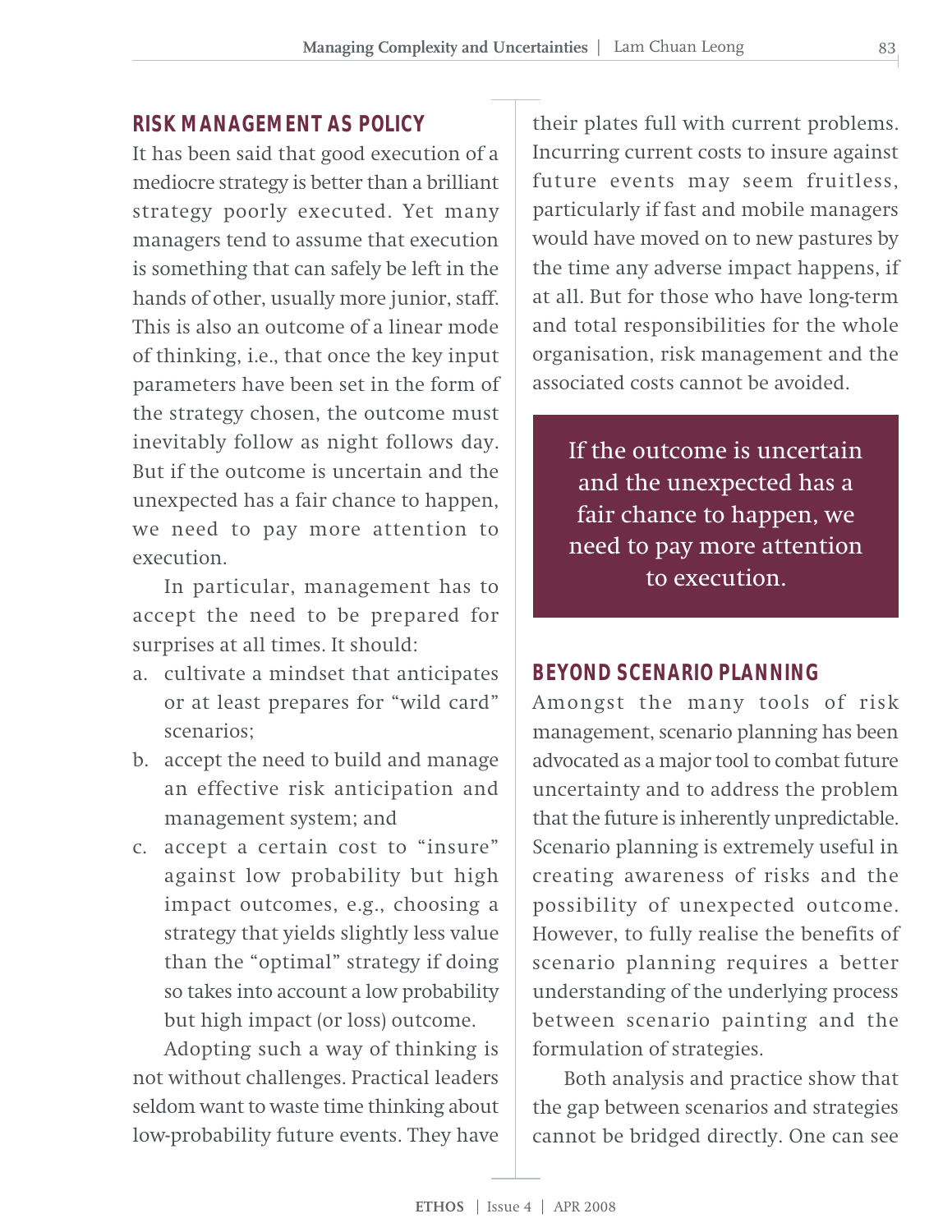## RISK MANAGEMENT AS POLICY

It has been said that good execution of a mediocre strategy is better than a brilliant strategy poorly executed. Yet many managers tend to assume that execution is something that can safely be left in the hands of other, usually more junior, staff. This is also an outcome of a linear mode of thinking, i.e., that once the key input parameters have been set in the form of the strategy chosen, the outcome must inevitably follow as night follows day. But if the outcome is uncertain and the unexpected has a fair chance to happen, we need to pay more attention to execution.

In particular, management has to accept the need to be prepared for surprises at all times. It should:

a. cultivate a mindset that anticipates or at least prepares for "wild card" scenarios;
b. accept the need to build and manage an effective risk anticipation and management system; and
c. accept a certain cost to "insure" against low probability but high impact outcomes, e.g., choosing a strategy that yields slightly less value than the "optimal" strategy if doing so takes into account a low probability but high impact (or loss) outcome.

Adopting such a way of thinking is not without challenges. Practical leaders seldom want to waste time thinking about low-probability future events. They have their plates full with current problems. Incurring current costs to insure against future events may seem fruitless, particularly if fast and mobile managers would have moved on to new pastures by the time any adverse impact happens, if at all. But for those who have long-term and total responsibilities for the whole organisation, risk management and the associated costs cannot be avoided.

> If the outcome is uncertain and the unexpected has a fair chance to happen, we need to pay more attention to execution.

## BEYOND SCENARIO PLANNING

Amongst the many tools of risk management, scenario planning has been advocated as a major tool to combat future uncertainty and to address the problem that the future is inherently unpredictable. Scenario planning is extremely useful in creating awareness of risks and the possibility of unexpected outcome. However, to fully realise the benefits of scenario planning requires a better understanding of the underlying process between scenario painting and the formulation of strategies.

Both analysis and practice show that the gap between scenarios and strategies cannot be bridged directly. One can see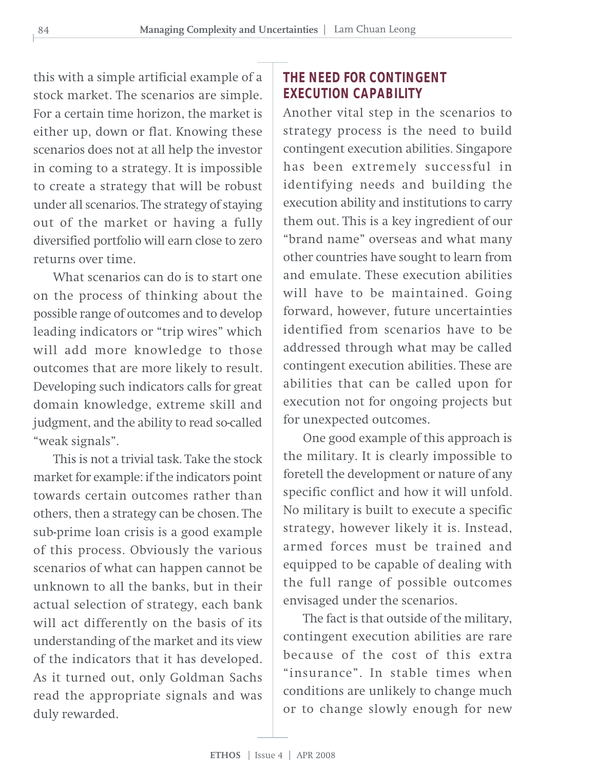this with a simple artificial example of a stock market. The scenarios are simple. For a certain time horizon, the market is either up, down or flat. Knowing these scenarios does not at all help the investor in coming to a strategy. It is impossible to create a strategy that will be robust under all scenarios. The strategy of staying out of the market or having a fully diversified portfolio will earn close to zero returns over time.

What scenarios can do is to start one on the process of thinking about the possible range of outcomes and to develop leading indicators or "trip wires" which will add more knowledge to those outcomes that are more likely to result. Developing such indicators calls for great domain knowledge, extreme skill and judgment, and the ability to read so-called "weak signals".

This is not a trivial task. Take the stock market for example: if the indicators point towards certain outcomes rather than others, then a strategy can be chosen. The sub-prime loan crisis is a good example of this process. Obviously the various scenarios of what can happen cannot be unknown to all the banks, but in their actual selection of strategy, each bank will act differently on the basis of its understanding of the market and its view of the indicators that it has developed. As it turned out, only Goldman Sachs read the appropriate signals and was duly rewarded.

## THE NEED FOR CONTINGENT EXECUTION CAPABILITY

Another vital step in the scenarios to strategy process is the need to build contingent execution abilities. Singapore has been extremely successful in identifying needs and building the execution ability and institutions to carry them out. This is a key ingredient of our "brand name" overseas and what many other countries have sought to learn from and emulate. These execution abilities will have to be maintained. Going forward, however, future uncertainties identified from scenarios have to be addressed through what may be called contingent execution abilities. These are abilities that can be called upon for execution not for ongoing projects but for unexpected outcomes.

One good example of this approach is the military. It is clearly impossible to foretell the development or nature of any specific conflict and how it will unfold. No military is built to execute a specific strategy, however likely it is. Instead, armed forces must be trained and equipped to be capable of dealing with the full range of possible outcomes envisaged under the scenarios.

The fact is that outside of the military, contingent execution abilities are rare because of the cost of this extra "insurance". In stable times when conditions are unlikely to change much or to change slowly enough for new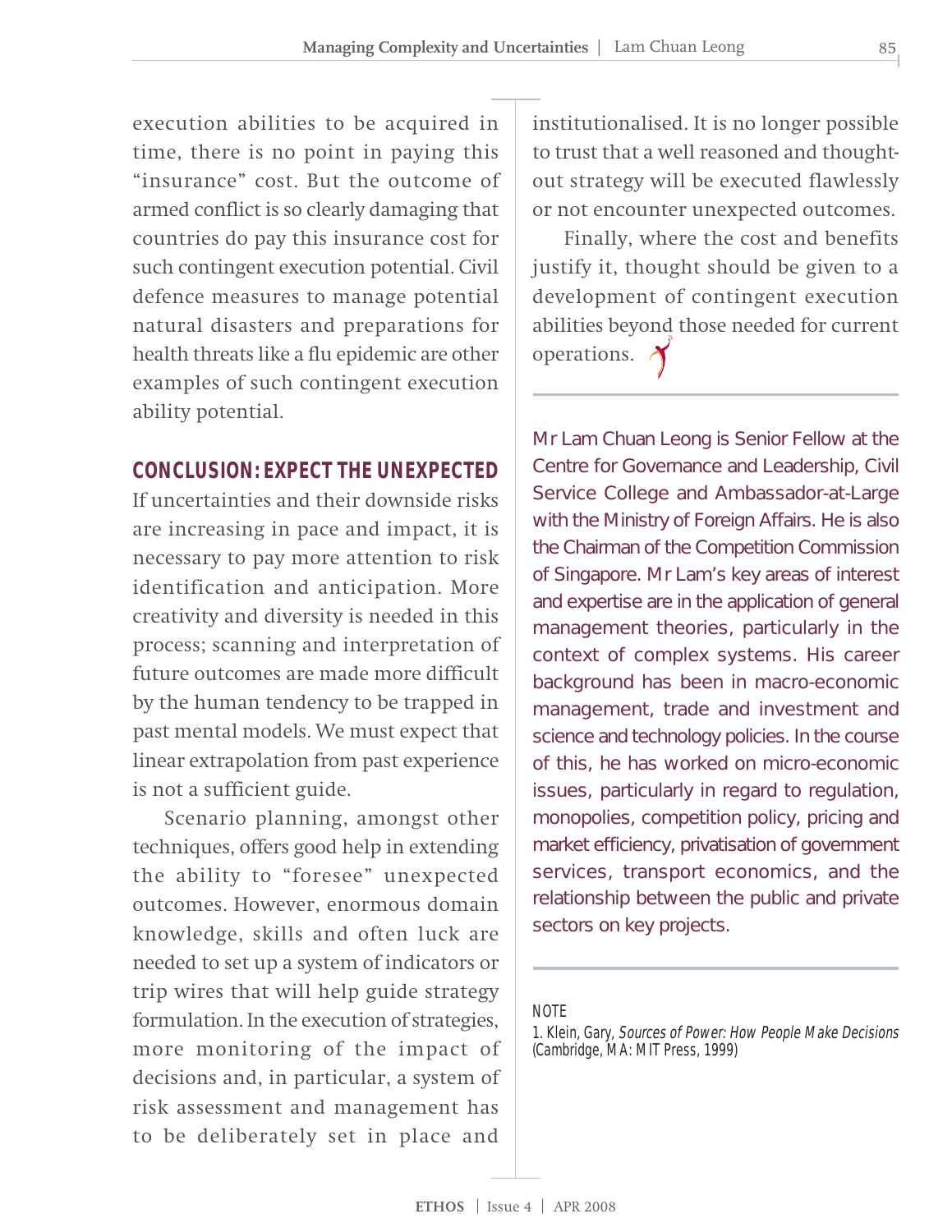execution abilities to be acquired in time, there is no point in paying this "insurance" cost. But the outcome of armed conflict is so clearly damaging that countries do pay this insurance cost for such contingent execution potential. Civil defence measures to manage potential natural disasters and preparations for health threats like a flu epidemic are other examples of such contingent execution ability potential.

## CONCLUSION: EXPECT THE UNEXPECTED

If uncertainties and their downside risks are increasing in pace and impact, it is necessary to pay more attention to risk identification and anticipation. More creativity and diversity is needed in this process; scanning and interpretation of future outcomes are made more difficult by the human tendency to be trapped in past mental models. We must expect that linear extrapolation from past experience is not a sufficient guide.

Scenario planning, amongst other techniques, offers good help in extending the ability to "foresee" unexpected outcomes. However, enormous domain knowledge, skills and often luck are needed to set up a system of indicators or trip wires that will help guide strategy formulation. In the execution of strategies, more monitoring of the impact of decisions and, in particular, a system of risk assessment and management has to be deliberately set in place and institutionalised. It is no longer possible to trust that a well reasoned and thought-out strategy will be executed flawlessly or not encounter unexpected outcomes.

Finally, where the cost and benefits justify it, thought should be given to a development of contingent execution abilities beyond those needed for current operations.

---

Mr Lam Chuan Leong is Senior Fellow at the Centre for Governance and Leadership, Civil Service College and Ambassador-at-Large with the Ministry of Foreign Affairs. He is also the Chairman of the Competition Commission of Singapore. Mr Lam's key areas of interest and expertise are in the application of general management theories, particularly in the context of complex systems. His career background has been in macro-economic management, trade and investment and science and technology policies. In the course of this, he has worked on micro-economic issues, particularly in regard to regulation, monopolies, competition policy, pricing and market efficiency, privatisation of government services, transport economics, and the relationship between the public and private sectors on key projects.

---

NOTE

1. Klein, Gary, *Sources of Power: How People Make Decisions* (Cambridge, MA: MIT Press, 1999)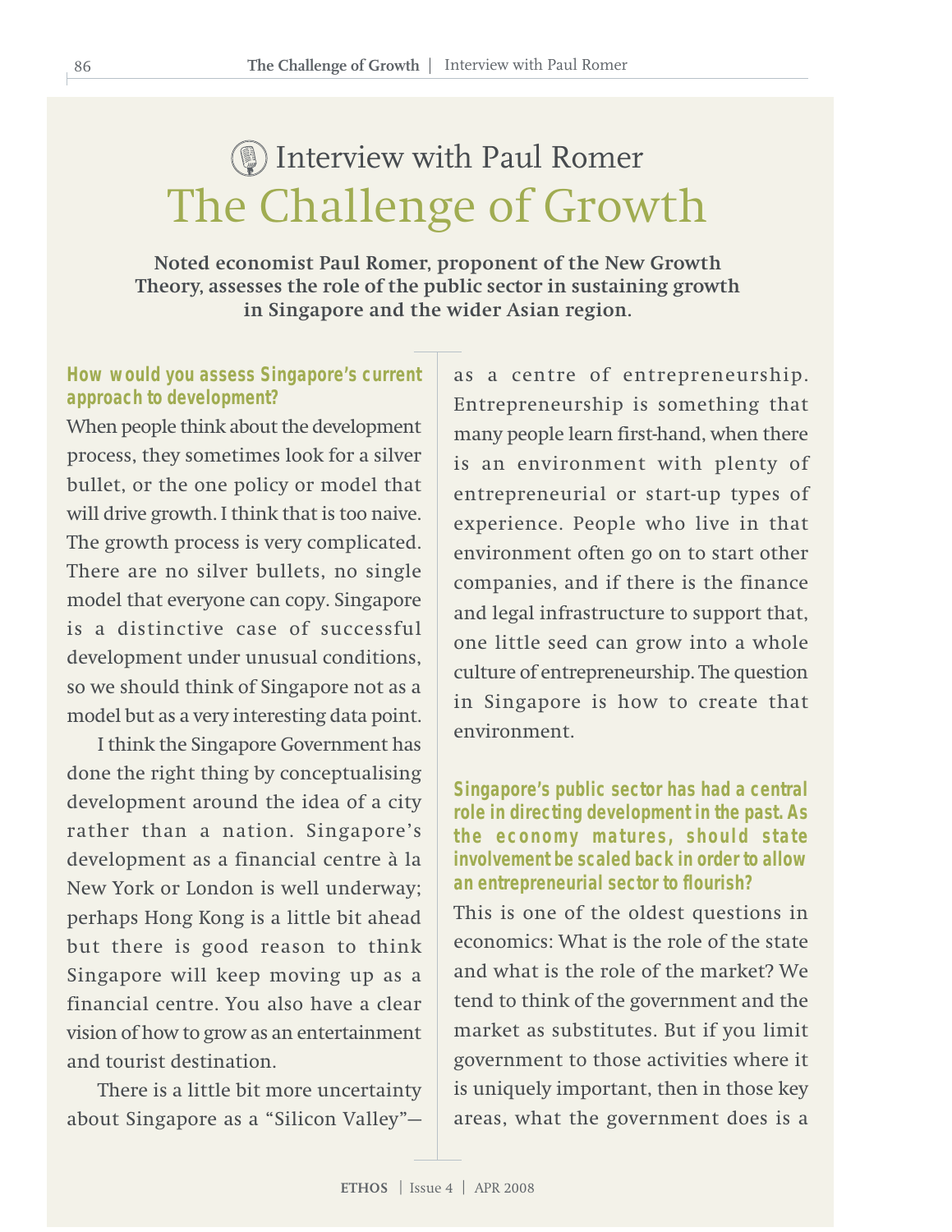# Interview with Paul Romer

# The Challenge of Growth

**Noted economist Paul Romer, proponent of the New Growth Theory, assesses the role of the public sector in sustaining growth in Singapore and the wider Asian region.**

**How would you assess Singapore's current approach to development?**

When people think about the development process, they sometimes look for a silver bullet, or the one policy or model that will drive growth. I think that is too naive. The growth process is very complicated. There are no silver bullets, no single model that everyone can copy. Singapore is a distinctive case of successful development under unusual conditions, so we should think of Singapore not as a model but as a very interesting data point.

I think the Singapore Government has done the right thing by conceptualising development around the idea of a city rather than a nation. Singapore's development as a financial centre à la New York or London is well underway; perhaps Hong Kong is a little bit ahead but there is good reason to think Singapore will keep moving up as a financial centre. You also have a clear vision of how to grow as an entertainment and tourist destination.

There is a little bit more uncertainty about Singapore as a "Silicon Valley"—as a centre of entrepreneurship. Entrepreneurship is something that many people learn first-hand, when there is an environment with plenty of entrepreneurial or start-up types of experience. People who live in that environment often go on to start other companies, and if there is the finance and legal infrastructure to support that, one little seed can grow into a whole culture of entrepreneurship. The question in Singapore is how to create that environment.

**Singapore's public sector has had a central role in directing development in the past. As the economy matures, should state involvement be scaled back in order to allow an entrepreneurial sector to flourish?**

This is one of the oldest questions in economics: What is the role of the state and what is the role of the market? We tend to think of the government and the market as substitutes. But if you limit government to those activities where it is uniquely important, then in those key areas, what the government does is a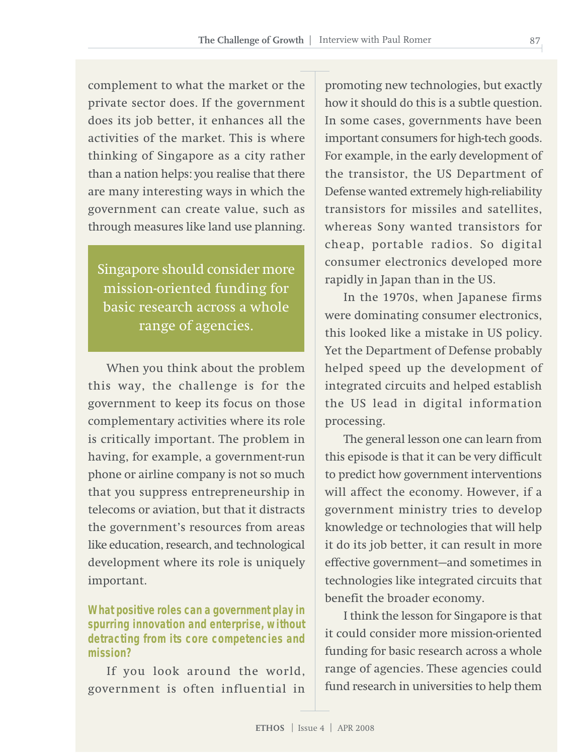complement to what the market or the private sector does. If the government does its job better, it enhances all the activities of the market. This is where thinking of Singapore as a city rather than a nation helps: you realise that there are many interesting ways in which the government can create value, such as through measures like land use planning.

> Singapore should consider more mission-oriented funding for basic research across a whole range of agencies.

When you think about the problem this way, the challenge is for the government to keep its focus on those complementary activities where its role is critically important. The problem in having, for example, a government-run phone or airline company is not so much that you suppress entrepreneurship in telecoms or aviation, but that it distracts the government's resources from areas like education, research, and technological development where its role is uniquely important.

**What positive roles can a government play in spurring innovation and enterprise, without detracting from its core competencies and mission?**

If you look around the world, government is often influential in promoting new technologies, but exactly how it should do this is a subtle question. In some cases, governments have been important consumers for high-tech goods. For example, in the early development of the transistor, the US Department of Defense wanted extremely high-reliability transistors for missiles and satellites, whereas Sony wanted transistors for cheap, portable radios. So digital consumer electronics developed more rapidly in Japan than in the US.

In the 1970s, when Japanese firms were dominating consumer electronics, this looked like a mistake in US policy. Yet the Department of Defense probably helped speed up the development of integrated circuits and helped establish the US lead in digital information processing.

The general lesson one can learn from this episode is that it can be very difficult to predict how government interventions will affect the economy. However, if a government ministry tries to develop knowledge or technologies that will help it do its job better, it can result in more effective government—and sometimes in technologies like integrated circuits that benefit the broader economy.

I think the lesson for Singapore is that it could consider more mission-oriented funding for basic research across a whole range of agencies. These agencies could fund research in universities to help them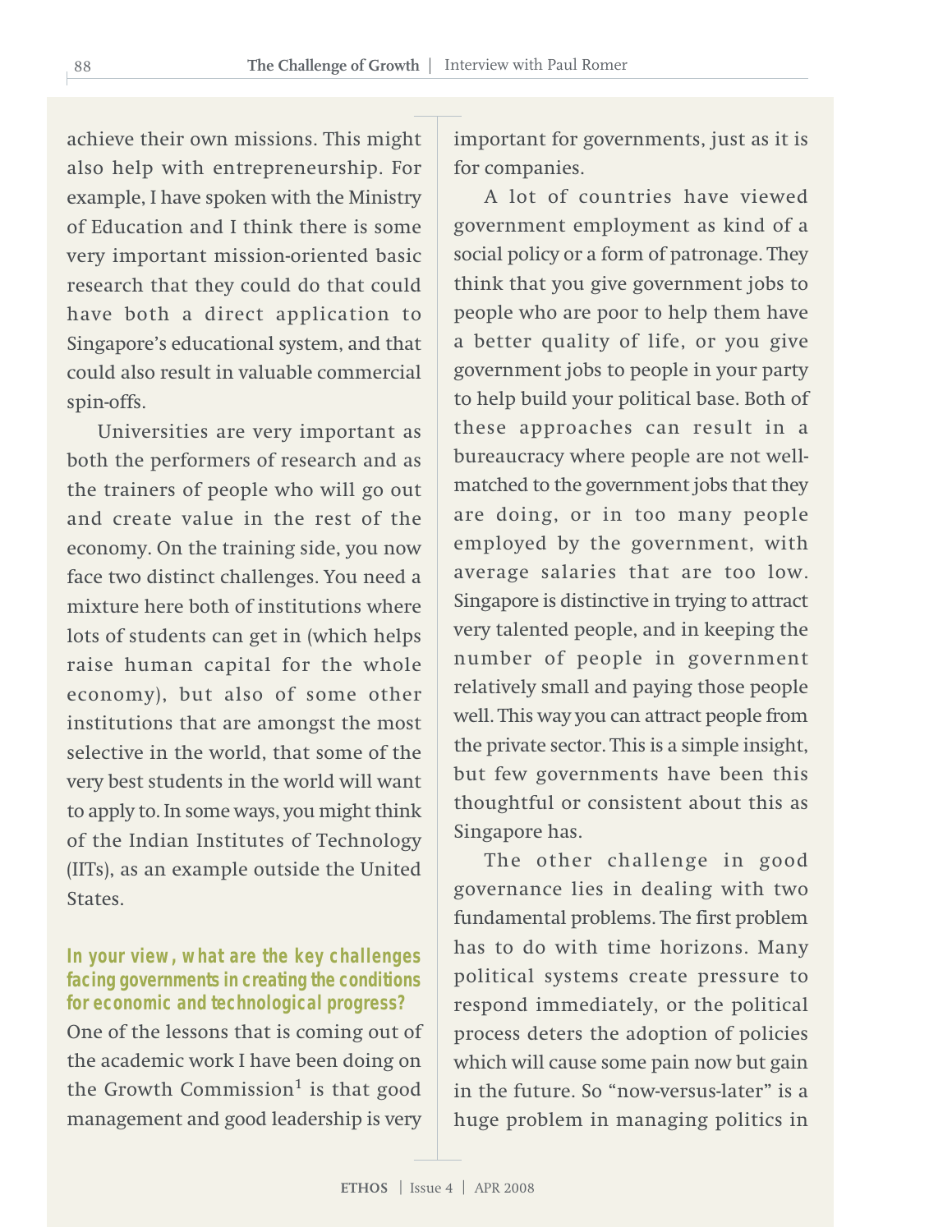achieve their own missions. This might also help with entrepreneurship. For example, I have spoken with the Ministry of Education and I think there is some very important mission-oriented basic research that they could do that could have both a direct application to Singapore's educational system, and that could also result in valuable commercial spin-offs.

Universities are very important as both the performers of research and as the trainers of people who will go out and create value in the rest of the economy. On the training side, you now face two distinct challenges. You need a mixture here both of institutions where lots of students can get in (which helps raise human capital for the whole economy), but also of some other institutions that are amongst the most selective in the world, that some of the very best students in the world will want to apply to. In some ways, you might think of the Indian Institutes of Technology (IITs), as an example outside the United States.

**In your view, what are the key challenges facing governments in creating the conditions for economic and technological progress?**

One of the lessons that is coming out of the academic work I have been doing on the Growth Commission[1] is that good management and good leadership is very important for governments, just as it is for companies.

A lot of countries have viewed government employment as kind of a social policy or a form of patronage. They think that you give government jobs to people who are poor to help them have a better quality of life, or you give government jobs to people in your party to help build your political base. Both of these approaches can result in a bureaucracy where people are not well-matched to the government jobs that they are doing, or in too many people employed by the government, with average salaries that are too low. Singapore is distinctive in trying to attract very talented people, and in keeping the number of people in government relatively small and paying those people well. This way you can attract people from the private sector. This is a simple insight, but few governments have been this thoughtful or consistent about this as Singapore has.

The other challenge in good governance lies in dealing with two fundamental problems. The first problem has to do with time horizons. Many political systems create pressure to respond immediately, or the political process deters the adoption of policies which will cause some pain now but gain in the future. So "now-versus-later" is a huge problem in managing politics in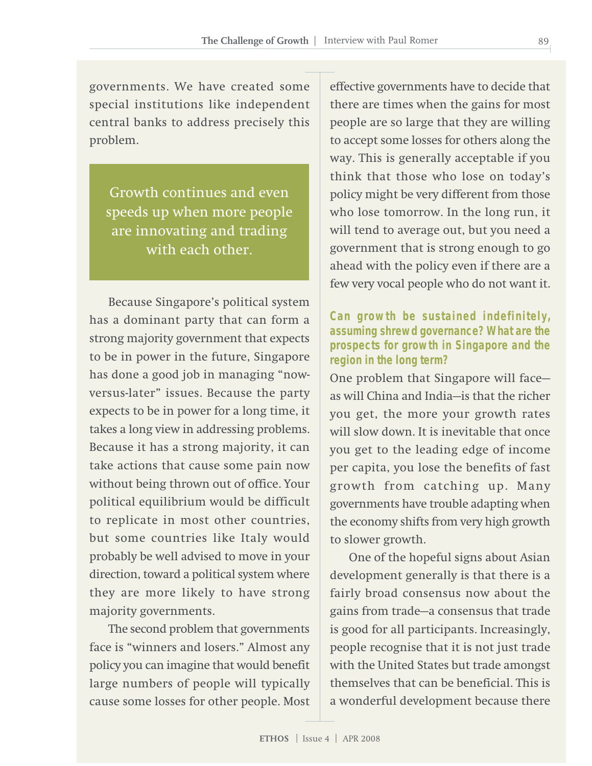governments. We have created some special institutions like independent central banks to address precisely this problem.

> Growth continues and even speeds up when more people are innovating and trading with each other.

Because Singapore's political system has a dominant party that can form a strong majority government that expects to be in power in the future, Singapore has done a good job in managing "now-versus-later" issues. Because the party expects to be in power for a long time, it takes a long view in addressing problems. Because it has a strong majority, it can take actions that cause some pain now without being thrown out of office. Your political equilibrium would be difficult to replicate in most other countries, but some countries like Italy would probably be well advised to move in your direction, toward a political system where they are more likely to have strong majority governments.

The second problem that governments face is "winners and losers." Almost any policy you can imagine that would benefit large numbers of people will typically cause some losses for other people. Most effective governments have to decide that there are times when the gains for most people are so large that they are willing to accept some losses for others along the way. This is generally acceptable if you think that those who lose on today's policy might be very different from those who lose tomorrow. In the long run, it will tend to average out, but you need a government that is strong enough to go ahead with the policy even if there are a few very vocal people who do not want it.

**Can growth be sustained indefinitely, assuming shrewd governance? What are the prospects for growth in Singapore and the region in the long term?**

One problem that Singapore will face—as will China and India—is that the richer you get, the more your growth rates will slow down. It is inevitable that once you get to the leading edge of income per capita, you lose the benefits of fast growth from catching up. Many governments have trouble adapting when the economy shifts from very high growth to slower growth.

One of the hopeful signs about Asian development generally is that there is a fairly broad consensus now about the gains from trade—a consensus that trade is good for all participants. Increasingly, people recognise that it is not just trade with the United States but trade amongst themselves that can be beneficial. This is a wonderful development because there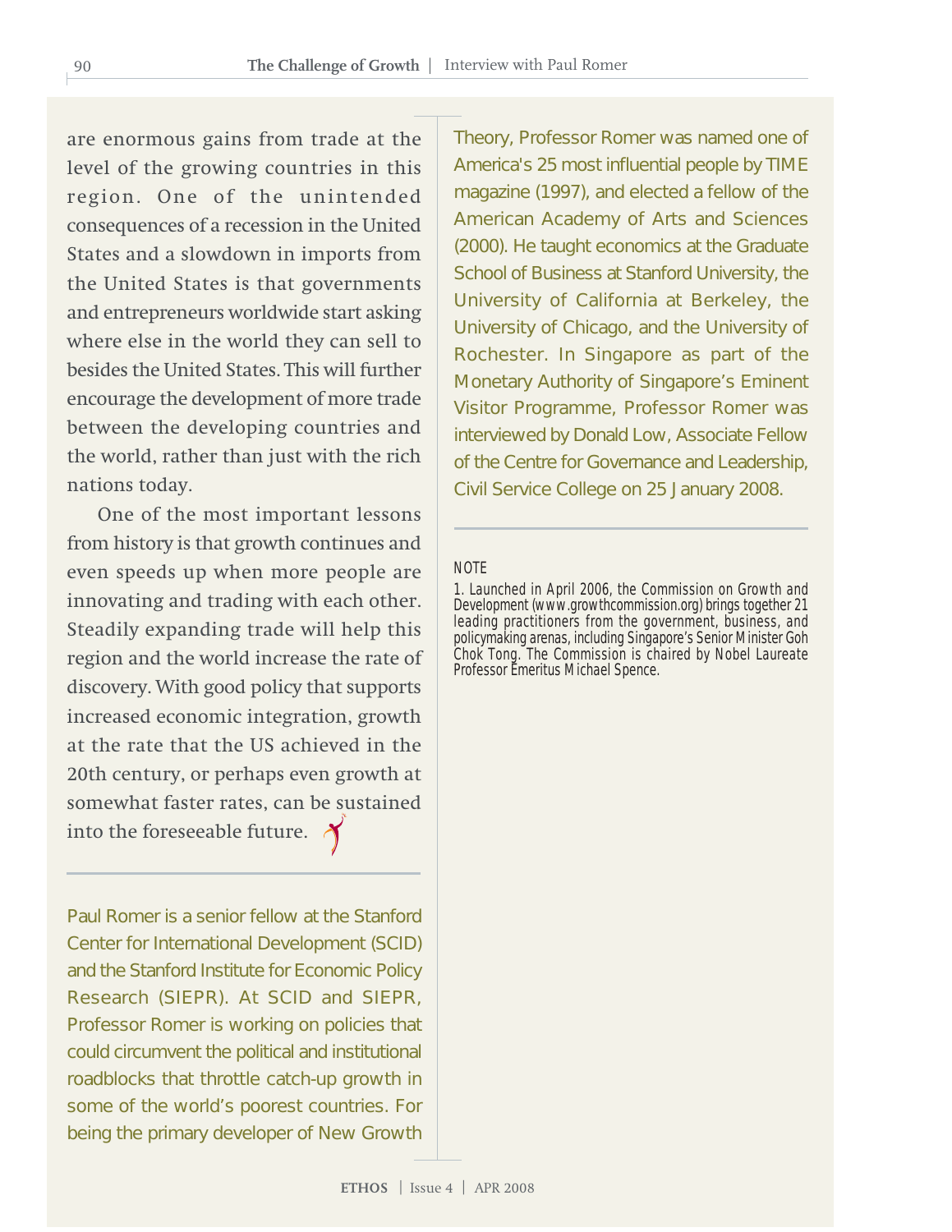are enormous gains from trade at the level of the growing countries in this region. One of the unintended consequences of a recession in the United States and a slowdown in imports from the United States is that governments and entrepreneurs worldwide start asking where else in the world they can sell to besides the United States. This will further encourage the development of more trade between the developing countries and the world, rather than just with the rich nations today.

One of the most important lessons from history is that growth continues and even speeds up when more people are innovating and trading with each other. Steadily expanding trade will help this region and the world increase the rate of discovery. With good policy that supports increased economic integration, growth at the rate that the US achieved in the 20th century, or perhaps even growth at somewhat faster rates, can be sustained into the foreseeable future.

---

Paul Romer is a senior fellow at the Stanford Center for International Development (SCID) and the Stanford Institute for Economic Policy Research (SIEPR). At SCID and SIEPR, Professor Romer is working on policies that could circumvent the political and institutional roadblocks that throttle catch-up growth in some of the world's poorest countries. For being the primary developer of New Growth Theory, Professor Romer was named one of America's 25 most influential people by TIME magazine (1997), and elected a fellow of the American Academy of Arts and Sciences (2000). He taught economics at the Graduate School of Business at Stanford University, the University of California at Berkeley, the University of Chicago, and the University of Rochester. In Singapore as part of the Monetary Authority of Singapore's Eminent Visitor Programme, Professor Romer was interviewed by Donald Low, Associate Fellow of the Centre for Governance and Leadership, Civil Service College on 25 January 2008.

---

NOTE

1. Launched in April 2006, the Commission on Growth and Development (www.growthcommission.org) brings together 21 leading practitioners from the government, business, and policymaking arenas, including Singapore's Senior Minister Goh Chok Tong. The Commission is chaired by Nobel Laureate Professor Emeritus Michael Spence.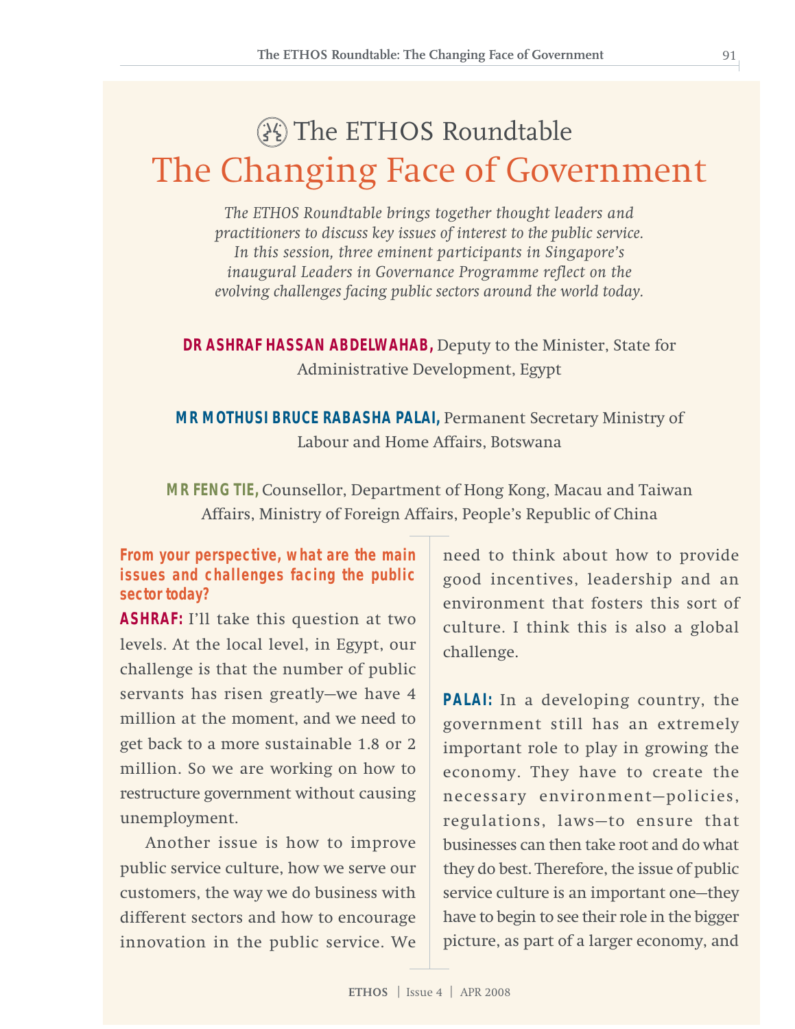# The ETHOS Roundtable

# The Changing Face of Government

*The ETHOS Roundtable brings together thought leaders and practitioners to discuss key issues of interest to the public service. In this session, three eminent participants in Singapore's inaugural Leaders in Governance Programme reflect on the evolving challenges facing public sectors around the world today.*

**DR ASHRAF HASSAN ABDELWAHAB,** Deputy to the Minister, State for Administrative Development, Egypt

**MR MOTHUSI BRUCE RABASHA PALAI,** Permanent Secretary Ministry of Labour and Home Affairs, Botswana

**MR FENG TIE,** Counsellor, Department of Hong Kong, Macau and Taiwan Affairs, Ministry of Foreign Affairs, People's Republic of China

**From your perspective, what are the main issues and challenges facing the public sector today?**

**ASHRAF:** I'll take this question at two levels. At the local level, in Egypt, our challenge is that the number of public servants has risen greatly—we have 4 million at the moment, and we need to get back to a more sustainable 1.8 or 2 million. So we are working on how to restructure government without causing unemployment.

Another issue is how to improve public service culture, how we serve our customers, the way we do business with different sectors and how to encourage innovation in the public service. We need to think about how to provide good incentives, leadership and an environment that fosters this sort of culture. I think this is also a global challenge.

**PALAI:** In a developing country, the government still has an extremely important role to play in growing the economy. They have to create the necessary environment—policies, regulations, laws—to ensure that businesses can then take root and do what they do best. Therefore, the issue of public service culture is an important one—they have to begin to see their role in the bigger picture, as part of a larger economy, and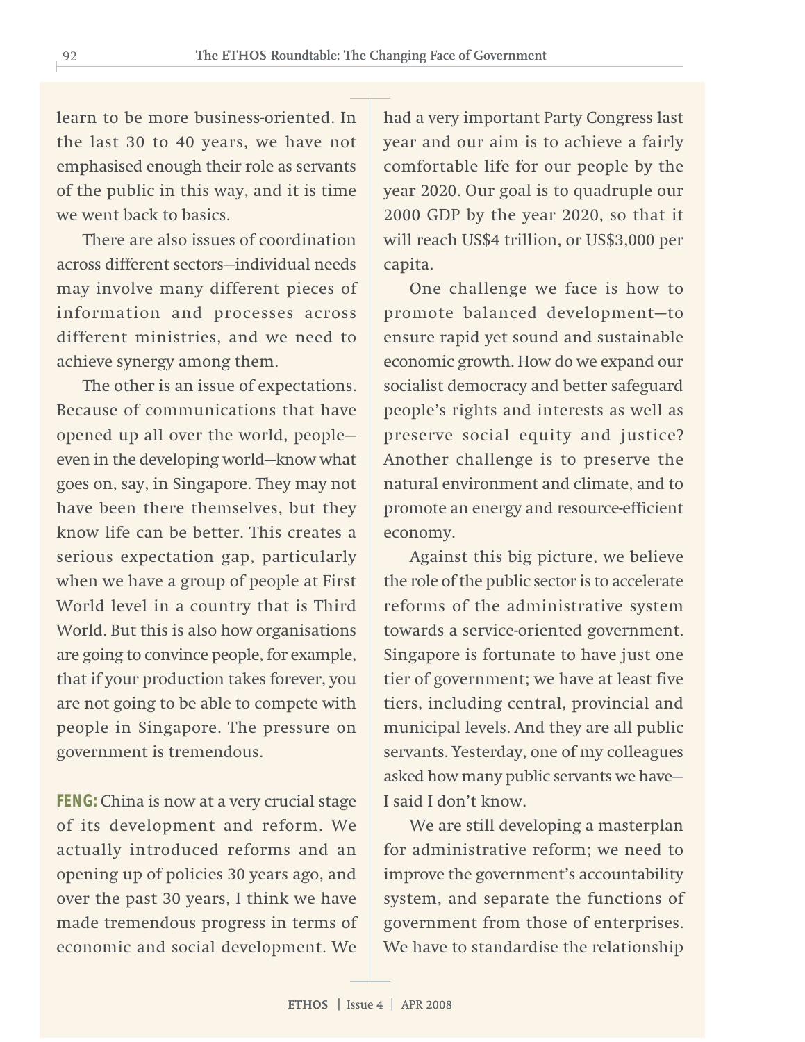learn to be more business-oriented. In the last 30 to 40 years, we have not emphasised enough their role as servants of the public in this way, and it is time we went back to basics.

There are also issues of coordination across different sectors—individual needs may involve many different pieces of information and processes across different ministries, and we need to achieve synergy among them.

The other is an issue of expectations. Because of communications that have opened up all over the world, people—even in the developing world—know what goes on, say, in Singapore. They may not have been there themselves, but they know life can be better. This creates a serious expectation gap, particularly when we have a group of people at First World level in a country that is Third World. But this is also how organisations are going to convince people, for example, that if your production takes forever, you are not going to be able to compete with people in Singapore. The pressure on government is tremendous.

**FENG:** China is now at a very crucial stage of its development and reform. We actually introduced reforms and an opening up of policies 30 years ago, and over the past 30 years, I think we have made tremendous progress in terms of economic and social development. We had a very important Party Congress last year and our aim is to achieve a fairly comfortable life for our people by the year 2020. Our goal is to quadruple our 2000 GDP by the year 2020, so that it will reach US$4 trillion, or US$3,000 per capita.

One challenge we face is how to promote balanced development—to ensure rapid yet sound and sustainable economic growth. How do we expand our socialist democracy and better safeguard people's rights and interests as well as preserve social equity and justice? Another challenge is to preserve the natural environment and climate, and to promote an energy and resource-efficient economy.

Against this big picture, we believe the role of the public sector is to accelerate reforms of the administrative system towards a service-oriented government. Singapore is fortunate to have just one tier of government; we have at least five tiers, including central, provincial and municipal levels. And they are all public servants. Yesterday, one of my colleagues asked how many public servants we have—I said I don't know.

We are still developing a masterplan for administrative reform; we need to improve the government's accountability system, and separate the functions of government from those of enterprises. We have to standardise the relationship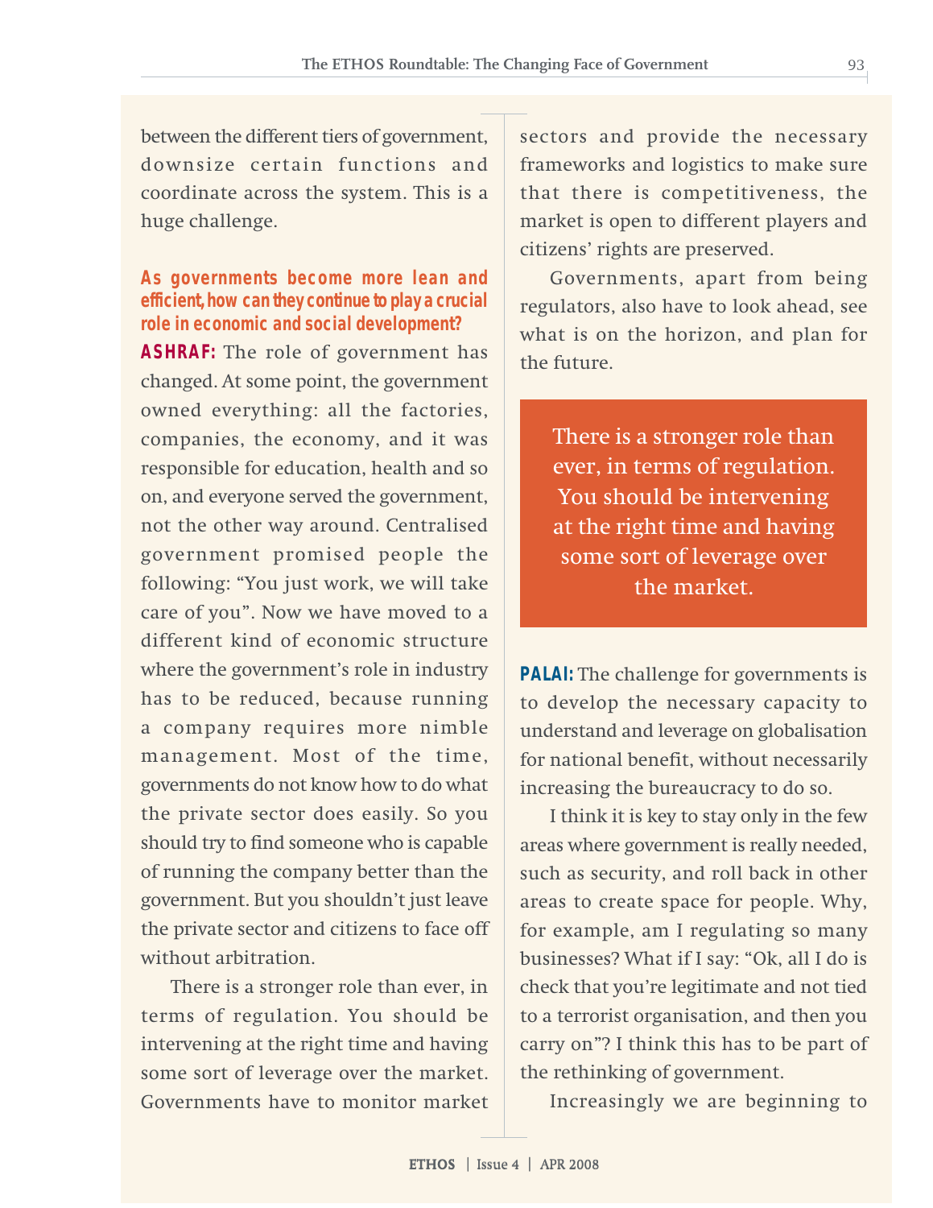between the different tiers of government, downsize certain functions and coordinate across the system. This is a huge challenge.

**As governments become more lean and efficient, how can they continue to play a crucial role in economic and social development?**

**ASHRAF:** The role of government has changed. At some point, the government owned everything: all the factories, companies, the economy, and it was responsible for education, health and so on, and everyone served the government, not the other way around. Centralised government promised people the following: "You just work, we will take care of you". Now we have moved to a different kind of economic structure where the government's role in industry has to be reduced, because running a company requires more nimble management. Most of the time, governments do not know how to do what the private sector does easily. So you should try to find someone who is capable of running the company better than the government. But you shouldn't just leave the private sector and citizens to face off without arbitration.

There is a stronger role than ever, in terms of regulation. You should be intervening at the right time and having some sort of leverage over the market. Governments have to monitor market sectors and provide the necessary frameworks and logistics to make sure that there is competitiveness, the market is open to different players and citizens' rights are preserved.

Governments, apart from being regulators, also have to look ahead, see what is on the horizon, and plan for the future.

> There is a stronger role than ever, in terms of regulation. You should be intervening at the right time and having some sort of leverage over the market.

**PALAI:** The challenge for governments is to develop the necessary capacity to understand and leverage on globalisation for national benefit, without necessarily increasing the bureaucracy to do so.

I think it is key to stay only in the few areas where government is really needed, such as security, and roll back in other areas to create space for people. Why, for example, am I regulating so many businesses? What if I say: "Ok, all I do is check that you're legitimate and not tied to a terrorist organisation, and then you carry on"? I think this has to be part of the rethinking of government.

Increasingly we are beginning to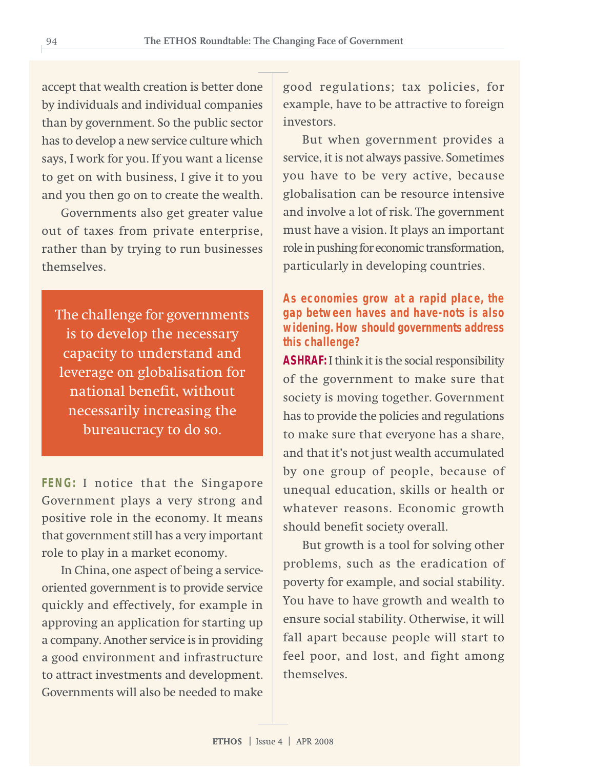accept that wealth creation is better done by individuals and individual companies than by government. So the public sector has to develop a new service culture which says, I work for you. If you want a license to get on with business, I give it to you and you then go on to create the wealth.

Governments also get greater value out of taxes from private enterprise, rather than by trying to run businesses themselves.

> The challenge for governments is to develop the necessary capacity to understand and leverage on globalisation for national benefit, without necessarily increasing the bureaucracy to do so.

**FENG:** I notice that the Singapore Government plays a very strong and positive role in the economy. It means that government still has a very important role to play in a market economy.

In China, one aspect of being a service-oriented government is to provide service quickly and effectively, for example in approving an application for starting up a company. Another service is in providing a good environment and infrastructure to attract investments and development. Governments will also be needed to make good regulations; tax policies, for example, have to be attractive to foreign investors.

But when government provides a service, it is not always passive. Sometimes you have to be very active, because globalisation can be resource intensive and involve a lot of risk. The government must have a vision. It plays an important role in pushing for economic transformation, particularly in developing countries.

**As economies grow at a rapid place, the gap between haves and have-nots is also widening. How should governments address this challenge?**

**ASHRAF:** I think it is the social responsibility of the government to make sure that society is moving together. Government has to provide the policies and regulations to make sure that everyone has a share, and that it's not just wealth accumulated by one group of people, because of unequal education, skills or health or whatever reasons. Economic growth should benefit society overall.

But growth is a tool for solving other problems, such as the eradication of poverty for example, and social stability. You have to have growth and wealth to ensure social stability. Otherwise, it will fall apart because people will start to feel poor, and lost, and fight among themselves.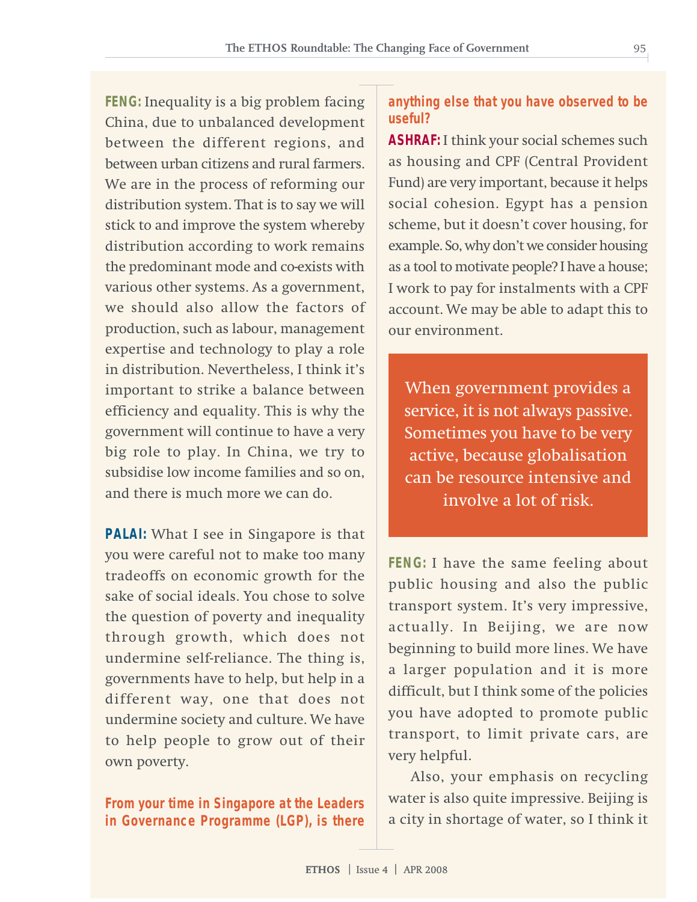**FENG:** Inequality is a big problem facing China, due to unbalanced development between the different regions, and between urban citizens and rural farmers. We are in the process of reforming our distribution system. That is to say we will stick to and improve the system whereby distribution according to work remains the predominant mode and co-exists with various other systems. As a government, we should also allow the factors of production, such as labour, management expertise and technology to play a role in distribution. Nevertheless, I think it's important to strike a balance between efficiency and equality. This is why the government will continue to have a very big role to play. In China, we try to subsidise low income families and so on, and there is much more we can do.

**PALAI:** What I see in Singapore is that you were careful not to make too many tradeoffs on economic growth for the sake of social ideals. You chose to solve the question of poverty and inequality through growth, which does not undermine self-reliance. The thing is, governments have to help, but help in a different way, one that does not undermine society and culture. We have to help people to grow out of their own poverty.

**From your time in Singapore at the Leaders in Governance Programme (LGP), is there anything else that you have observed to be useful?**

**ASHRAF:** I think your social schemes such as housing and CPF (Central Provident Fund) are very important, because it helps social cohesion. Egypt has a pension scheme, but it doesn't cover housing, for example. So, why don't we consider housing as a tool to motivate people? I have a house; I work to pay for instalments with a CPF account. We may be able to adapt this to our environment.

> When government provides a service, it is not always passive. Sometimes you have to be very active, because globalisation can be resource intensive and involve a lot of risk.

**FENG:** I have the same feeling about public housing and also the public transport system. It's very impressive, actually. In Beijing, we are now beginning to build more lines. We have a larger population and it is more difficult, but I think some of the policies you have adopted to promote public transport, to limit private cars, are very helpful.

Also, your emphasis on recycling water is also quite impressive. Beijing is a city in shortage of water, so I think it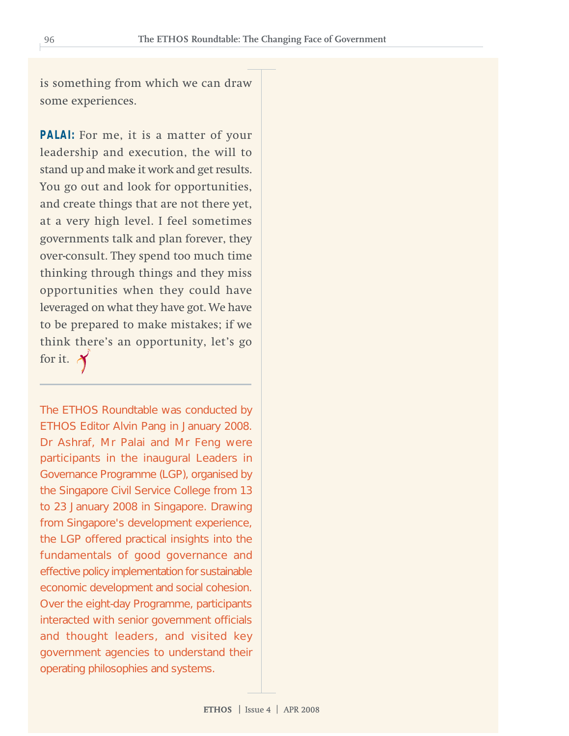is something from which we can draw some experiences.

**PALAI:** For me, it is a matter of your leadership and execution, the will to stand up and make it work and get results. You go out and look for opportunities, and create things that are not there yet, at a very high level. I feel sometimes governments talk and plan forever, they over-consult. They spend too much time thinking through things and they miss opportunities when they could have leveraged on what they have got. We have to be prepared to make mistakes; if we think there's an opportunity, let's go for it.

---

The ETHOS Roundtable was conducted by ETHOS Editor Alvin Pang in January 2008. Dr Ashraf, Mr Palai and Mr Feng were participants in the inaugural Leaders in Governance Programme (LGP), organised by the Singapore Civil Service College from 13 to 23 January 2008 in Singapore. Drawing from Singapore's development experience, the LGP offered practical insights into the fundamentals of good governance and effective policy implementation for sustainable economic development and social cohesion. Over the eight-day Programme, participants interacted with senior government officials and thought leaders, and visited key government agencies to understand their operating philosophies and systems.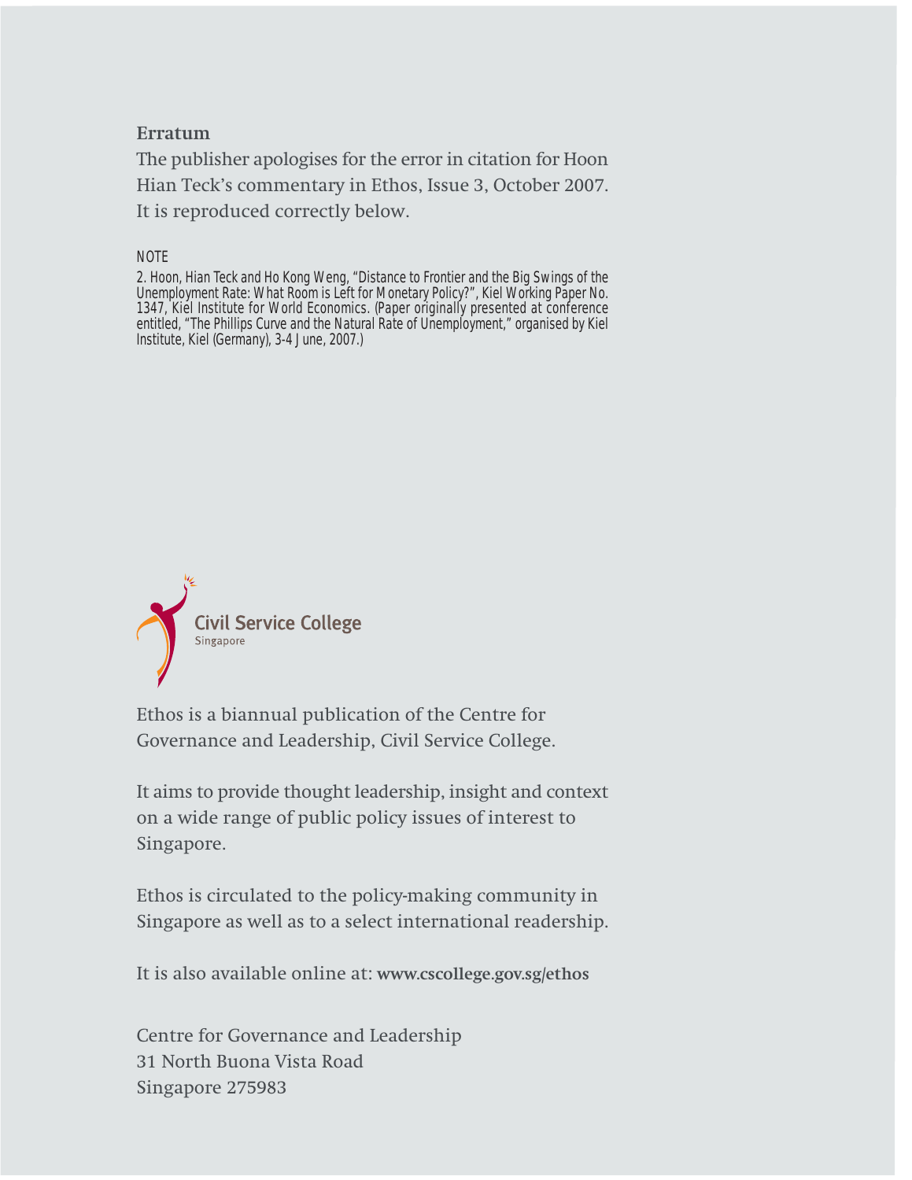## Erratum

The publisher apologises for the error in citation for Hoon Hian Teck's commentary in Ethos, Issue 3, October 2007. It is reproduced correctly below.

NOTE

2. Hoon, Hian Teck and Ho Kong Weng, "Distance to Frontier and the Big Swings of the Unemployment Rate: What Room is Left for Monetary Policy?", Kiel Working Paper No. 1347, Kiel Institute for World Economics. (Paper originally presented at conference entitled, "The Phillips Curve and the Natural Rate of Unemployment," organised by Kiel Institute, Kiel (Germany), 3-4 June, 2007.)

Civil Service College
Singapore

Ethos is a biannual publication of the Centre for Governance and Leadership, Civil Service College.

It aims to provide thought leadership, insight and context on a wide range of public policy issues of interest to Singapore.

Ethos is circulated to the policy-making community in Singapore as well as to a select international readership.

It is also available online at: **www.cscollege.gov.sg/ethos**

Centre for Governance and Leadership
31 North Buona Vista Road
Singapore 275983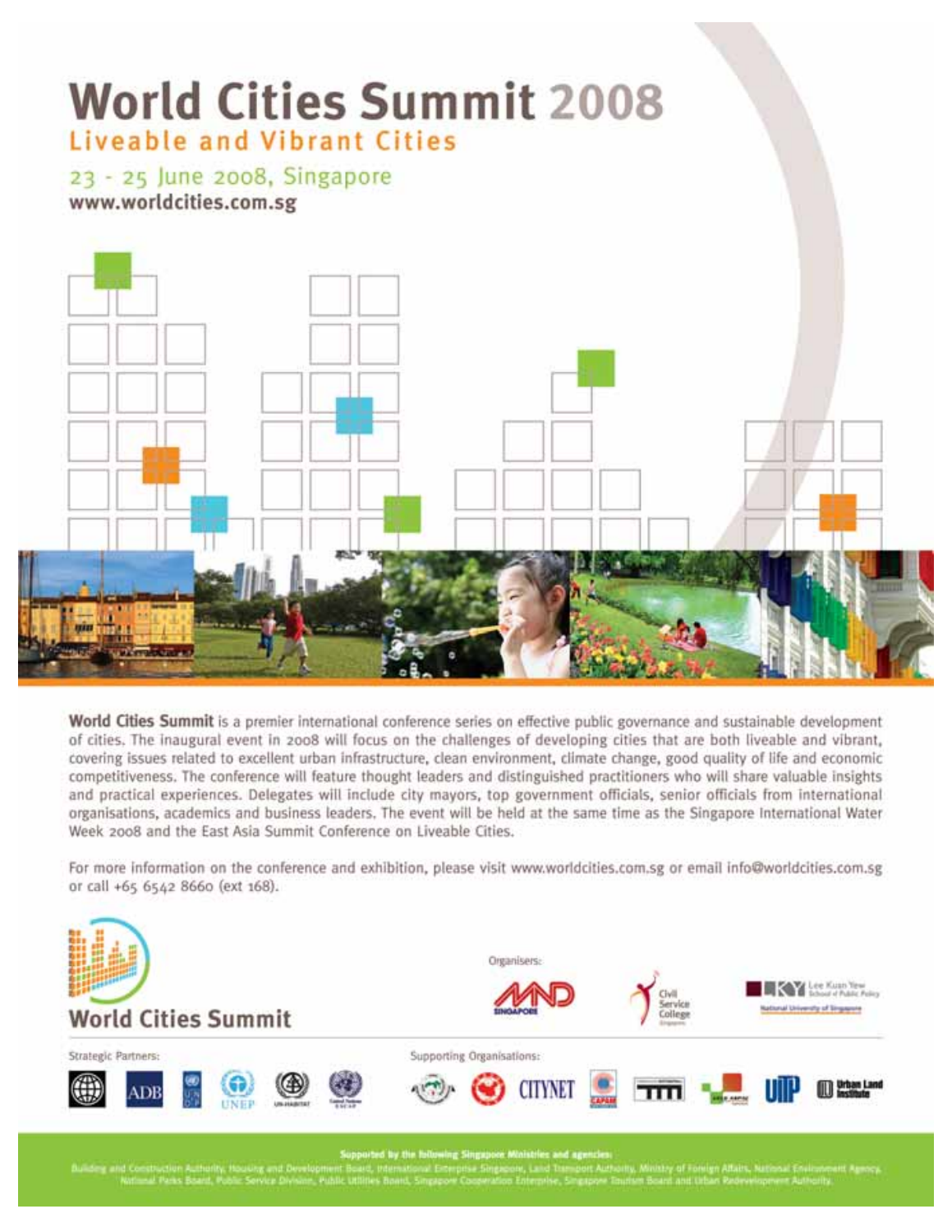# World Cities Summit 2008

## Liveable and Vibrant Cities

23 - 25 June 2008, Singapore

www.worldcities.com.sg

**World Cities Summit** is a premier international conference series on effective public governance and sustainable development of cities. The inaugural event in 2008 will focus on the challenges of developing cities that are both liveable and vibrant, covering issues related to excellent urban infrastructure, clean environment, climate change, good quality of life and economic competitiveness. The conference will feature thought leaders and distinguished practitioners who will share valuable insights and practical experiences. Delegates will include city mayors, top government officials, senior officials from international organisations, academics and business leaders. The event will be held at the same time as the Singapore International Water Week 2008 and the East Asia Summit Conference on Liveable Cities.

For more information on the conference and exhibition, please visit www.worldcities.com.sg or email info@worldcities.com.sg or call +65 6542 8660 (ext 168).

World Cities Summit

Organisers: MND Singapore, Civil Service College Singapore, LKY Lee Kuan Yew School of Public Policy National University of Singapore

Strategic Partners: ADB, UNDP, UNEP, UN-HABITAT, United Nations ESCAP

Supporting Organisations: CITYNET, CAPAM, UITP, Urban Land Institute

**Supported by the following Singapore Ministries and agencies:**

Building and Construction Authority, Housing and Development Board, International Enterprise Singapore, Land Transport Authority, Ministry of Foreign Affairs, National Environment Agency, National Parks Board, Public Service Division, Public Utilities Board, Singapore Cooperation Enterprise, Singapore Tourism Board and Urban Redevelopment Authority.